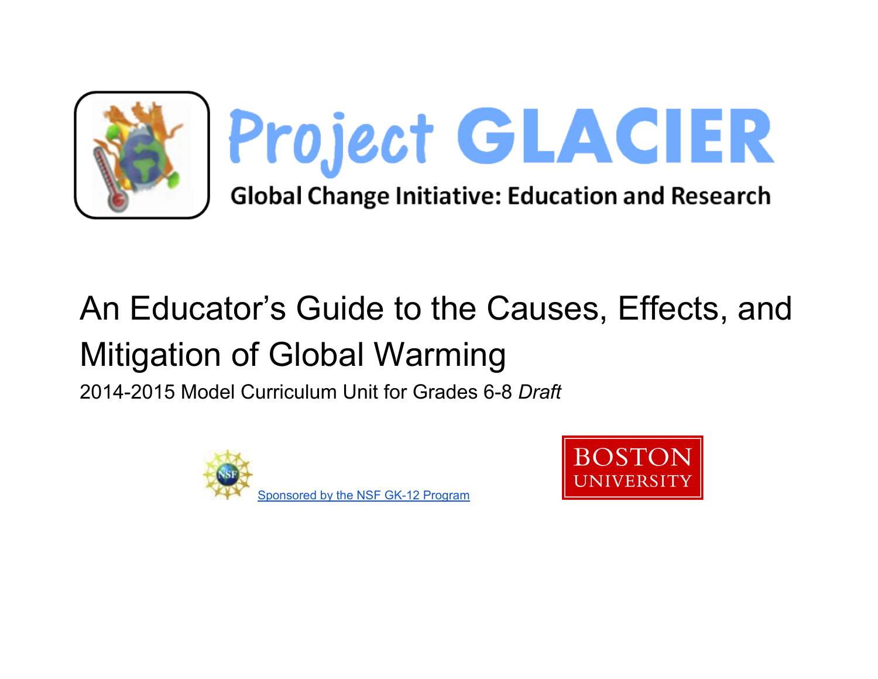# Project GLACIER

**Global Change Initiative: Education and Research**

# An Educator's Guide to the Causes, Effects, and Mitigation of Global Warming

2014-2015 Model Curriculum Unit for Grades 6-8 *Draft*

Sponsored by the NSF GK-12 Program

BOSTON UNIVERSITY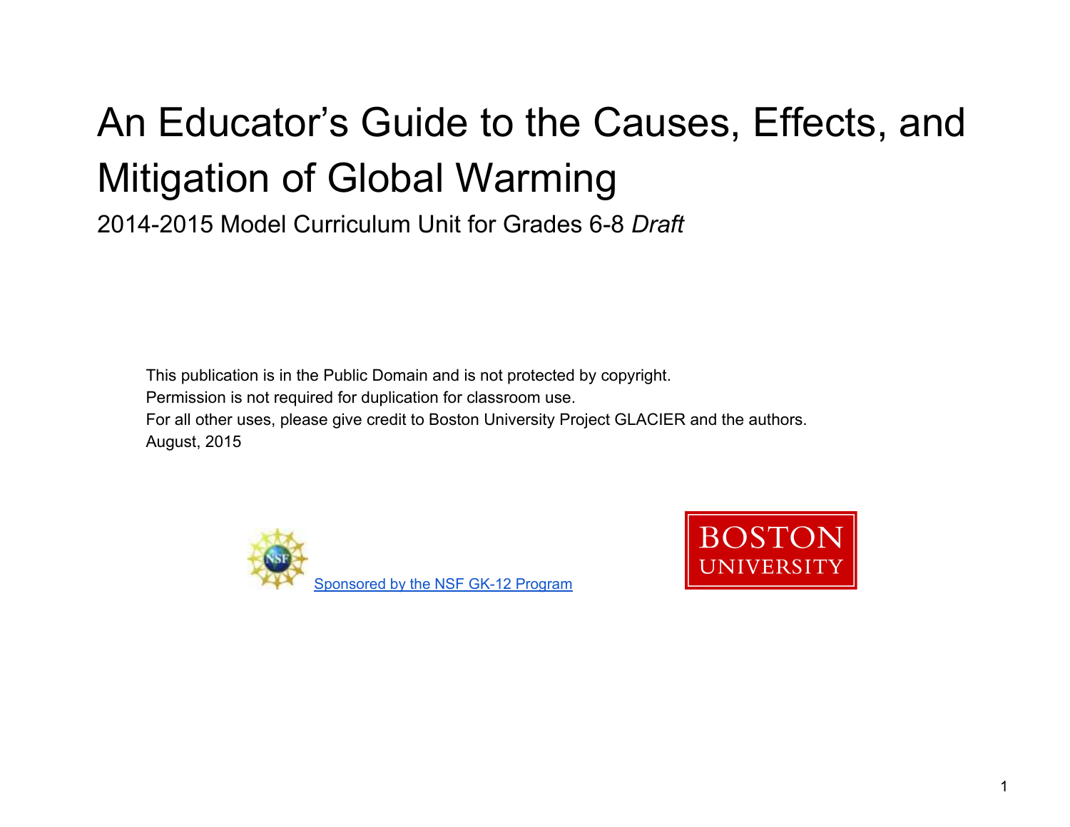# An Educator's Guide to the Causes, Effects, and Mitigation of Global Warming

2014-2015 Model Curriculum Unit for Grades 6-8 *Draft*

This publication is in the Public Domain and is not protected by copyright.
Permission is not required for duplication for classroom use.
For all other uses, please give credit to Boston University Project GLACIER and the authors.
August, 2015

Sponsored by the NSF GK-12 Program

BOSTON UNIVERSITY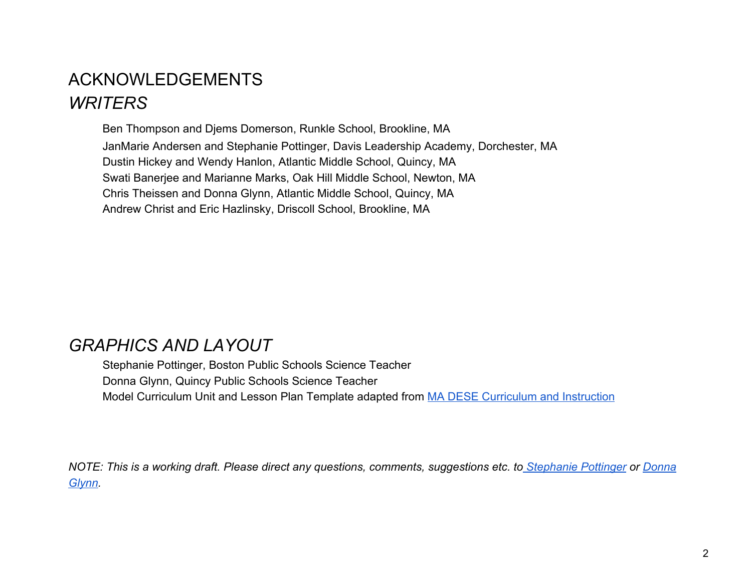# ACKNOWLEDGEMENTS

## *WRITERS*

Ben Thompson and Djems Domerson, Runkle School, Brookline, MA
JanMarie Andersen and Stephanie Pottinger, Davis Leadership Academy, Dorchester, MA
Dustin Hickey and Wendy Hanlon, Atlantic Middle School, Quincy, MA
Swati Banerjee and Marianne Marks, Oak Hill Middle School, Newton, MA
Chris Theissen and Donna Glynn, Atlantic Middle School, Quincy, MA
Andrew Christ and Eric Hazlinsky, Driscoll School, Brookline, MA

## *GRAPHICS AND LAYOUT*

Stephanie Pottinger, Boston Public Schools Science Teacher
Donna Glynn, Quincy Public Schools Science Teacher
Model Curriculum Unit and Lesson Plan Template adapted from MA DESE Curriculum and Instruction

*NOTE: This is a working draft. Please direct any questions, comments, suggestions etc. to Stephanie Pottinger or Donna Glynn.*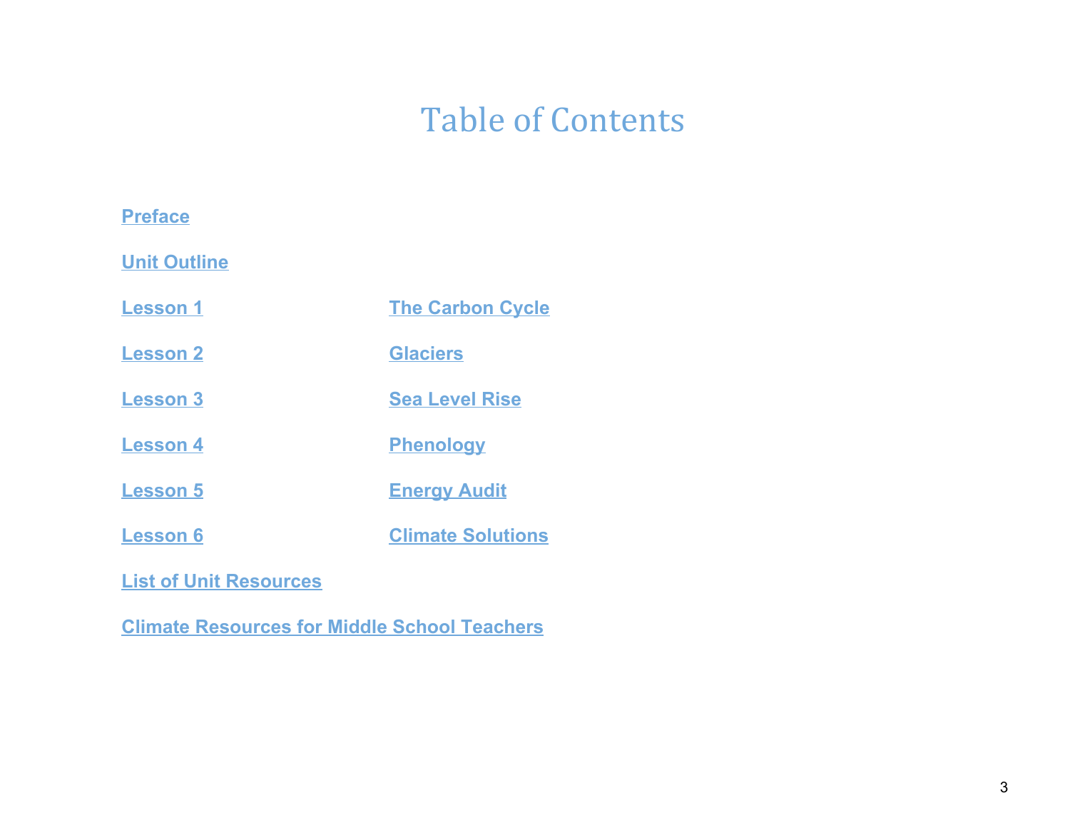# Table of Contents

Preface

Unit Outline

| | |
|---|---|
| Lesson 1 | The Carbon Cycle |
| Lesson 2 | Glaciers |
| Lesson 3 | Sea Level Rise |
| Lesson 4 | Phenology |
| Lesson 5 | Energy Audit |
| Lesson 6 | Climate Solutions |

List of Unit Resources

Climate Resources for Middle School Teachers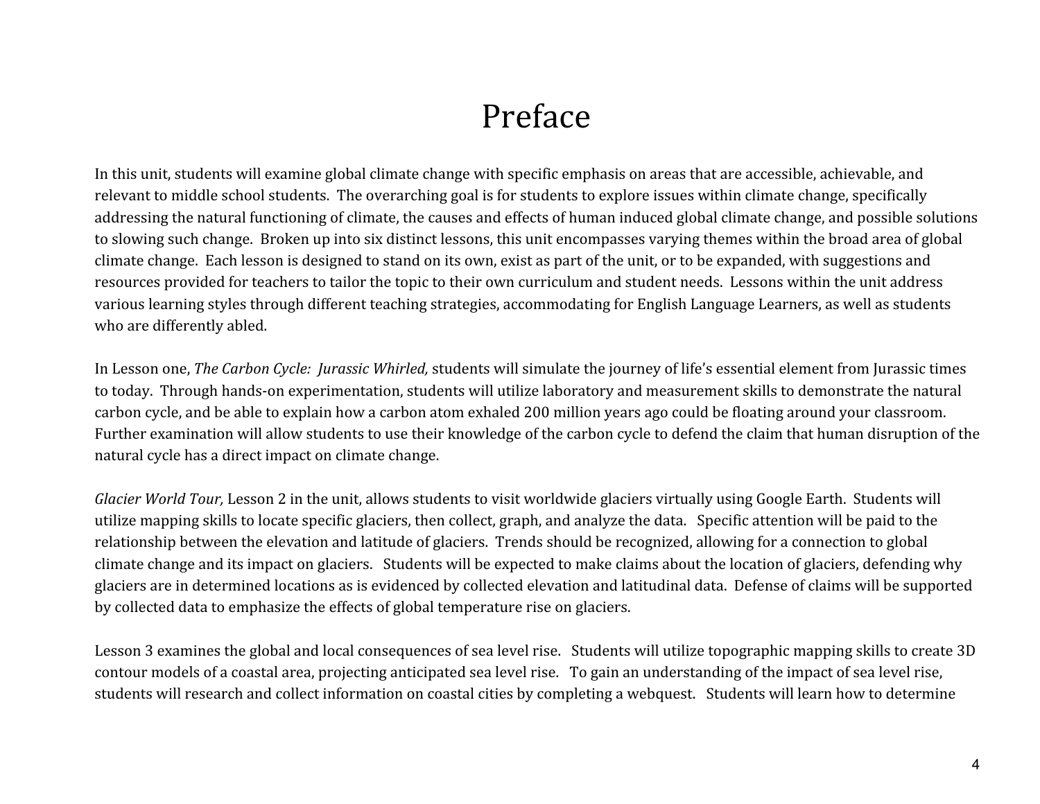# Preface

In this unit, students will examine global climate change with specific emphasis on areas that are accessible, achievable, and relevant to middle school students. The overarching goal is for students to explore issues within climate change, specifically addressing the natural functioning of climate, the causes and effects of human induced global climate change, and possible solutions to slowing such change. Broken up into six distinct lessons, this unit encompasses varying themes within the broad area of global climate change. Each lesson is designed to stand on its own, exist as part of the unit, or to be expanded, with suggestions and resources provided for teachers to tailor the topic to their own curriculum and student needs. Lessons within the unit address various learning styles through different teaching strategies, accommodating for English Language Learners, as well as students who are differently abled.

In Lesson one, *The Carbon Cycle: Jurassic Whirled,* students will simulate the journey of life's essential element from Jurassic times to today. Through hands-on experimentation, students will utilize laboratory and measurement skills to demonstrate the natural carbon cycle, and be able to explain how a carbon atom exhaled 200 million years ago could be floating around your classroom. Further examination will allow students to use their knowledge of the carbon cycle to defend the claim that human disruption of the natural cycle has a direct impact on climate change.

*Glacier World Tour,* Lesson 2 in the unit, allows students to visit worldwide glaciers virtually using Google Earth. Students will utilize mapping skills to locate specific glaciers, then collect, graph, and analyze the data. Specific attention will be paid to the relationship between the elevation and latitude of glaciers. Trends should be recognized, allowing for a connection to global climate change and its impact on glaciers. Students will be expected to make claims about the location of glaciers, defending why glaciers are in determined locations as is evidenced by collected elevation and latitudinal data. Defense of claims will be supported by collected data to emphasize the effects of global temperature rise on glaciers.

Lesson 3 examines the global and local consequences of sea level rise. Students will utilize topographic mapping skills to create 3D contour models of a coastal area, projecting anticipated sea level rise. To gain an understanding of the impact of sea level rise, students will research and collect information on coastal cities by completing a webquest. Students will learn how to determine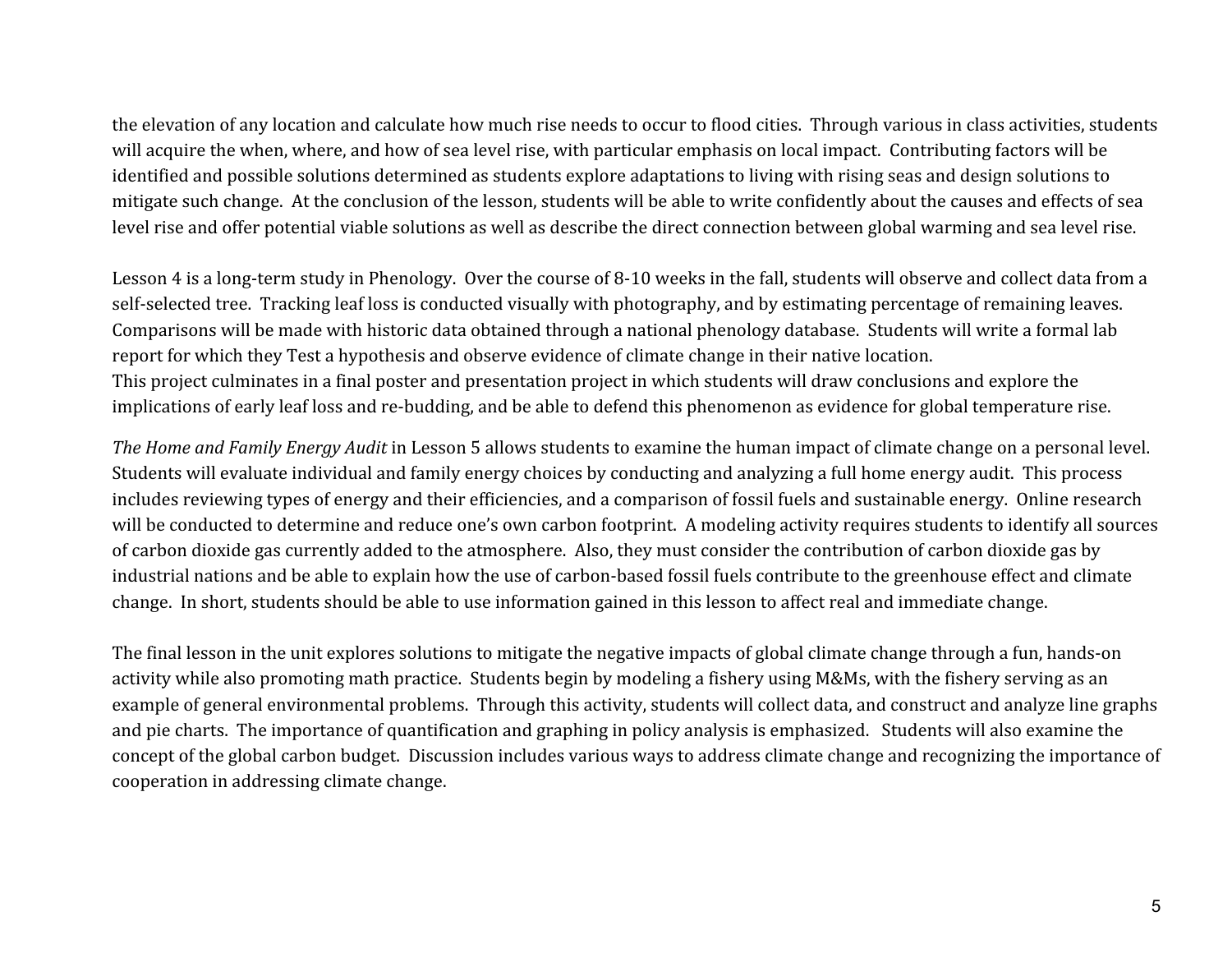the elevation of any location and calculate how much rise needs to occur to flood cities. Through various in class activities, students will acquire the when, where, and how of sea level rise, with particular emphasis on local impact. Contributing factors will be identified and possible solutions determined as students explore adaptations to living with rising seas and design solutions to mitigate such change. At the conclusion of the lesson, students will be able to write confidently about the causes and effects of sea level rise and offer potential viable solutions as well as describe the direct connection between global warming and sea level rise.

Lesson 4 is a long-term study in Phenology. Over the course of 8-10 weeks in the fall, students will observe and collect data from a self-selected tree. Tracking leaf loss is conducted visually with photography, and by estimating percentage of remaining leaves. Comparisons will be made with historic data obtained through a national phenology database. Students will write a formal lab report for which they Test a hypothesis and observe evidence of climate change in their native location.
This project culminates in a final poster and presentation project in which students will draw conclusions and explore the implications of early leaf loss and re-budding, and be able to defend this phenomenon as evidence for global temperature rise.

*The Home and Family Energy Audit* in Lesson 5 allows students to examine the human impact of climate change on a personal level. Students will evaluate individual and family energy choices by conducting and analyzing a full home energy audit. This process includes reviewing types of energy and their efficiencies, and a comparison of fossil fuels and sustainable energy. Online research will be conducted to determine and reduce one's own carbon footprint. A modeling activity requires students to identify all sources of carbon dioxide gas currently added to the atmosphere. Also, they must consider the contribution of carbon dioxide gas by industrial nations and be able to explain how the use of carbon-based fossil fuels contribute to the greenhouse effect and climate change. In short, students should be able to use information gained in this lesson to affect real and immediate change.

The final lesson in the unit explores solutions to mitigate the negative impacts of global climate change through a fun, hands-on activity while also promoting math practice. Students begin by modeling a fishery using M&Ms, with the fishery serving as an example of general environmental problems. Through this activity, students will collect data, and construct and analyze line graphs and pie charts. The importance of quantification and graphing in policy analysis is emphasized. Students will also examine the concept of the global carbon budget. Discussion includes various ways to address climate change and recognizing the importance of cooperation in addressing climate change.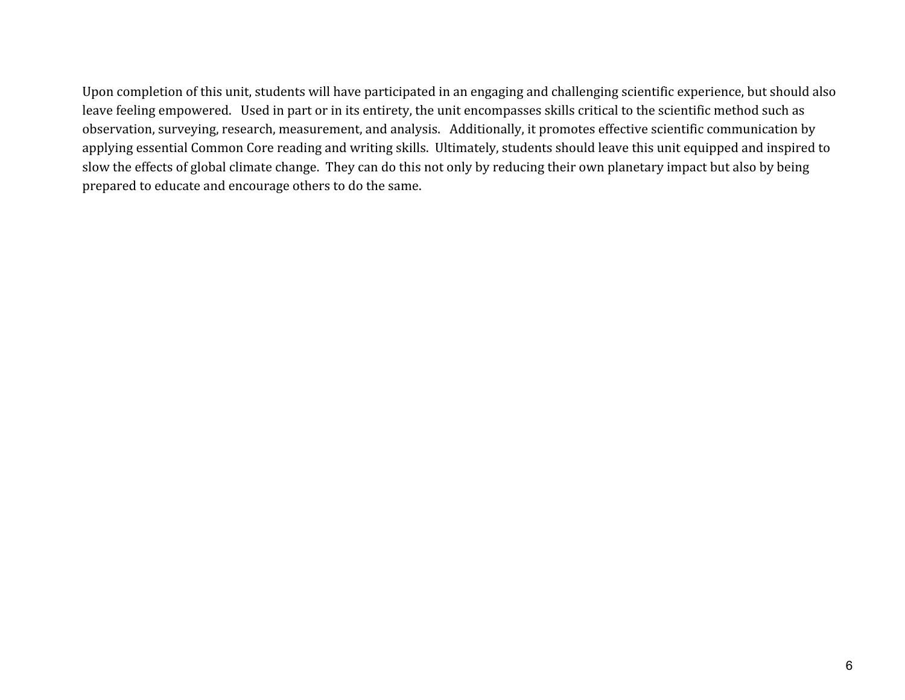Upon completion of this unit, students will have participated in an engaging and challenging scientific experience, but should also leave feeling empowered. Used in part or in its entirety, the unit encompasses skills critical to the scientific method such as observation, surveying, research, measurement, and analysis. Additionally, it promotes effective scientific communication by applying essential Common Core reading and writing skills. Ultimately, students should leave this unit equipped and inspired to slow the effects of global climate change. They can do this not only by reducing their own planetary impact but also by being prepared to educate and encourage others to do the same.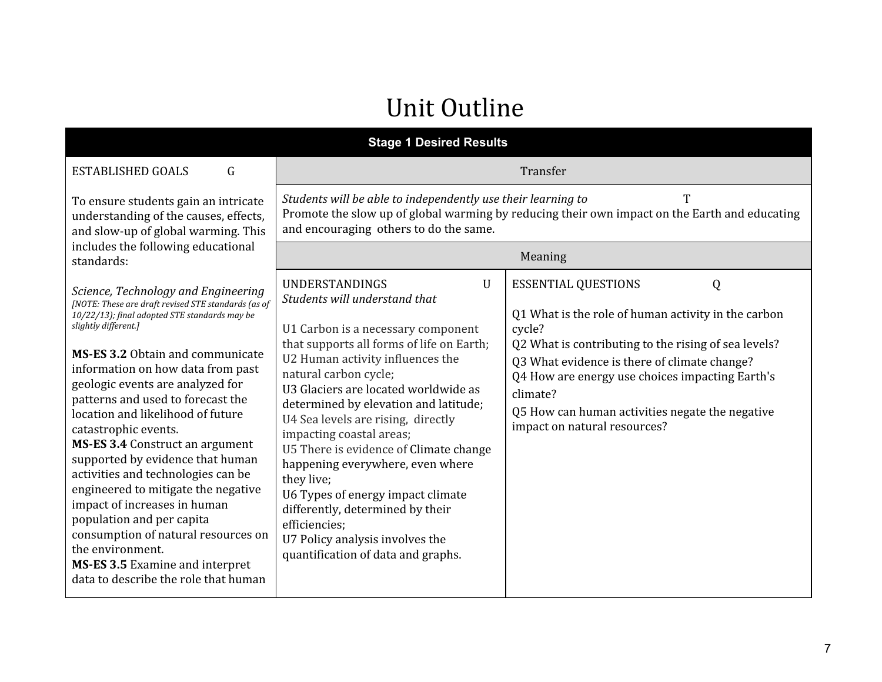# Unit Outline

| Stage 1 Desired Results | | |
|---|---|---|
| ESTABLISHED GOALS G | **Transfer** | |
| To ensure students gain an intricate understanding of the causes, effects, and slow-up of global warming. This includes the following educational standards:<br><br>*Science, Technology and Engineering*<br>*[NOTE: These are draft revised STE standards (as of 10/22/13); final adopted STE standards may be slightly different.]*<br><br>**MS-ES 3.2** Obtain and communicate information on how data from past geologic events are analyzed for patterns and used to forecast the location and likelihood of future catastrophic events.<br>**MS-ES 3.4** Construct an argument supported by evidence that human activities and technologies can be engineered to mitigate the negative impact of increases in human population and per capita consumption of natural resources on the environment.<br>**MS-ES 3.5** Examine and interpret data to describe the role that human | *Students will be able to independently use their learning to* T<br>Promote the slow up of global warming by reducing their own impact on the Earth and educating and encouraging others to do the same.<br><br>**Meaning** | |
| | UNDERSTANDINGS U<br>*Students will understand that*<br><br>U1 Carbon is a necessary component that supports all forms of life on Earth;<br>U2 Human activity influences the natural carbon cycle;<br>U3 Glaciers are located worldwide as determined by elevation and latitude;<br>U4 Sea levels are rising, directly impacting coastal areas;<br>U5 There is evidence of Climate change happening everywhere, even where they live;<br>U6 Types of energy impact climate differently, determined by their efficiencies;<br>U7 Policy analysis involves the quantification of data and graphs. | ESSENTIAL QUESTIONS Q<br><br>Q1 What is the role of human activity in the carbon cycle?<br>Q2 What is contributing to the rising of sea levels?<br>Q3 What evidence is there of climate change?<br>Q4 How are energy use choices impacting Earth's climate?<br>Q5 How can human activities negate the negative impact on natural resources? |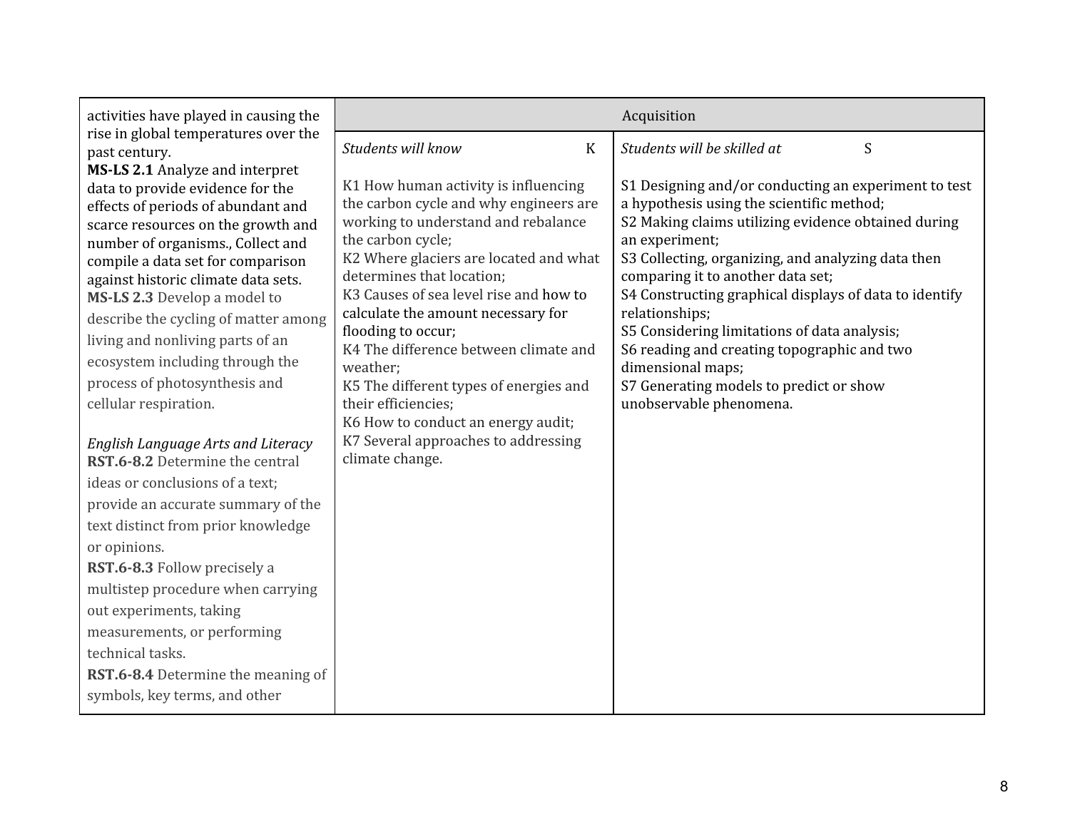| activities have played in causing the rise in global temperatures over the past century.<br>**MS-LS 2.1** Analyze and interpret data to provide evidence for the effects of periods of abundant and scarce resources on the growth and number of organisms., Collect and compile a data set for comparison against historic climate data sets.<br>**MS-LS 2.3** Develop a model to describe the cycling of matter among living and nonliving parts of an ecosystem including through the process of photosynthesis and cellular respiration.<br><br>*English Language Arts and Literacy*<br>**RST.6-8.2** Determine the central ideas or conclusions of a text; provide an accurate summary of the text distinct from prior knowledge or opinions.<br>**RST.6-8.3** Follow precisely a multistep procedure when carrying out experiments, taking measurements, or performing technical tasks.<br>**RST.6-8.4** Determine the meaning of symbols, key terms, and other | Acquisition | |
|---|---|---|
| | *Students will know* K<br><br>K1 How human activity is influencing the carbon cycle and why engineers are working to understand and rebalance the carbon cycle;<br>K2 Where glaciers are located and what determines that location;<br>K3 Causes of sea level rise and how to calculate the amount necessary for flooding to occur;<br>K4 The difference between climate and weather;<br>K5 The different types of energies and their efficiencies;<br>K6 How to conduct an energy audit;<br>K7 Several approaches to addressing climate change. | *Students will be skilled at* S<br><br>S1 Designing and/or conducting an experiment to test a hypothesis using the scientific method;<br>S2 Making claims utilizing evidence obtained during an experiment;<br>S3 Collecting, organizing, and analyzing data then comparing it to another data set;<br>S4 Constructing graphical displays of data to identify relationships;<br>S5 Considering limitations of data analysis;<br>S6 reading and creating topographic and two dimensional maps;<br>S7 Generating models to predict or show unobservable phenomena. |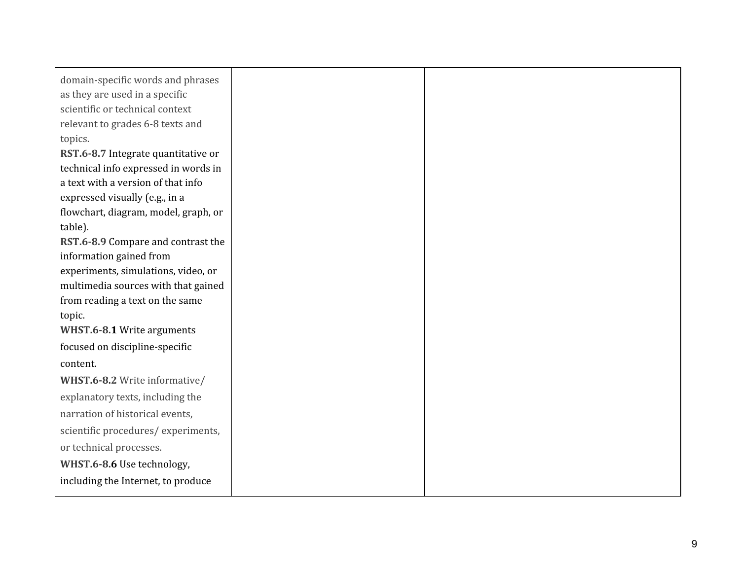| | | |
|---|---|---|
| domain-specific words and phrases as they are used in a specific scientific or technical context relevant to grades 6-8 texts and topics.<br>**RST.6-8.7** Integrate quantitative or technical info expressed in words in a text with a version of that info expressed visually (e.g., in a flowchart, diagram, model, graph, or table).<br>**RST.6-8.9** Compare and contrast the information gained from experiments, simulations, video, or multimedia sources with that gained from reading a text on the same topic.<br>**WHST.6-8.1** Write arguments focused on discipline-specific content.<br>**WHST.6-8.2** Write informative/ explanatory texts, including the narration of historical events, scientific procedures/ experiments, or technical processes.<br>**WHST.6-8.6** Use technology, including the Internet, to produce | | |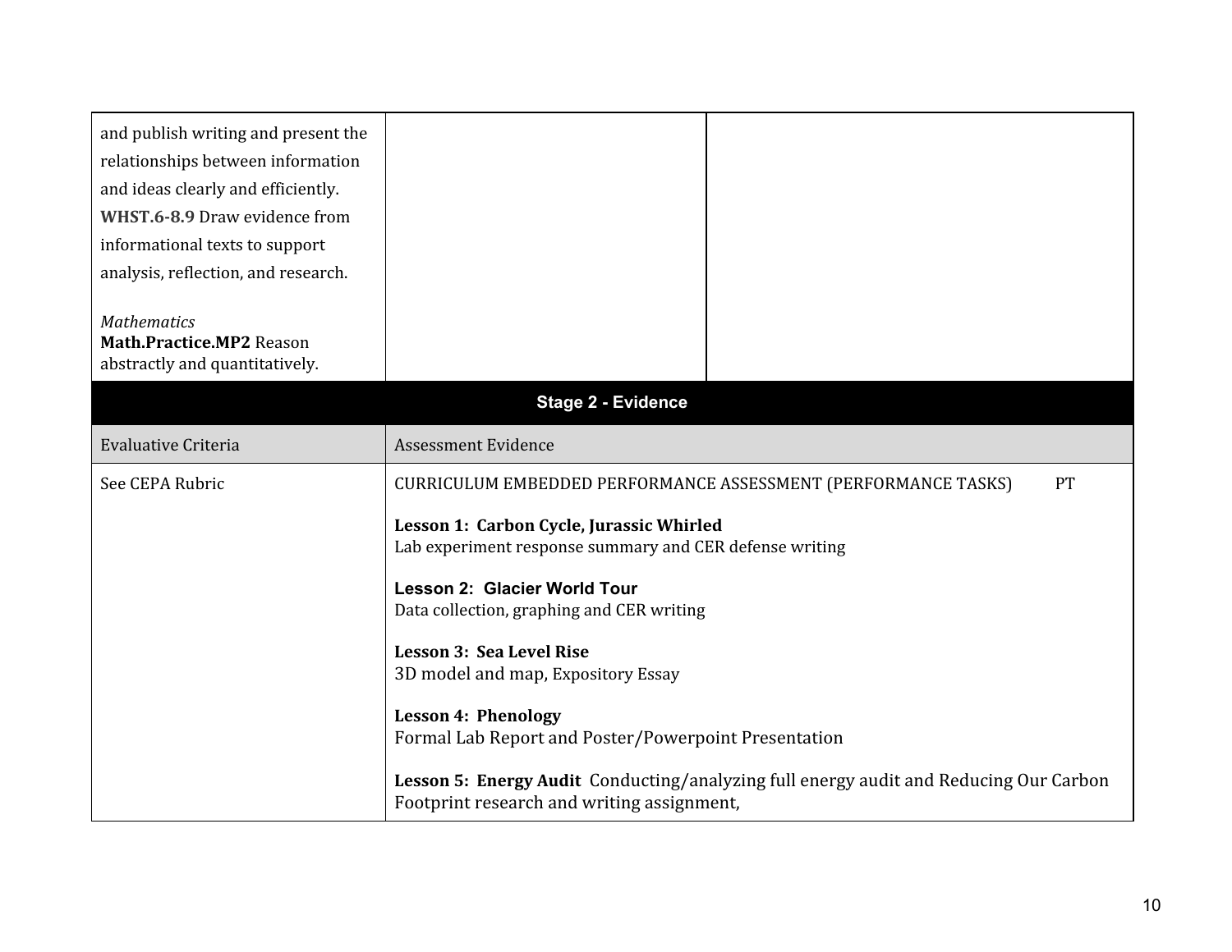| | | |
|---|---|---|
| and publish writing and present the relationships between information and ideas clearly and efficiently.<br>**WHST.6-8.9** Draw evidence from informational texts to support analysis, reflection, and research.<br><br>*Mathematics*<br>**Math.Practice.MP2** Reason abstractly and quantitatively. | | |

| **Stage 2 - Evidence** | |
|---|---|
| Evaluative Criteria | Assessment Evidence |
| See CEPA Rubric | CURRICULUM EMBEDDED PERFORMANCE ASSESSMENT (PERFORMANCE TASKS) PT<br><br>**Lesson 1: Carbon Cycle, Jurassic Whirled**<br>Lab experiment response summary and CER defense writing<br><br>**Lesson 2: Glacier World Tour**<br>Data collection, graphing and CER writing<br><br>**Lesson 3: Sea Level Rise**<br>3D model and map, Expository Essay<br><br>**Lesson 4: Phenology**<br>Formal Lab Report and Poster/Powerpoint Presentation<br><br>**Lesson 5: Energy Audit** Conducting/analyzing full energy audit and Reducing Our Carbon Footprint research and writing assignment, |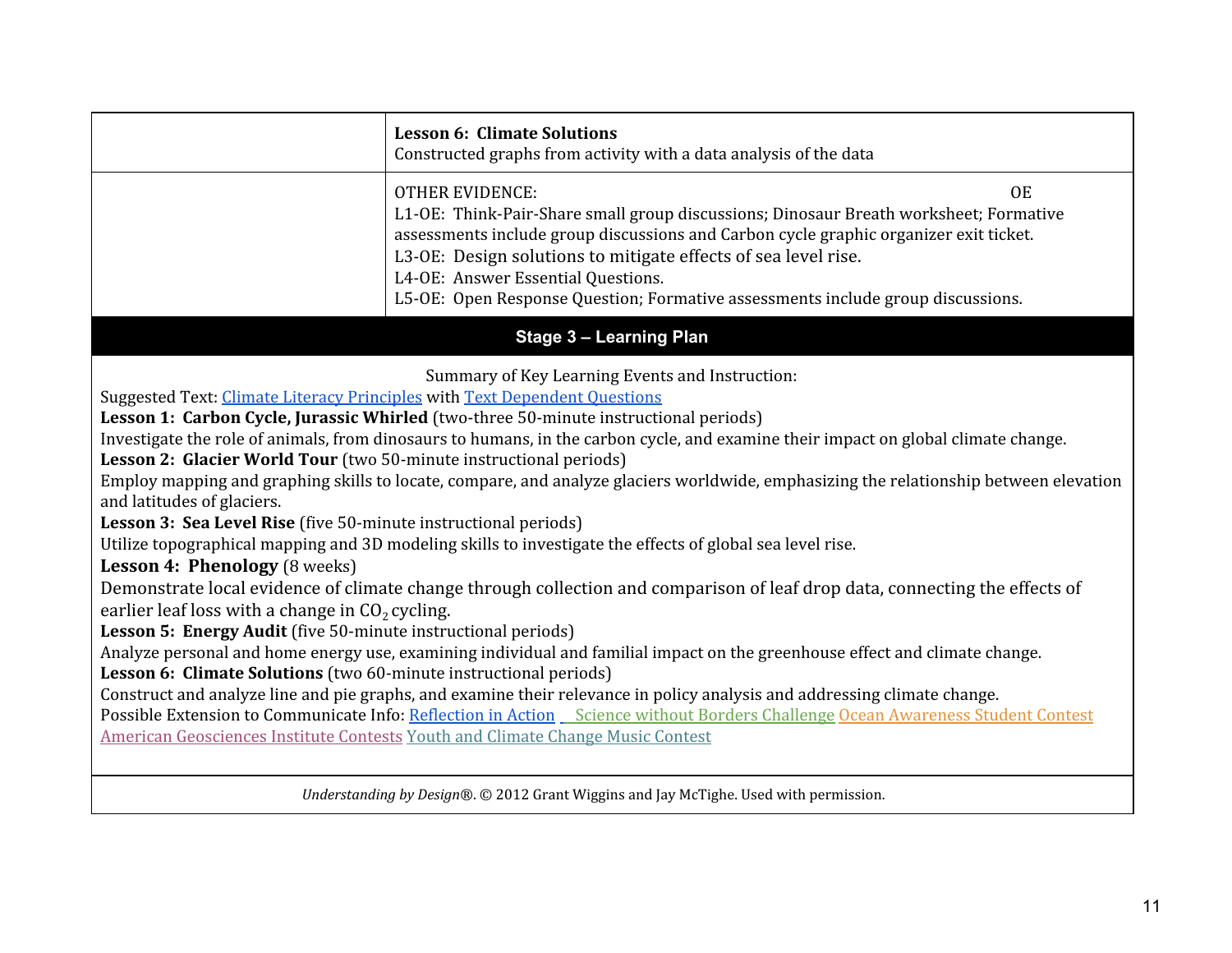| | |
|---|---|
| | **Lesson 6: Climate Solutions**<br>Constructed graphs from activity with a data analysis of the data |
| | OTHER EVIDENCE: OE<br>L1-OE: Think-Pair-Share small group discussions; Dinosaur Breath worksheet; Formative assessments include group discussions and Carbon cycle graphic organizer exit ticket.<br>L3-OE: Design solutions to mitigate effects of sea level rise.<br>L4-OE: Answer Essential Questions.<br>L5-OE: Open Response Question; Formative assessments include group discussions. |

## Stage 3 – Learning Plan

Summary of Key Learning Events and Instruction:

Suggested Text: Climate Literacy Principles with Text Dependent Questions

**Lesson 1: Carbon Cycle, Jurassic Whirled** (two-three 50-minute instructional periods)
Investigate the role of animals, from dinosaurs to humans, in the carbon cycle, and examine their impact on global climate change.

**Lesson 2: Glacier World Tour** (two 50-minute instructional periods)
Employ mapping and graphing skills to locate, compare, and analyze glaciers worldwide, emphasizing the relationship between elevation and latitudes of glaciers.

**Lesson 3: Sea Level Rise** (five 50-minute instructional periods)
Utilize topographical mapping and 3D modeling skills to investigate the effects of global sea level rise.

**Lesson 4: Phenology** (8 weeks)
Demonstrate local evidence of climate change through collection and comparison of leaf drop data, connecting the effects of earlier leaf loss with a change in $CO_2$ cycling.

**Lesson 5: Energy Audit** (five 50-minute instructional periods)
Analyze personal and home energy use, examining individual and familial impact on the greenhouse effect and climate change.

**Lesson 6: Climate Solutions** (two 60-minute instructional periods)
Construct and analyze line and pie graphs, and examine their relevance in policy analysis and addressing climate change.

Possible Extension to Communicate Info: Reflection in Action Science without Borders Challenge Ocean Awareness Student Contest American Geosciences Institute Contests Youth and Climate Change Music Contest

*Understanding by Design*®. © 2012 Grant Wiggins and Jay McTighe. Used with permission.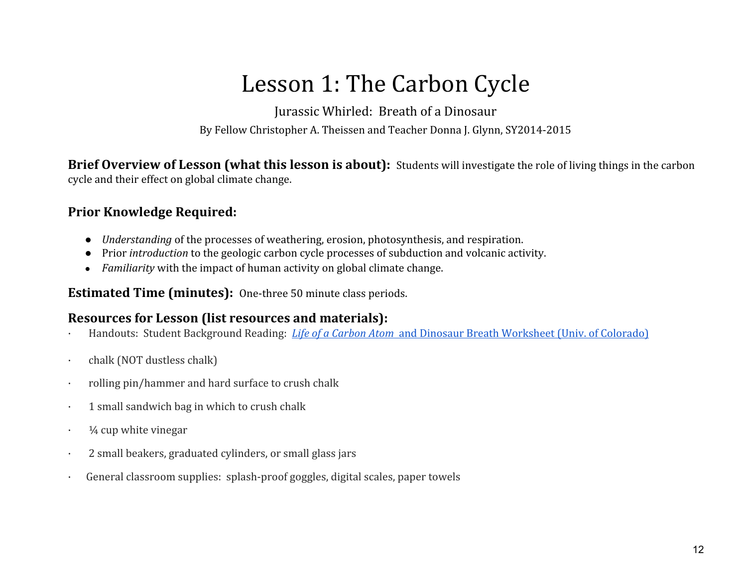# Lesson 1: The Carbon Cycle

Jurassic Whirled: Breath of a Dinosaur

By Fellow Christopher A. Theissen and Teacher Donna J. Glynn, SY2014-2015

**Brief Overview of Lesson (what this lesson is about):** Students will investigate the role of living things in the carbon cycle and their effect on global climate change.

## Prior Knowledge Required:

- *Understanding* of the processes of weathering, erosion, photosynthesis, and respiration.
- Prior *introduction* to the geologic carbon cycle processes of subduction and volcanic activity.
- *Familiarity* with the impact of human activity on global climate change.

**Estimated Time (minutes):** One-three 50 minute class periods.

## Resources for Lesson (list resources and materials):

- Handouts: Student Background Reading: *Life of a Carbon Atom* and Dinosaur Breath Worksheet (Univ. of Colorado)
- chalk (NOT dustless chalk)
- rolling pin/hammer and hard surface to crush chalk
- 1 small sandwich bag in which to crush chalk
- ¼ cup white vinegar
- 2 small beakers, graduated cylinders, or small glass jars
- General classroom supplies: splash-proof goggles, digital scales, paper towels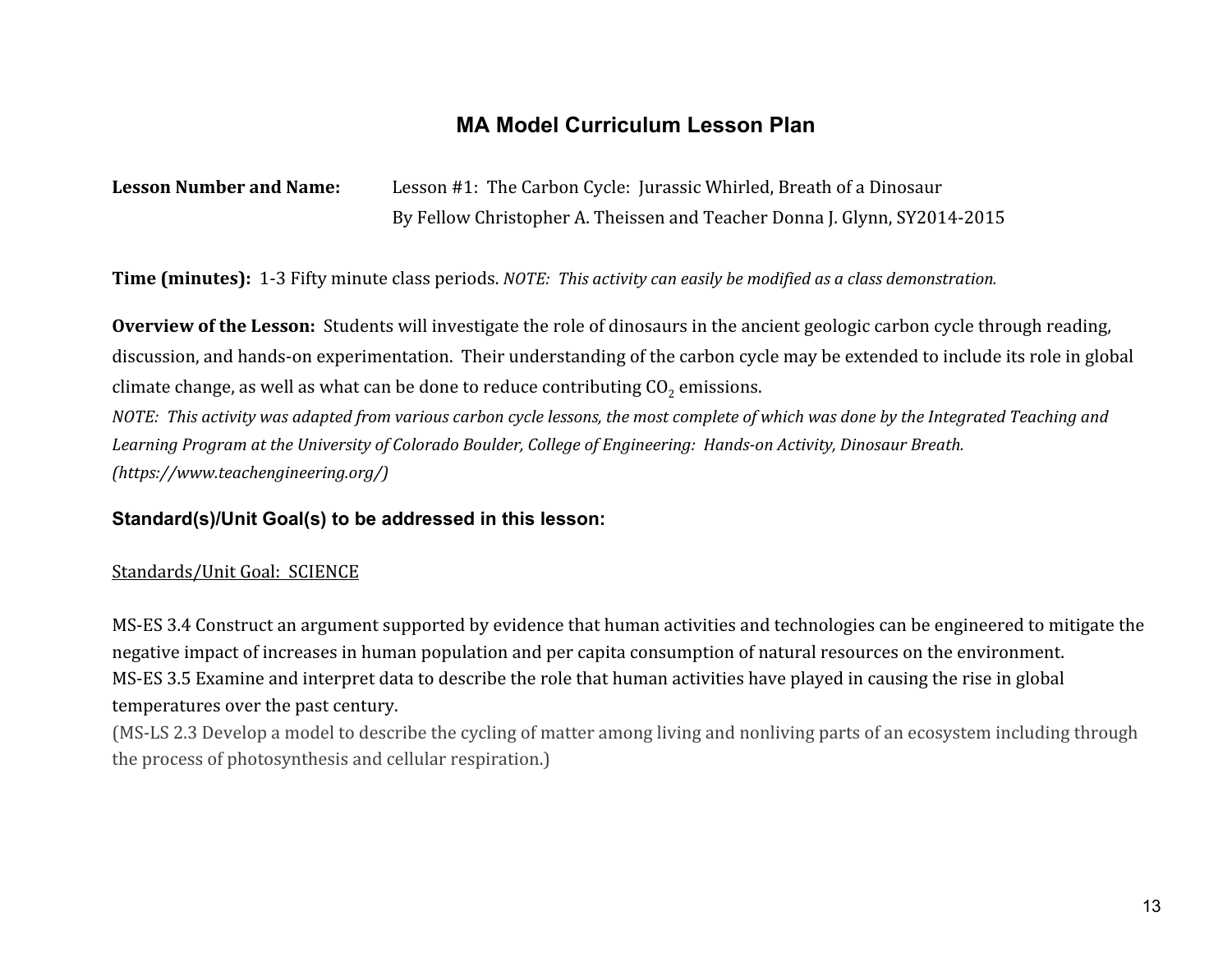# MA Model Curriculum Lesson Plan

**Lesson Number and Name:** Lesson #1: The Carbon Cycle: Jurassic Whirled, Breath of a Dinosaur
By Fellow Christopher A. Theissen and Teacher Donna J. Glynn, SY2014-2015

**Time (minutes):** 1-3 Fifty minute class periods. *NOTE: This activity can easily be modified as a class demonstration.*

**Overview of the Lesson:** Students will investigate the role of dinosaurs in the ancient geologic carbon cycle through reading, discussion, and hands-on experimentation. Their understanding of the carbon cycle may be extended to include its role in global climate change, as well as what can be done to reduce contributing $CO_2$ emissions.
*NOTE: This activity was adapted from various carbon cycle lessons, the most complete of which was done by the Integrated Teaching and Learning Program at the University of Colorado Boulder, College of Engineering: Hands-on Activity, Dinosaur Breath. (https://www.teachengineering.org/)*

## Standard(s)/Unit Goal(s) to be addressed in this lesson:

Standards/Unit Goal: SCIENCE

MS-ES 3.4 Construct an argument supported by evidence that human activities and technologies can be engineered to mitigate the negative impact of increases in human population and per capita consumption of natural resources on the environment.
MS-ES 3.5 Examine and interpret data to describe the role that human activities have played in causing the rise in global temperatures over the past century.
(MS-LS 2.3 Develop a model to describe the cycling of matter among living and nonliving parts of an ecosystem including through the process of photosynthesis and cellular respiration.)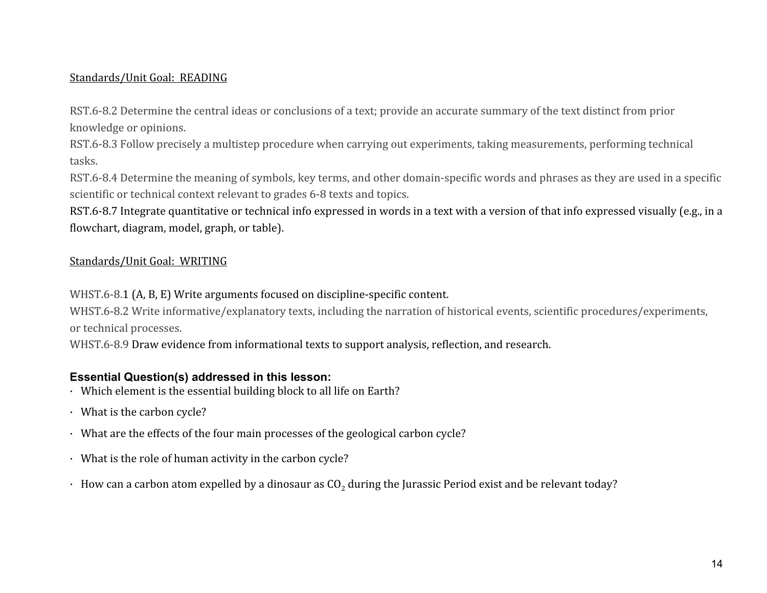Standards/Unit Goal: READING

RST.6-8.2 Determine the central ideas or conclusions of a text; provide an accurate summary of the text distinct from prior knowledge or opinions.
RST.6-8.3 Follow precisely a multistep procedure when carrying out experiments, taking measurements, performing technical tasks.
RST.6-8.4 Determine the meaning of symbols, key terms, and other domain-specific words and phrases as they are used in a specific scientific or technical context relevant to grades 6-8 texts and topics.
RST.6-8.7 Integrate quantitative or technical info expressed in words in a text with a version of that info expressed visually (e.g., in a flowchart, diagram, model, graph, or table).

Standards/Unit Goal: WRITING

WHST.6-8.1 (A, B, E) Write arguments focused on discipline-specific content.
WHST.6-8.2 Write informative/explanatory texts, including the narration of historical events, scientific procedures/experiments, or technical processes.
WHST.6-8.9 Draw evidence from informational texts to support analysis, reflection, and research.

**Essential Question(s) addressed in this lesson:**

- Which element is the essential building block to all life on Earth?
- What is the carbon cycle?
- What are the effects of the four main processes of the geological carbon cycle?
- What is the role of human activity in the carbon cycle?
- How can a carbon atom expelled by a dinosaur as $CO_2$ during the Jurassic Period exist and be relevant today?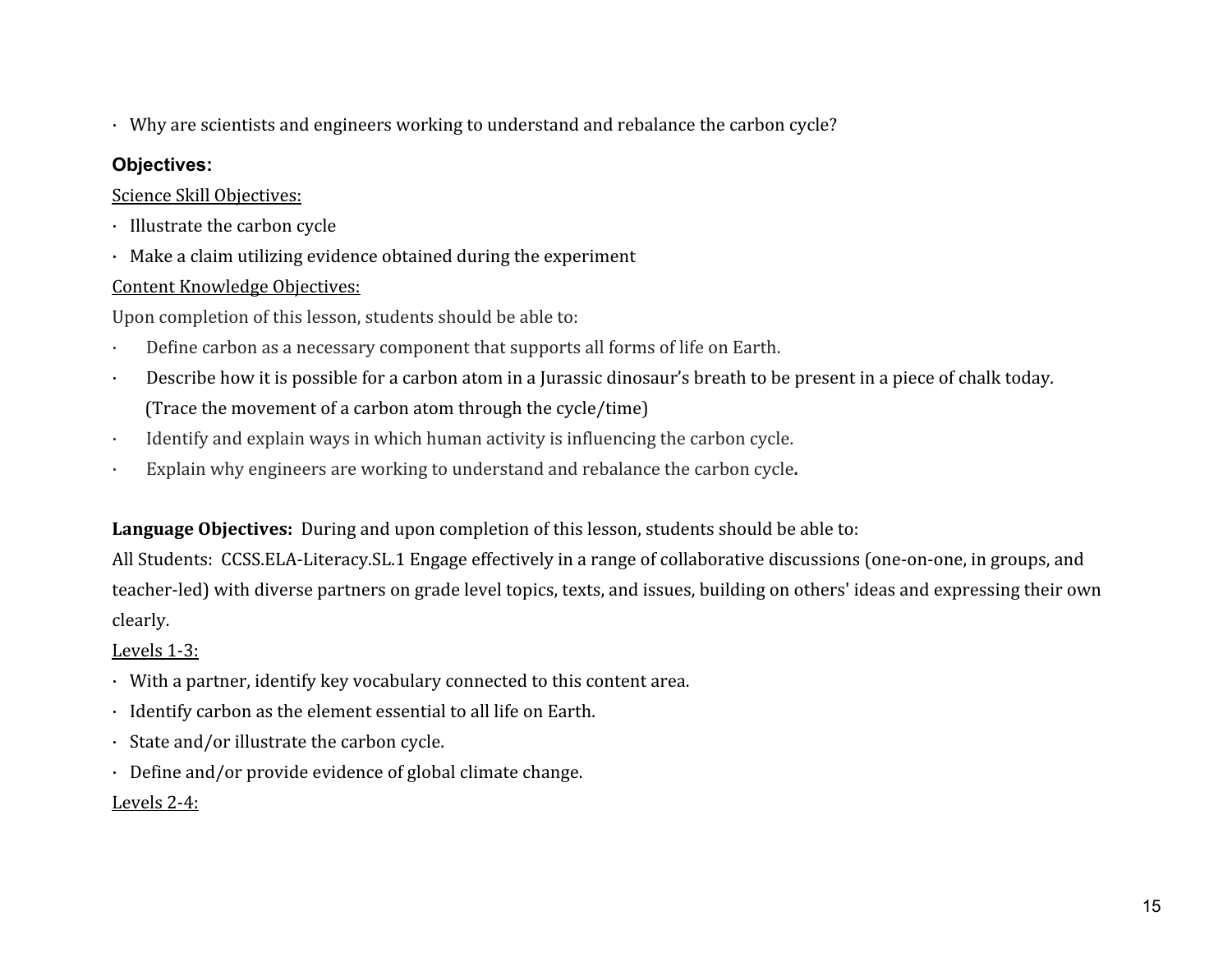- Why are scientists and engineers working to understand and rebalance the carbon cycle?

**Objectives:**

Science Skill Objectives:

- Illustrate the carbon cycle
- Make a claim utilizing evidence obtained during the experiment

Content Knowledge Objectives:

Upon completion of this lesson, students should be able to:

- Define carbon as a necessary component that supports all forms of life on Earth.
- Describe how it is possible for a carbon atom in a Jurassic dinosaur's breath to be present in a piece of chalk today. (Trace the movement of a carbon atom through the cycle/time)
- Identify and explain ways in which human activity is influencing the carbon cycle.
- Explain why engineers are working to understand and rebalance the carbon cycle**.**

**Language Objectives:** During and upon completion of this lesson, students should be able to:

All Students: CCSS.ELA-Literacy.SL.1 Engage effectively in a range of collaborative discussions (one-on-one, in groups, and teacher-led) with diverse partners on grade level topics, texts, and issues, building on others' ideas and expressing their own clearly.

Levels 1-3:

- With a partner, identify key vocabulary connected to this content area.
- Identify carbon as the element essential to all life on Earth.
- State and/or illustrate the carbon cycle.
- Define and/or provide evidence of global climate change.

Levels 2-4: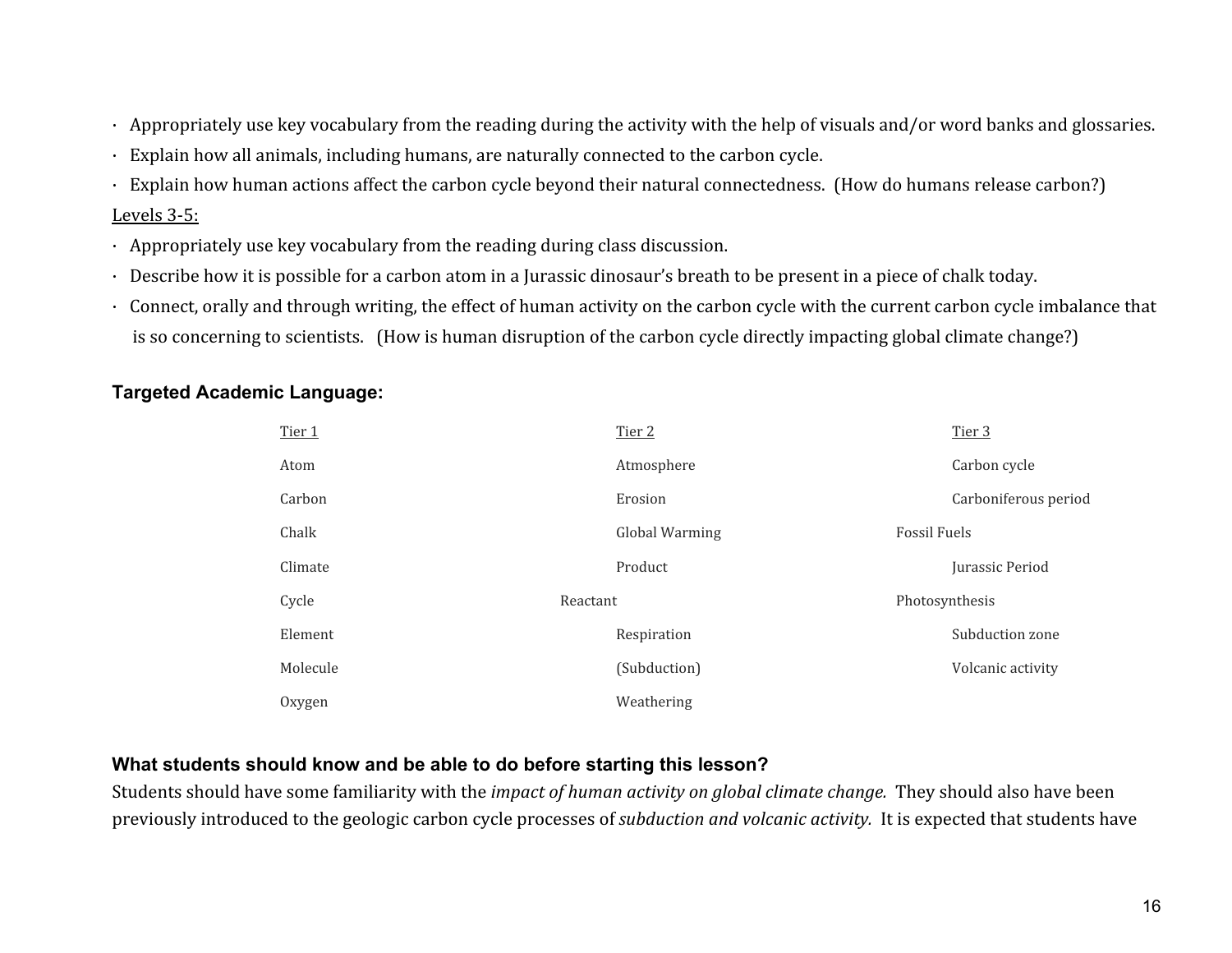- Appropriately use key vocabulary from the reading during the activity with the help of visuals and/or word banks and glossaries.
- Explain how all animals, including humans, are naturally connected to the carbon cycle.
- Explain how human actions affect the carbon cycle beyond their natural connectedness. (How do humans release carbon?)

Levels 3-5:

- Appropriately use key vocabulary from the reading during class discussion.
- Describe how it is possible for a carbon atom in a Jurassic dinosaur's breath to be present in a piece of chalk today.
- Connect, orally and through writing, the effect of human activity on the carbon cycle with the current carbon cycle imbalance that is so concerning to scientists. (How is human disruption of the carbon cycle directly impacting global climate change?)

**Targeted Academic Language:**

| Tier 1 | Tier 2 | Tier 3 |
|---|---|---|
| Atom | Atmosphere | Carbon cycle |
| Carbon | Erosion | Carboniferous period |
| Chalk | Global Warming | Fossil Fuels |
| Climate | Product | Jurassic Period |
| Cycle | Reactant | Photosynthesis |
| Element | Respiration | Subduction zone |
| Molecule | (Subduction) | Volcanic activity |
| Oxygen | Weathering | |

**What students should know and be able to do before starting this lesson?**

Students should have some familiarity with the *impact of human activity on global climate change.* They should also have been previously introduced to the geologic carbon cycle processes of *subduction and volcanic activity.* It is expected that students have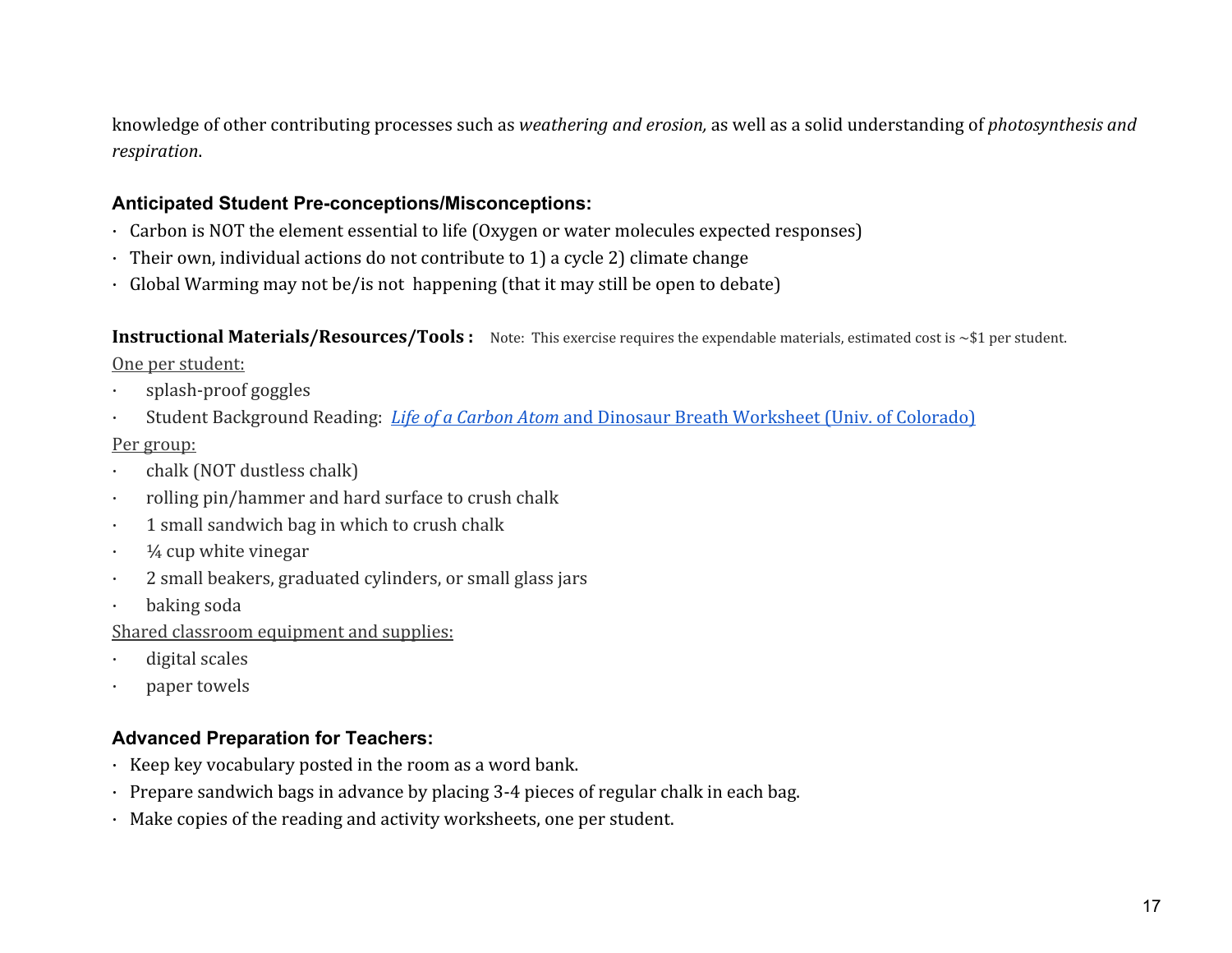knowledge of other contributing processes such as *weathering and erosion,* as well as a solid understanding of *photosynthesis and respiration*.

### Anticipated Student Pre-conceptions/Misconceptions:

- Carbon is NOT the element essential to life (Oxygen or water molecules expected responses)
- Their own, individual actions do not contribute to 1) a cycle 2) climate change
- Global Warming may not be/is not happening (that it may still be open to debate)

**Instructional Materials/Resources/Tools :** Note: This exercise requires the expendable materials, estimated cost is ~$1 per student.

One per student:

- splash-proof goggles
- Student Background Reading: *Life of a Carbon Atom* and Dinosaur Breath Worksheet (Univ. of Colorado)

Per group:

- chalk (NOT dustless chalk)
- rolling pin/hammer and hard surface to crush chalk
- 1 small sandwich bag in which to crush chalk
- ¼ cup white vinegar
- 2 small beakers, graduated cylinders, or small glass jars
- baking soda

Shared classroom equipment and supplies:

- digital scales
- paper towels

### Advanced Preparation for Teachers:

- Keep key vocabulary posted in the room as a word bank.
- Prepare sandwich bags in advance by placing 3-4 pieces of regular chalk in each bag.
- Make copies of the reading and activity worksheets, one per student.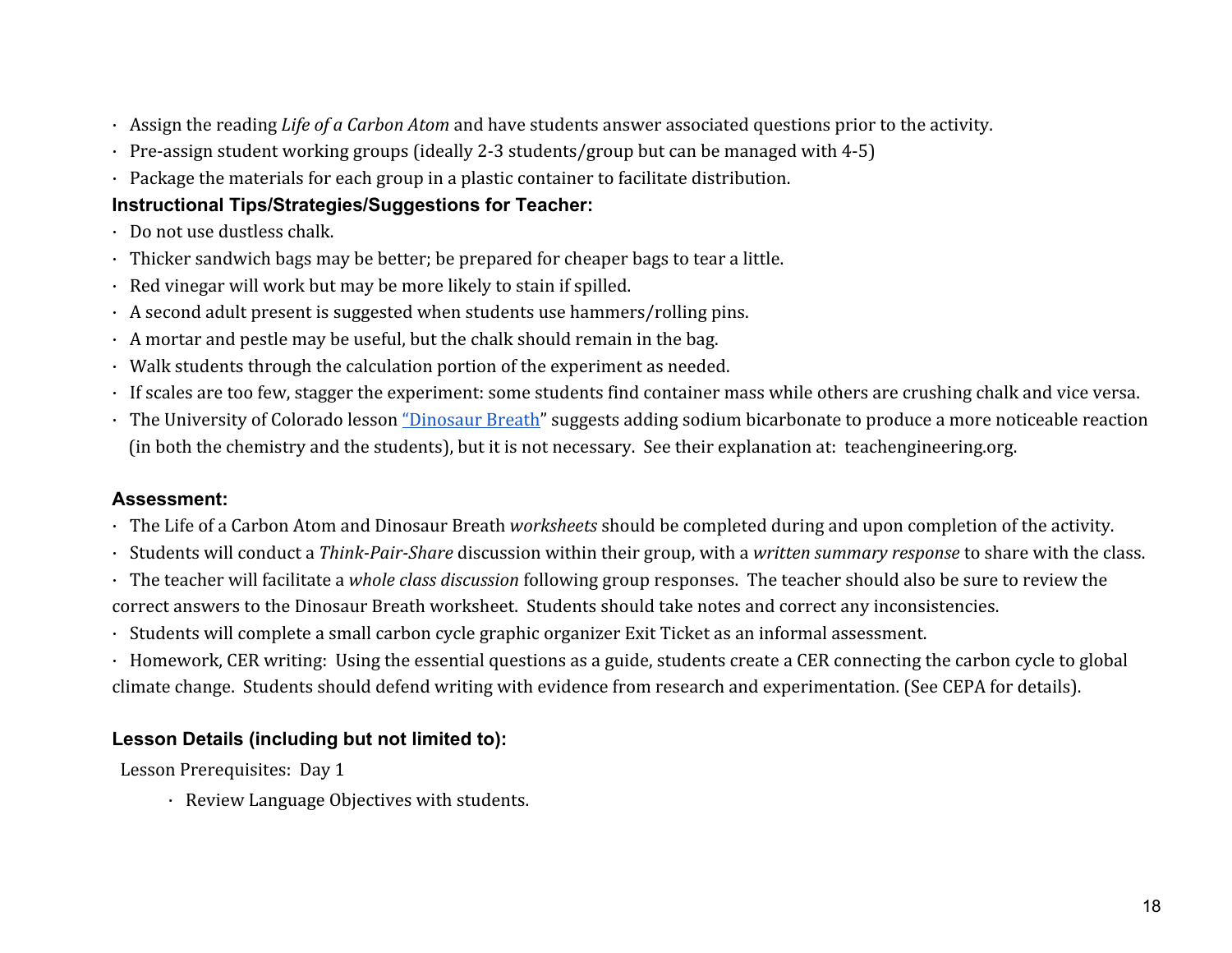- Assign the reading *Life of a Carbon Atom* and have students answer associated questions prior to the activity.
- Pre-assign student working groups (ideally 2-3 students/group but can be managed with 4-5)
- Package the materials for each group in a plastic container to facilitate distribution.

**Instructional Tips/Strategies/Suggestions for Teacher:**

- Do not use dustless chalk.
- Thicker sandwich bags may be better; be prepared for cheaper bags to tear a little.
- Red vinegar will work but may be more likely to stain if spilled.
- A second adult present is suggested when students use hammers/rolling pins.
- A mortar and pestle may be useful, but the chalk should remain in the bag.
- Walk students through the calculation portion of the experiment as needed.
- If scales are too few, stagger the experiment: some students find container mass while others are crushing chalk and vice versa.
- The University of Colorado lesson "Dinosaur Breath" suggests adding sodium bicarbonate to produce a more noticeable reaction (in both the chemistry and the students), but it is not necessary. See their explanation at: teachengineering.org.

**Assessment:**

- The Life of a Carbon Atom and Dinosaur Breath *worksheets* should be completed during and upon completion of the activity.
- Students will conduct a *Think-Pair-Share* discussion within their group, with a *written summary response* to share with the class.
- The teacher will facilitate a *whole class discussion* following group responses. The teacher should also be sure to review the correct answers to the Dinosaur Breath worksheet. Students should take notes and correct any inconsistencies.
- Students will complete a small carbon cycle graphic organizer Exit Ticket as an informal assessment.
- Homework, CER writing: Using the essential questions as a guide, students create a CER connecting the carbon cycle to global climate change. Students should defend writing with evidence from research and experimentation. (See CEPA for details).

**Lesson Details (including but not limited to):**

Lesson Prerequisites: Day 1

- Review Language Objectives with students.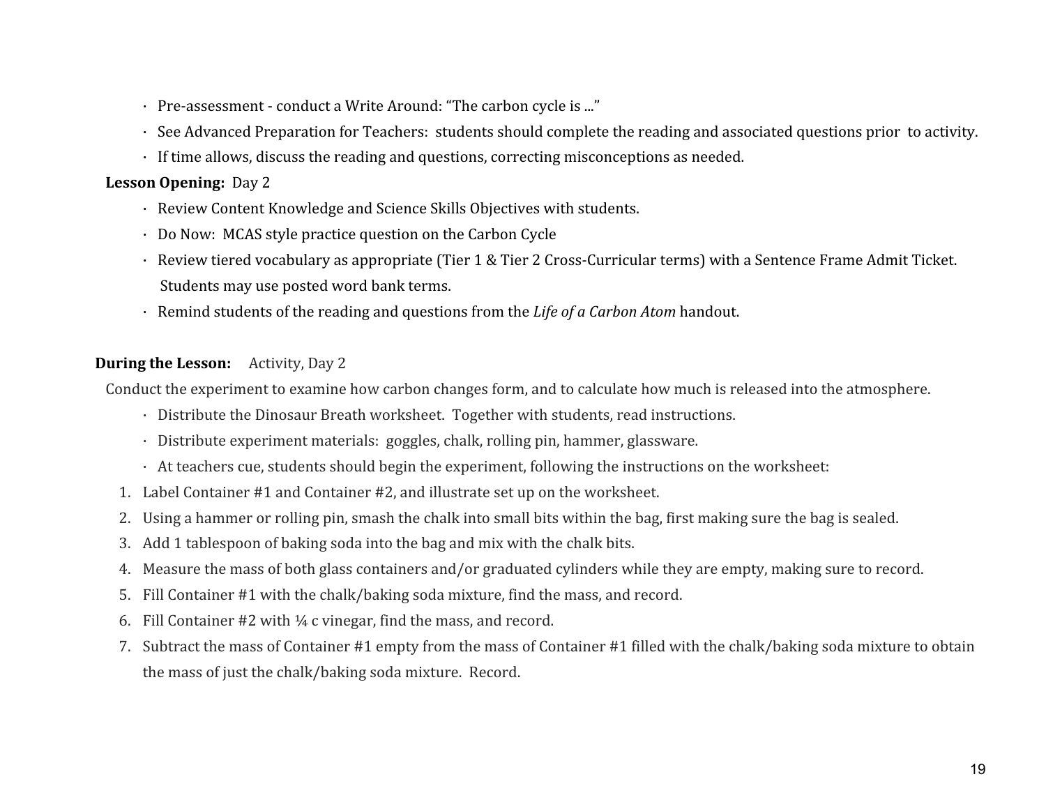- Pre-assessment - conduct a Write Around: "The carbon cycle is ..."
- See Advanced Preparation for Teachers: students should complete the reading and associated questions prior to activity.
- If time allows, discuss the reading and questions, correcting misconceptions as needed.

**Lesson Opening:** Day 2

- Review Content Knowledge and Science Skills Objectives with students.
- Do Now: MCAS style practice question on the Carbon Cycle
- Review tiered vocabulary as appropriate (Tier 1 & Tier 2 Cross-Curricular terms) with a Sentence Frame Admit Ticket. Students may use posted word bank terms.
- Remind students of the reading and questions from the *Life of a Carbon Atom* handout.

**During the Lesson:** Activity, Day 2

Conduct the experiment to examine how carbon changes form, and to calculate how much is released into the atmosphere.

- Distribute the Dinosaur Breath worksheet. Together with students, read instructions.
- Distribute experiment materials: goggles, chalk, rolling pin, hammer, glassware.
- At teachers cue, students should begin the experiment, following the instructions on the worksheet:

1. Label Container #1 and Container #2, and illustrate set up on the worksheet.
2. Using a hammer or rolling pin, smash the chalk into small bits within the bag, first making sure the bag is sealed.
3. Add 1 tablespoon of baking soda into the bag and mix with the chalk bits.
4. Measure the mass of both glass containers and/or graduated cylinders while they are empty, making sure to record.
5. Fill Container #1 with the chalk/baking soda mixture, find the mass, and record.
6. Fill Container #2 with ¼ c vinegar, find the mass, and record.
7. Subtract the mass of Container #1 empty from the mass of Container #1 filled with the chalk/baking soda mixture to obtain the mass of just the chalk/baking soda mixture. Record.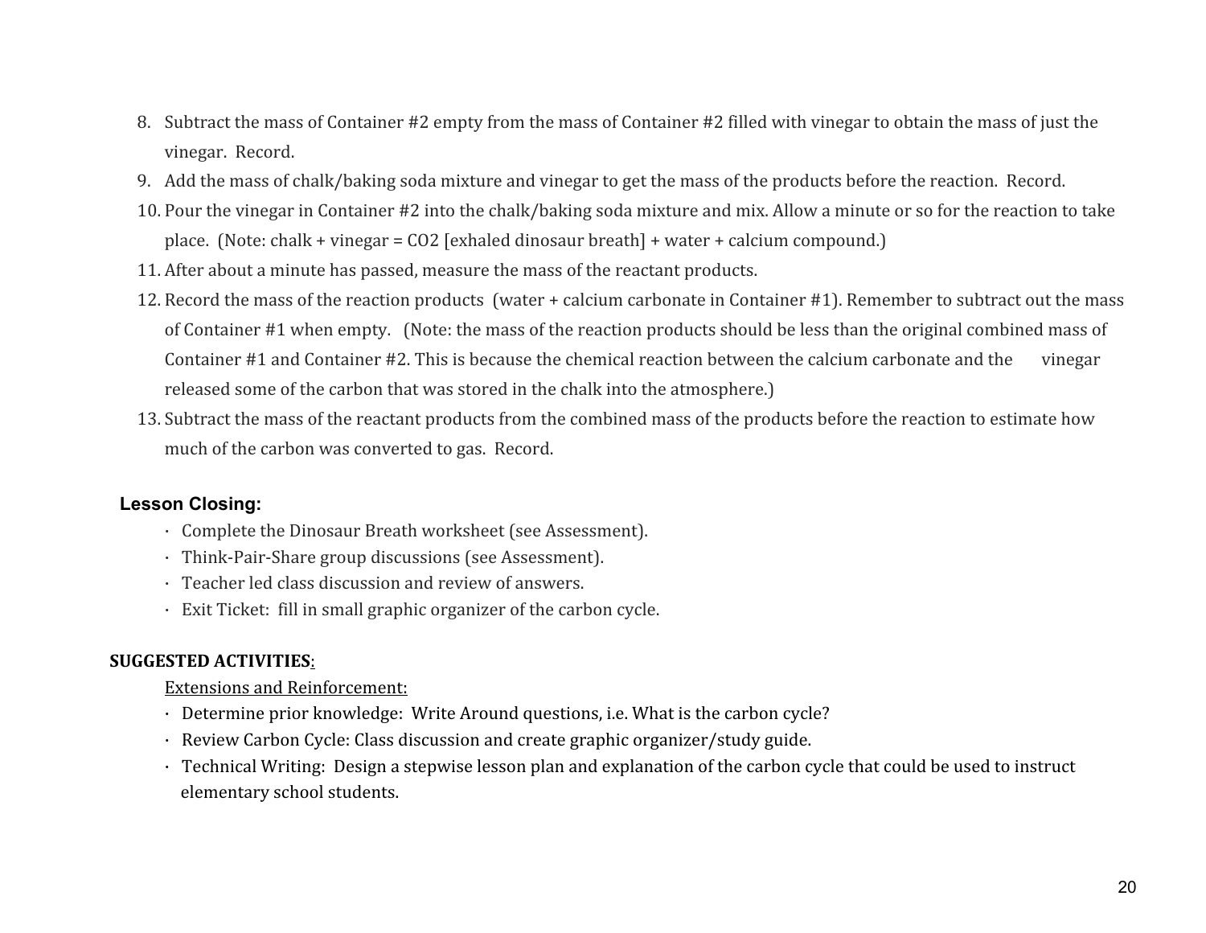8. Subtract the mass of Container #2 empty from the mass of Container #2 filled with vinegar to obtain the mass of just the vinegar. Record.
9. Add the mass of chalk/baking soda mixture and vinegar to get the mass of the products before the reaction. Record.
10. Pour the vinegar in Container #2 into the chalk/baking soda mixture and mix. Allow a minute or so for the reaction to take place. (Note: chalk + vinegar = $CO_2$ [exhaled dinosaur breath] + water + calcium compound.)
11. After about a minute has passed, measure the mass of the reactant products.
12. Record the mass of the reaction products (water + calcium carbonate in Container #1). Remember to subtract out the mass of Container #1 when empty. (Note: the mass of the reaction products should be less than the original combined mass of Container #1 and Container #2. This is because the chemical reaction between the calcium carbonate and the vinegar released some of the carbon that was stored in the chalk into the atmosphere.)
13. Subtract the mass of the reactant products from the combined mass of the products before the reaction to estimate how much of the carbon was converted to gas. Record.

**Lesson Closing:**

- Complete the Dinosaur Breath worksheet (see Assessment).
- Think-Pair-Share group discussions (see Assessment).
- Teacher led class discussion and review of answers.
- Exit Ticket: fill in small graphic organizer of the carbon cycle.

**SUGGESTED ACTIVITIES:**

Extensions and Reinforcement:

- Determine prior knowledge: Write Around questions, i.e. What is the carbon cycle?
- Review Carbon Cycle: Class discussion and create graphic organizer/study guide.
- Technical Writing: Design a stepwise lesson plan and explanation of the carbon cycle that could be used to instruct elementary school students.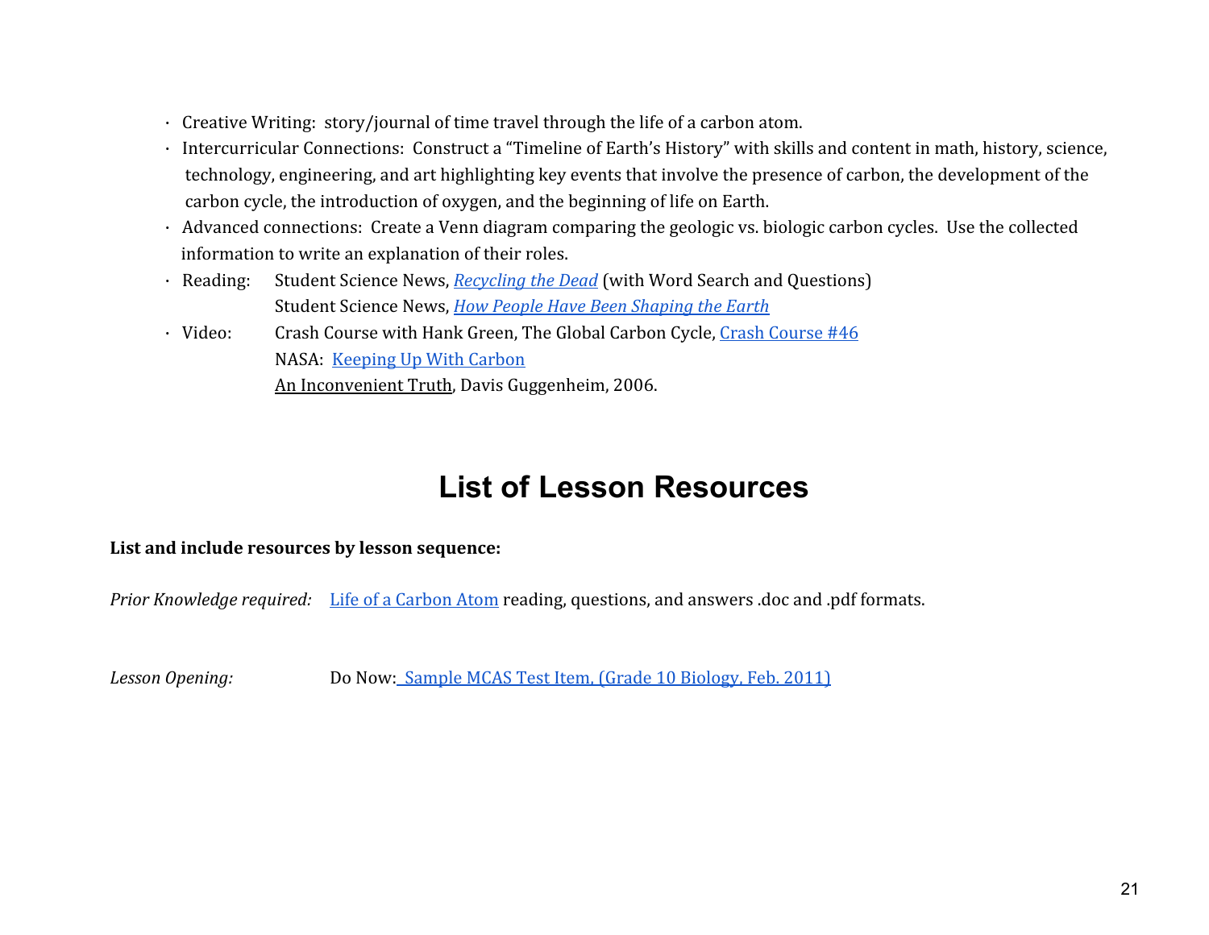- Creative Writing: story/journal of time travel through the life of a carbon atom.
- Intercurricular Connections: Construct a "Timeline of Earth's History" with skills and content in math, history, science, technology, engineering, and art highlighting key events that involve the presence of carbon, the development of the carbon cycle, the introduction of oxygen, and the beginning of life on Earth.
- Advanced connections: Create a Venn diagram comparing the geologic vs. biologic carbon cycles. Use the collected information to write an explanation of their roles.
- Reading: Student Science News, *Recycling the Dead* (with Word Search and Questions)
  Student Science News, *How People Have Been Shaping the Earth*
- Video: Crash Course with Hank Green, The Global Carbon Cycle, Crash Course #46
  NASA: Keeping Up With Carbon
  An Inconvenient Truth, Davis Guggenheim, 2006.

# List of Lesson Resources

**List and include resources by lesson sequence:**

*Prior Knowledge required:* Life of a Carbon Atom reading, questions, and answers .doc and .pdf formats.

*Lesson Opening:* Do Now: Sample MCAS Test Item, (Grade 10 Biology, Feb. 2011)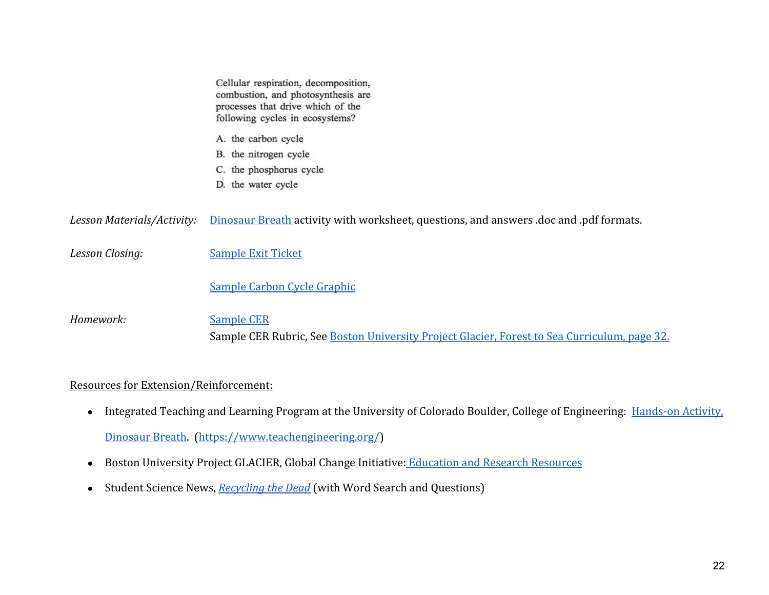Cellular respiration, decomposition, combustion, and photosynthesis are processes that drive which of the following cycles in ecosystems?

A. the carbon cycle
B. the nitrogen cycle
C. the phosphorus cycle
D. the water cycle

*Lesson Materials/Activity:* Dinosaur Breath activity with worksheet, questions, and answers .doc and .pdf formats.

*Lesson Closing:* Sample Exit Ticket

Sample Carbon Cycle Graphic

*Homework:* Sample CER

Sample CER Rubric, See Boston University Project Glacier, Forest to Sea Curriculum, page 32.

Resources for Extension/Reinforcement:

- Integrated Teaching and Learning Program at the University of Colorado Boulder, College of Engineering: Hands-on Activity, Dinosaur Breath. (https://www.teachengineering.org/)
- Boston University Project GLACIER, Global Change Initiative: Education and Research Resources
- Student Science News, *Recycling the Dead* (with Word Search and Questions)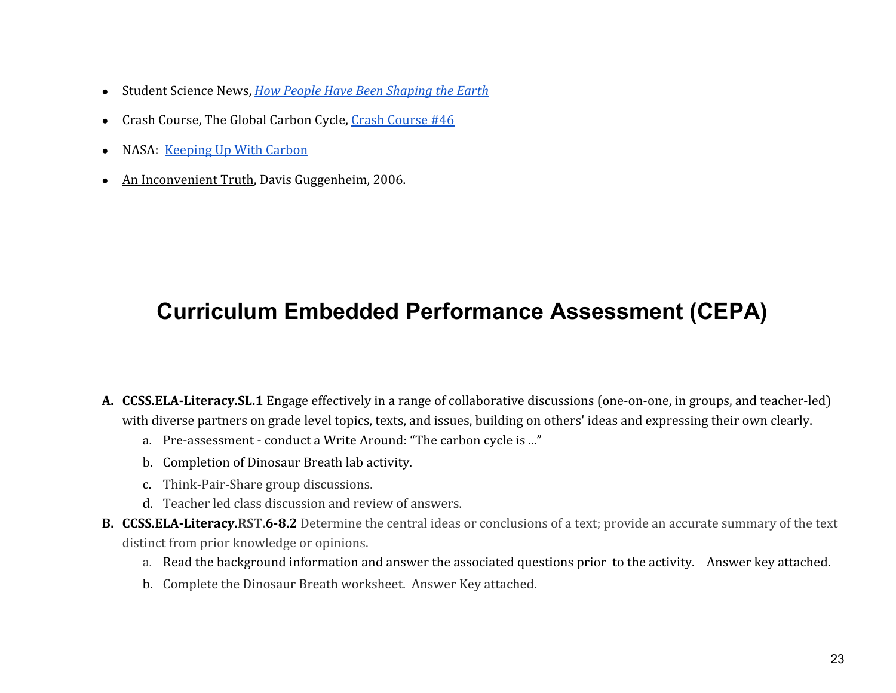- Student Science News, *How People Have Been Shaping the Earth*
- Crash Course, The Global Carbon Cycle, Crash Course #46
- NASA: Keeping Up With Carbon
- An Inconvenient Truth, Davis Guggenheim, 2006.

## Curriculum Embedded Performance Assessment (CEPA)

A. **CCSS.ELA-Literacy.SL.1** Engage effectively in a range of collaborative discussions (one-on-one, in groups, and teacher-led) with diverse partners on grade level topics, texts, and issues, building on others' ideas and expressing their own clearly.
   a. Pre-assessment - conduct a Write Around: "The carbon cycle is ..."
   b. Completion of Dinosaur Breath lab activity.
   c. Think-Pair-Share group discussions.
   d. Teacher led class discussion and review of answers.

B. **CCSS.ELA-Literacy.RST.6-8.2** Determine the central ideas or conclusions of a text; provide an accurate summary of the text distinct from prior knowledge or opinions.
   a. Read the background information and answer the associated questions prior to the activity. Answer key attached.
   b. Complete the Dinosaur Breath worksheet. Answer Key attached.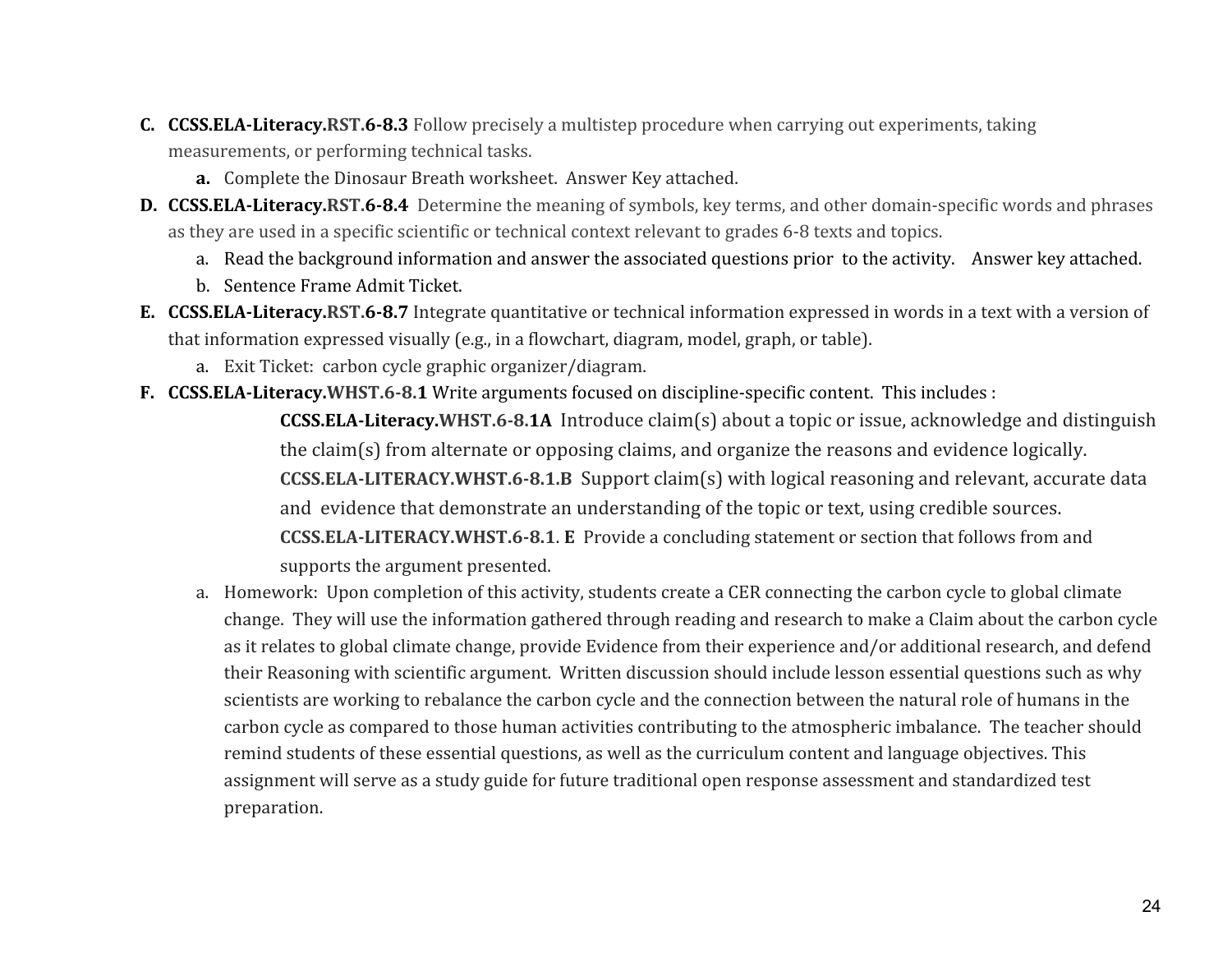C. **CCSS.ELA-Literacy.RST.6-8.3** Follow precisely a multistep procedure when carrying out experiments, taking measurements, or performing technical tasks.
   a. Complete the Dinosaur Breath worksheet. Answer Key attached.

D. **CCSS.ELA-Literacy.RST.6-8.4** Determine the meaning of symbols, key terms, and other domain-specific words and phrases as they are used in a specific scientific or technical context relevant to grades 6-8 texts and topics.
   a. Read the background information and answer the associated questions prior to the activity. Answer key attached.
   b. Sentence Frame Admit Ticket.

E. **CCSS.ELA-Literacy.RST.6-8.7** Integrate quantitative or technical information expressed in words in a text with a version of that information expressed visually (e.g., in a flowchart, diagram, model, graph, or table).
   a. Exit Ticket: carbon cycle graphic organizer/diagram.

F. **CCSS.ELA-Literacy.WHST.6-8.1** Write arguments focused on discipline-specific content. This includes :

   **CCSS.ELA-Literacy.WHST.6-8.1A** Introduce claim(s) about a topic or issue, acknowledge and distinguish the claim(s) from alternate or opposing claims, and organize the reasons and evidence logically.

   **CCSS.ELA-LITERACY.WHST.6-8.1.B** Support claim(s) with logical reasoning and relevant, accurate data and evidence that demonstrate an understanding of the topic or text, using credible sources.

   **CCSS.ELA-LITERACY.WHST.6-8.1. E** Provide a concluding statement or section that follows from and supports the argument presented.

   a. Homework: Upon completion of this activity, students create a CER connecting the carbon cycle to global climate change. They will use the information gathered through reading and research to make a Claim about the carbon cycle as it relates to global climate change, provide Evidence from their experience and/or additional research, and defend their Reasoning with scientific argument. Written discussion should include lesson essential questions such as why scientists are working to rebalance the carbon cycle and the connection between the natural role of humans in the carbon cycle as compared to those human activities contributing to the atmospheric imbalance. The teacher should remind students of these essential questions, as well as the curriculum content and language objectives. This assignment will serve as a study guide for future traditional open response assessment and standardized test preparation.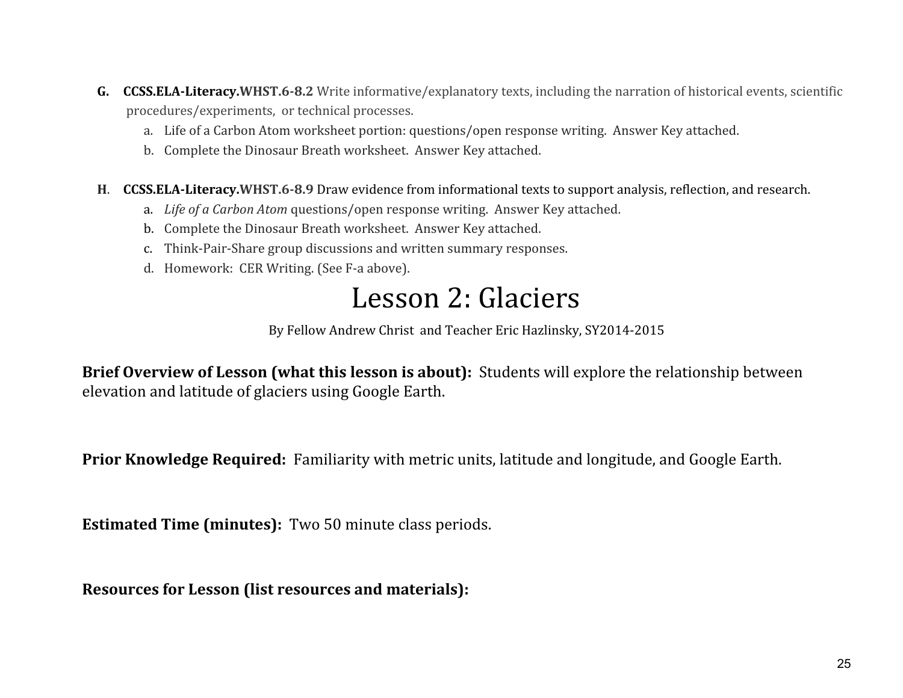G. **CCSS.ELA-Literacy.WHST.6-8.2** Write informative/explanatory texts, including the narration of historical events, scientific procedures/experiments, or technical processes.

   a. Life of a Carbon Atom worksheet portion: questions/open response writing. Answer Key attached.
   b. Complete the Dinosaur Breath worksheet. Answer Key attached.

H. **CCSS.ELA-Literacy.WHST.6-8.9** Draw evidence from informational texts to support analysis, reflection, and research.

   a. *Life of a Carbon Atom* questions/open response writing. Answer Key attached.
   b. Complete the Dinosaur Breath worksheet. Answer Key attached.
   c. Think-Pair-Share group discussions and written summary responses.
   d. Homework: CER Writing. (See F-a above).

# Lesson 2: Glaciers

By Fellow Andrew Christ and Teacher Eric Hazlinsky, SY2014-2015

**Brief Overview of Lesson (what this lesson is about):** Students will explore the relationship between elevation and latitude of glaciers using Google Earth.

**Prior Knowledge Required:** Familiarity with metric units, latitude and longitude, and Google Earth.

**Estimated Time (minutes):** Two 50 minute class periods.

**Resources for Lesson (list resources and materials):**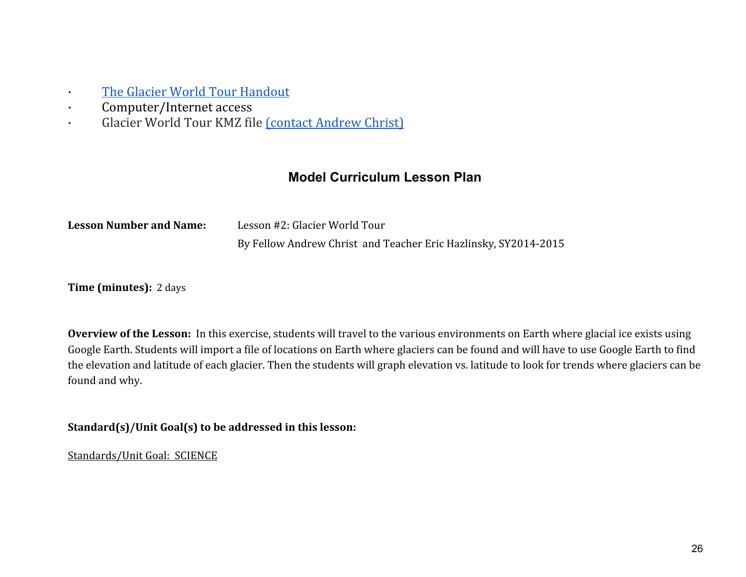- The Glacier World Tour Handout
- Computer/Internet access
- Glacier World Tour KMZ file (contact Andrew Christ)

## Model Curriculum Lesson Plan

**Lesson Number and Name:** Lesson #2: Glacier World Tour
By Fellow Andrew Christ and Teacher Eric Hazlinsky, SY2014-2015

**Time (minutes):** 2 days

**Overview of the Lesson:** In this exercise, students will travel to the various environments on Earth where glacial ice exists using Google Earth. Students will import a file of locations on Earth where glaciers can be found and will have to use Google Earth to find the elevation and latitude of each glacier. Then the students will graph elevation vs. latitude to look for trends where glaciers can be found and why.

**Standard(s)/Unit Goal(s) to be addressed in this lesson:**

Standards/Unit Goal: SCIENCE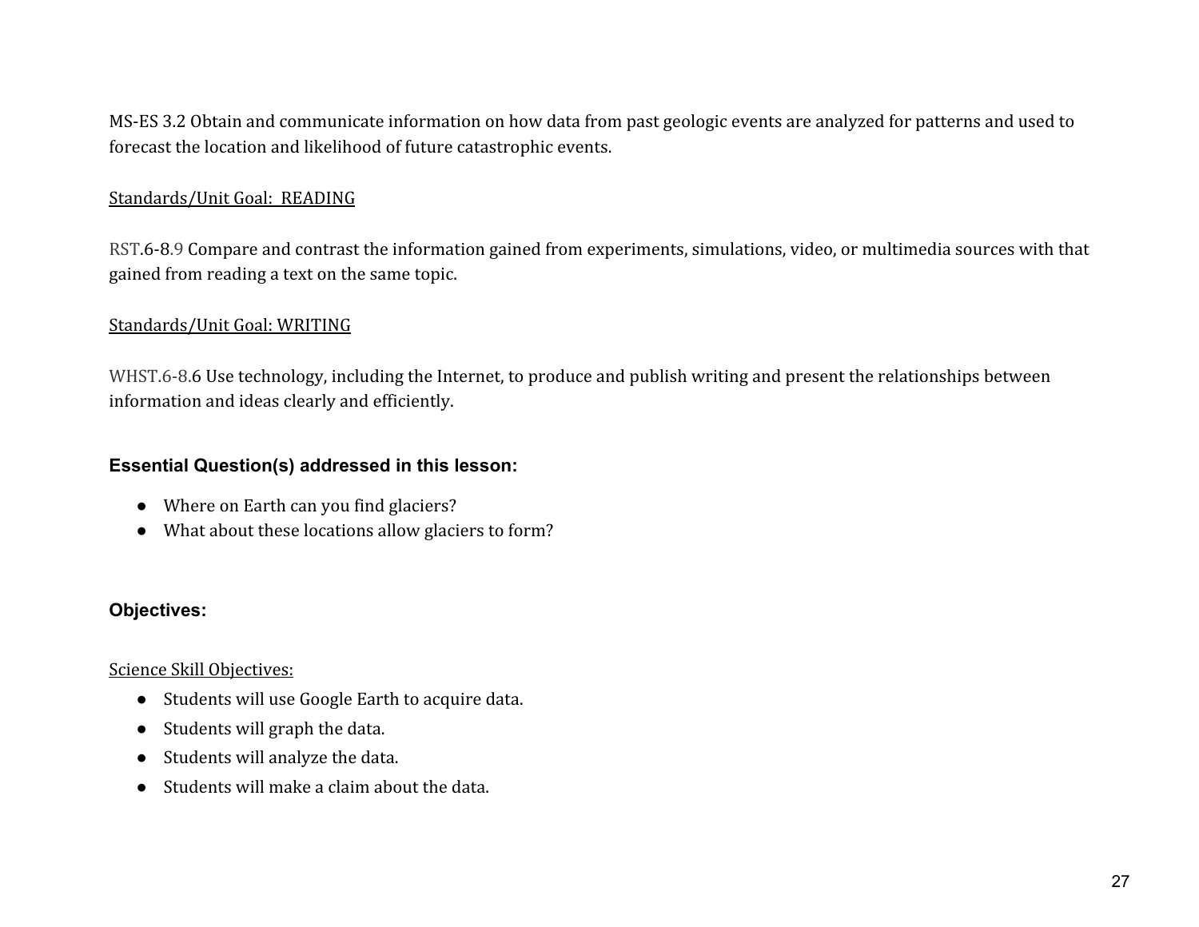MS-ES 3.2 Obtain and communicate information on how data from past geologic events are analyzed for patterns and used to forecast the location and likelihood of future catastrophic events.

Standards/Unit Goal: READING

RST.6-8.9 Compare and contrast the information gained from experiments, simulations, video, or multimedia sources with that gained from reading a text on the same topic.

Standards/Unit Goal: WRITING

WHST.6-8.6 Use technology, including the Internet, to produce and publish writing and present the relationships between information and ideas clearly and efficiently.

### Essential Question(s) addressed in this lesson:

- Where on Earth can you find glaciers?
- What about these locations allow glaciers to form?

### Objectives:

Science Skill Objectives:

- Students will use Google Earth to acquire data.
- Students will graph the data.
- Students will analyze the data.
- Students will make a claim about the data.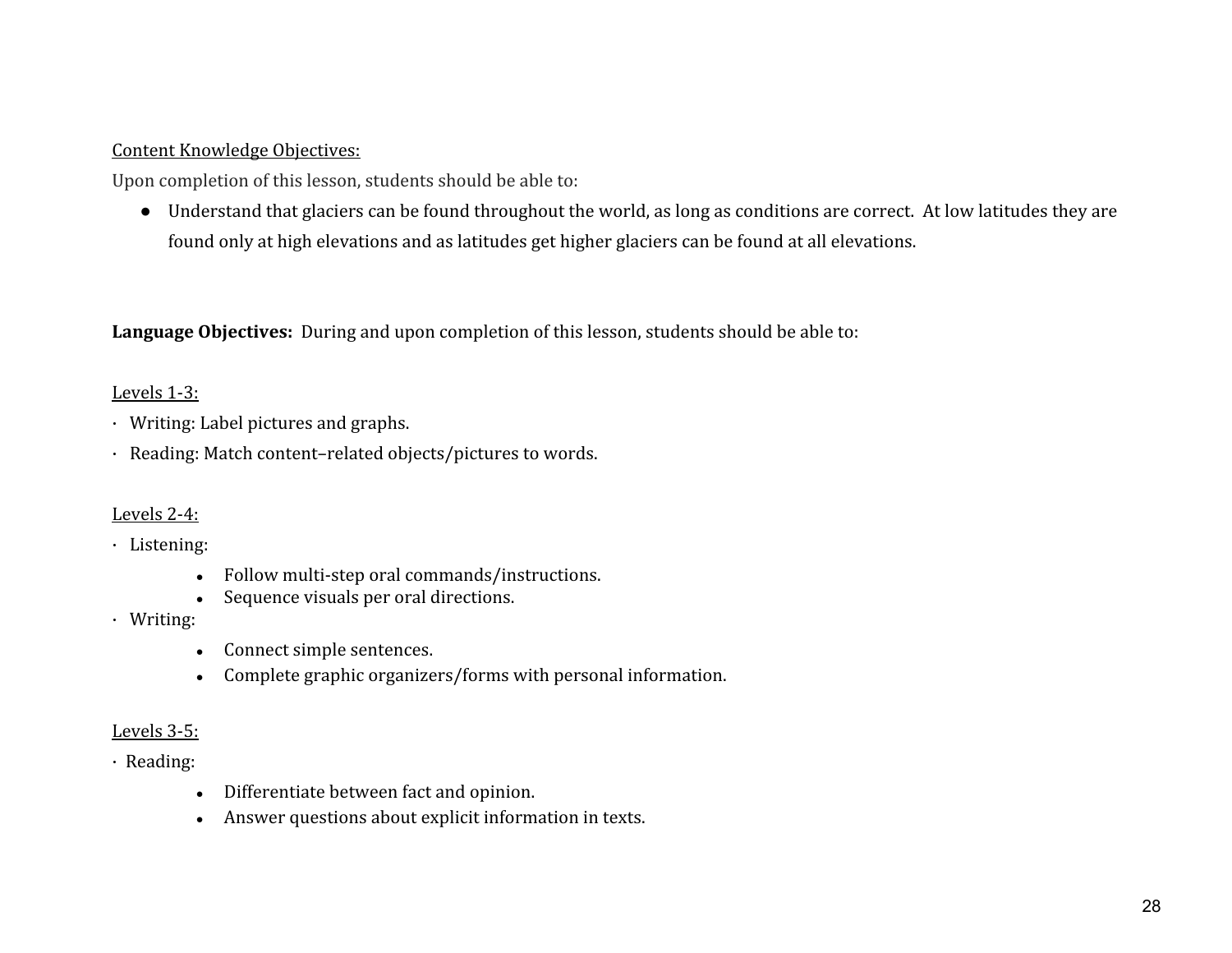Content Knowledge Objectives:

Upon completion of this lesson, students should be able to:

- Understand that glaciers can be found throughout the world, as long as conditions are correct. At low latitudes they are found only at high elevations and as latitudes get higher glaciers can be found at all elevations.

**Language Objectives:** During and upon completion of this lesson, students should be able to:

Levels 1-3:

- Writing: Label pictures and graphs.
- Reading: Match content–related objects/pictures to words.

Levels 2-4:

- Listening:
  - Follow multi-step oral commands/instructions.
  - Sequence visuals per oral directions.
- Writing:
  - Connect simple sentences.
  - Complete graphic organizers/forms with personal information.

Levels 3-5:

- Reading:
  - Differentiate between fact and opinion.
  - Answer questions about explicit information in texts.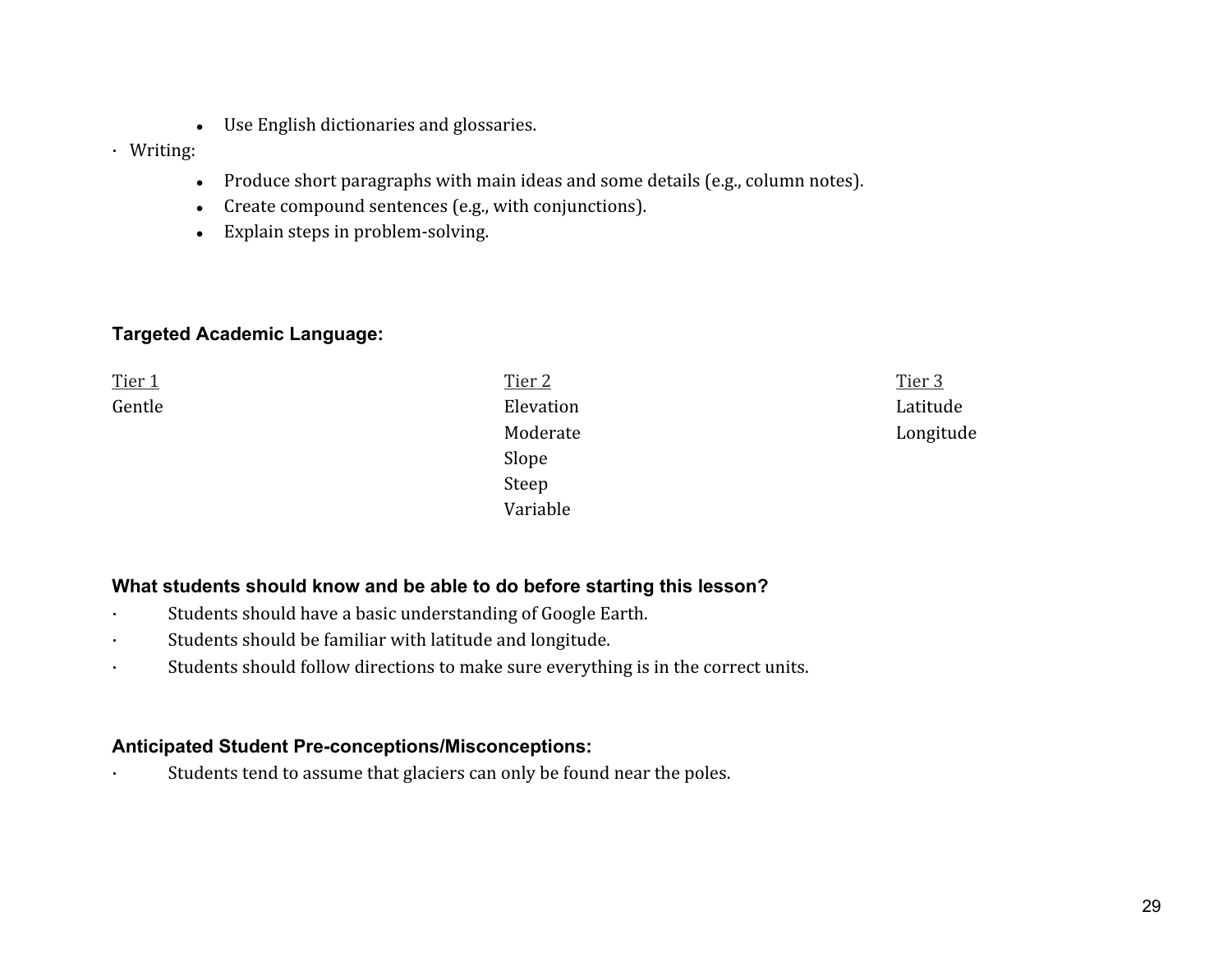- Use English dictionaries and glossaries.

- Writing:
  - Produce short paragraphs with main ideas and some details (e.g., column notes).
  - Create compound sentences (e.g., with conjunctions).
  - Explain steps in problem-solving.

**Targeted Academic Language:**

| Tier 1 | Tier 2 | Tier 3 |
|---|---|---|
| Gentle | Elevation | Latitude |
| | Moderate | Longitude |
| | Slope | |
| | Steep | |
| | Variable | |

**What students should know and be able to do before starting this lesson?**

- Students should have a basic understanding of Google Earth.
- Students should be familiar with latitude and longitude.
- Students should follow directions to make sure everything is in the correct units.

**Anticipated Student Pre-conceptions/Misconceptions:**

- Students tend to assume that glaciers can only be found near the poles.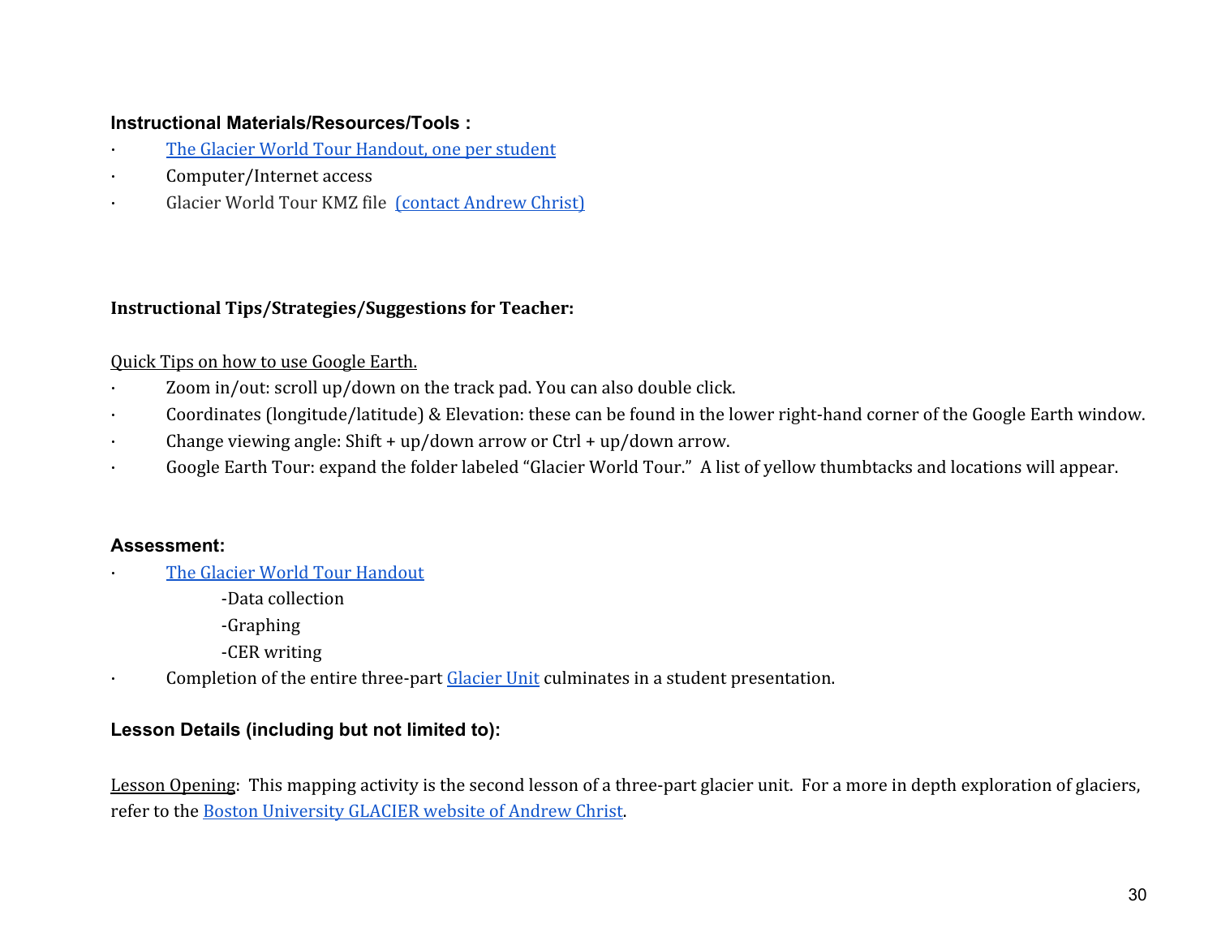**Instructional Materials/Resources/Tools :**

- The Glacier World Tour Handout, one per student
- Computer/Internet access
- Glacier World Tour KMZ file (contact Andrew Christ)

**Instructional Tips/Strategies/Suggestions for Teacher:**

Quick Tips on how to use Google Earth.

- Zoom in/out: scroll up/down on the track pad. You can also double click.
- Coordinates (longitude/latitude) & Elevation: these can be found in the lower right-hand corner of the Google Earth window.
- Change viewing angle: Shift + up/down arrow or Ctrl + up/down arrow.
- Google Earth Tour: expand the folder labeled "Glacier World Tour." A list of yellow thumbtacks and locations will appear.

**Assessment:**

- The Glacier World Tour Handout
  - -Data collection
  - -Graphing
  - -CER writing
- Completion of the entire three-part Glacier Unit culminates in a student presentation.

**Lesson Details (including but not limited to):**

Lesson Opening: This mapping activity is the second lesson of a three-part glacier unit. For a more in depth exploration of glaciers, refer to the Boston University GLACIER website of Andrew Christ.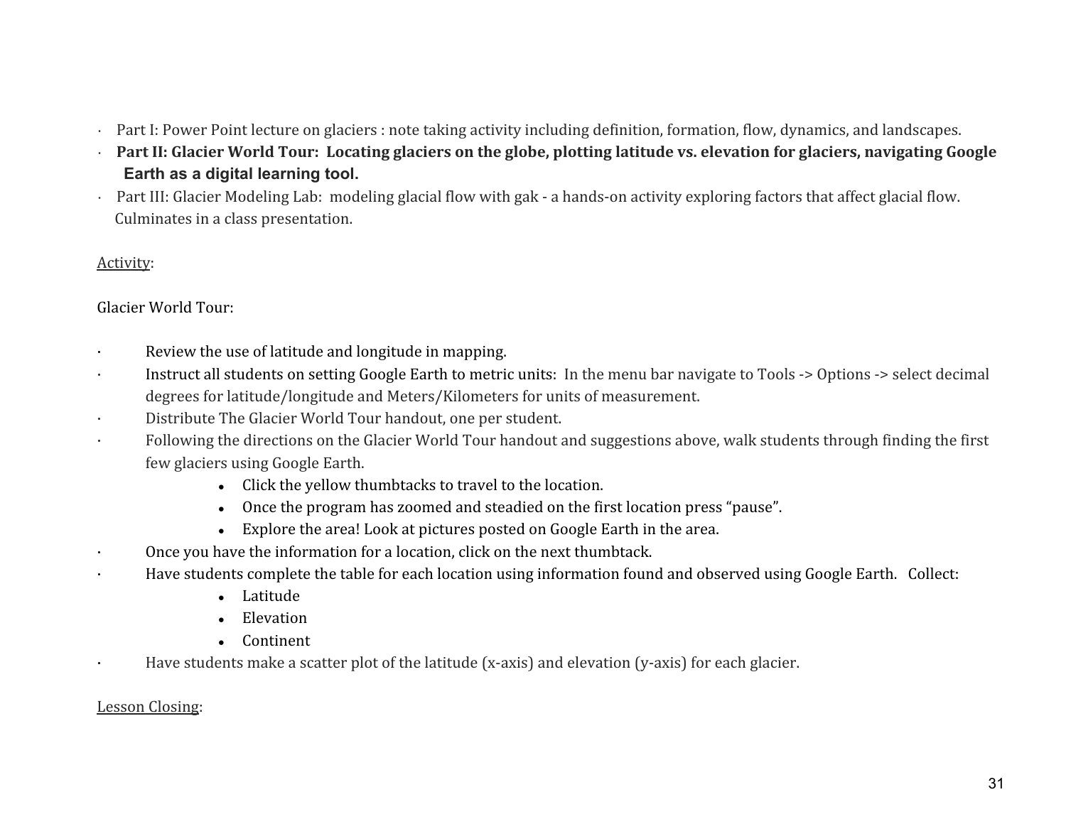- Part I: Power Point lecture on glaciers : note taking activity including definition, formation, flow, dynamics, and landscapes.
- **Part II: Glacier World Tour: Locating glaciers on the globe, plotting latitude vs. elevation for glaciers, navigating Google Earth as a digital learning tool.**
- Part III: Glacier Modeling Lab: modeling glacial flow with gak - a hands-on activity exploring factors that affect glacial flow. Culminates in a class presentation.

<u>Activity</u>:

Glacier World Tour:

- Review the use of latitude and longitude in mapping.
- Instruct all students on setting Google Earth to metric units: In the menu bar navigate to Tools -> Options -> select decimal degrees for latitude/longitude and Meters/Kilometers for units of measurement.
- Distribute The Glacier World Tour handout, one per student.
- Following the directions on the Glacier World Tour handout and suggestions above, walk students through finding the first few glaciers using Google Earth.
    - Click the yellow thumbtacks to travel to the location.
    - Once the program has zoomed and steadied on the first location press "pause".
    - Explore the area! Look at pictures posted on Google Earth in the area.
- Once you have the information for a location, click on the next thumbtack.
- Have students complete the table for each location using information found and observed using Google Earth. Collect:
    - Latitude
    - Elevation
    - Continent
- Have students make a scatter plot of the latitude (x-axis) and elevation (y-axis) for each glacier.

<u>Lesson Closing</u>: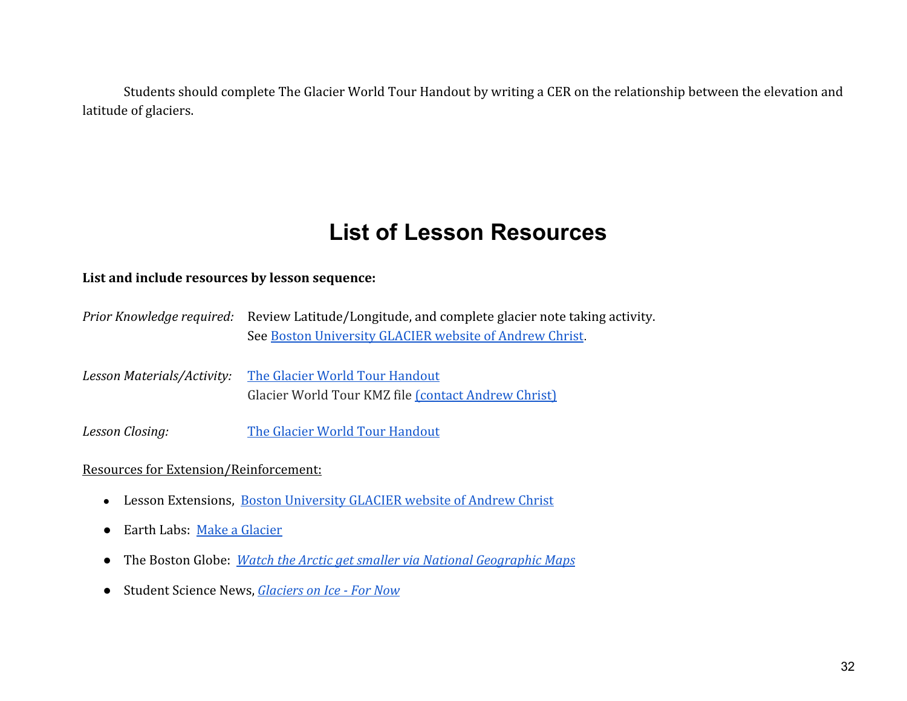Students should complete The Glacier World Tour Handout by writing a CER on the relationship between the elevation and latitude of glaciers.

# List of Lesson Resources

**List and include resources by lesson sequence:**

*Prior Knowledge required:* Review Latitude/Longitude, and complete glacier note taking activity. See Boston University GLACIER website of Andrew Christ.

*Lesson Materials/Activity:* The Glacier World Tour Handout
Glacier World Tour KMZ file (contact Andrew Christ)

*Lesson Closing:* The Glacier World Tour Handout

Resources for Extension/Reinforcement:

- Lesson Extensions, Boston University GLACIER website of Andrew Christ
- Earth Labs: Make a Glacier
- The Boston Globe: *Watch the Arctic get smaller via National Geographic Maps*
- Student Science News, *Glaciers on Ice - For Now*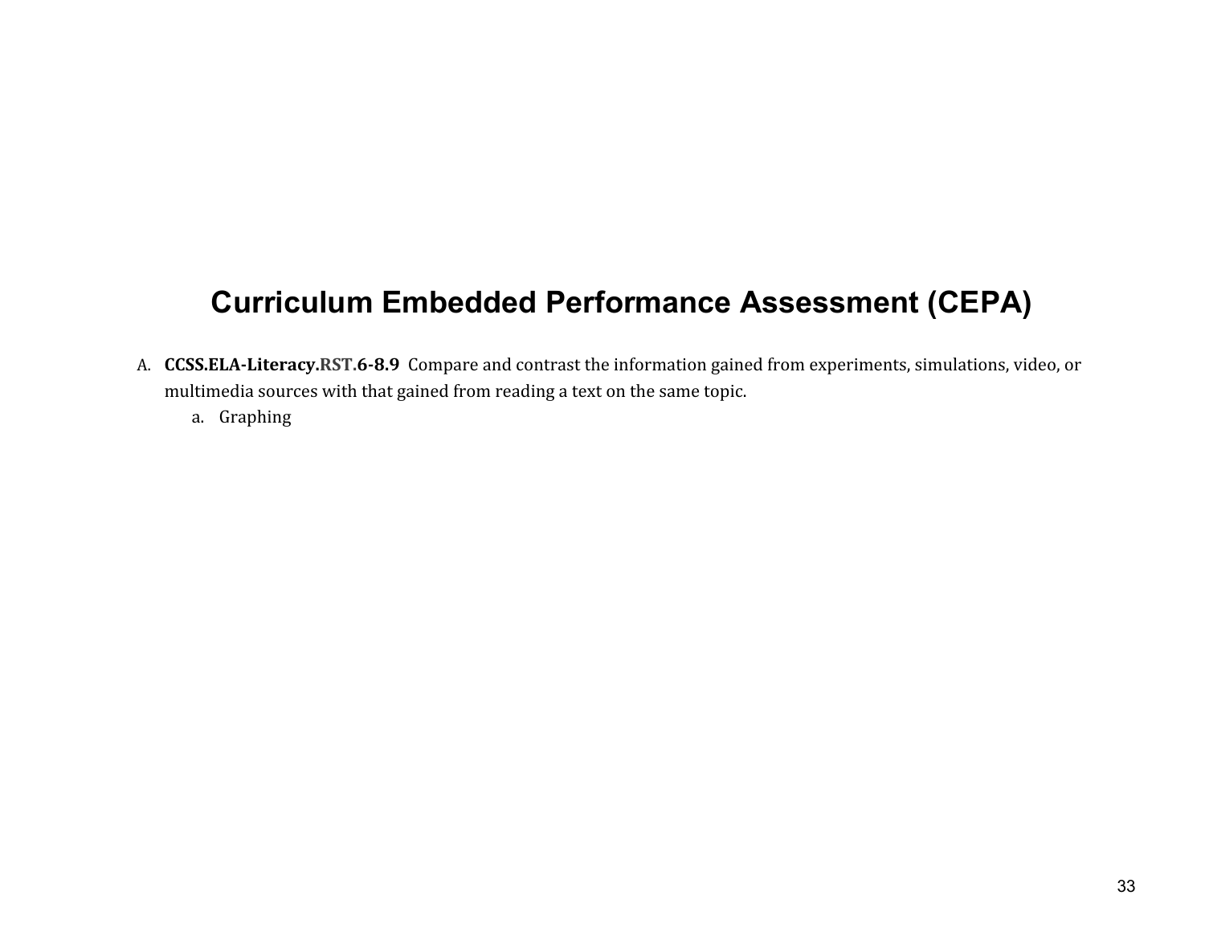# Curriculum Embedded Performance Assessment (CEPA)

A. **CCSS.ELA-Literacy.RST.6-8.9** Compare and contrast the information gained from experiments, simulations, video, or multimedia sources with that gained from reading a text on the same topic.
   a. Graphing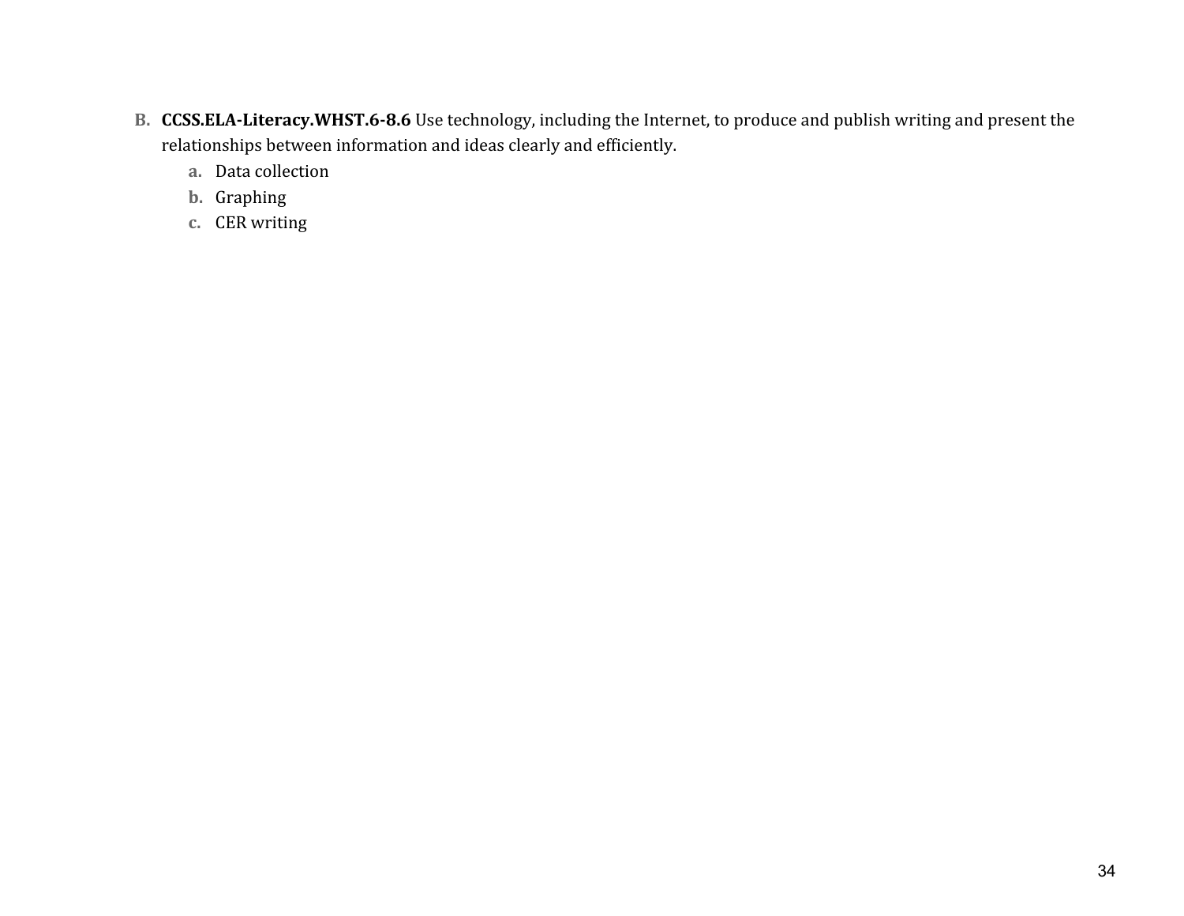B. **CCSS.ELA-Literacy.WHST.6-8.6** Use technology, including the Internet, to produce and publish writing and present the relationships between information and ideas clearly and efficiently.

   a. Data collection
   b. Graphing
   c. CER writing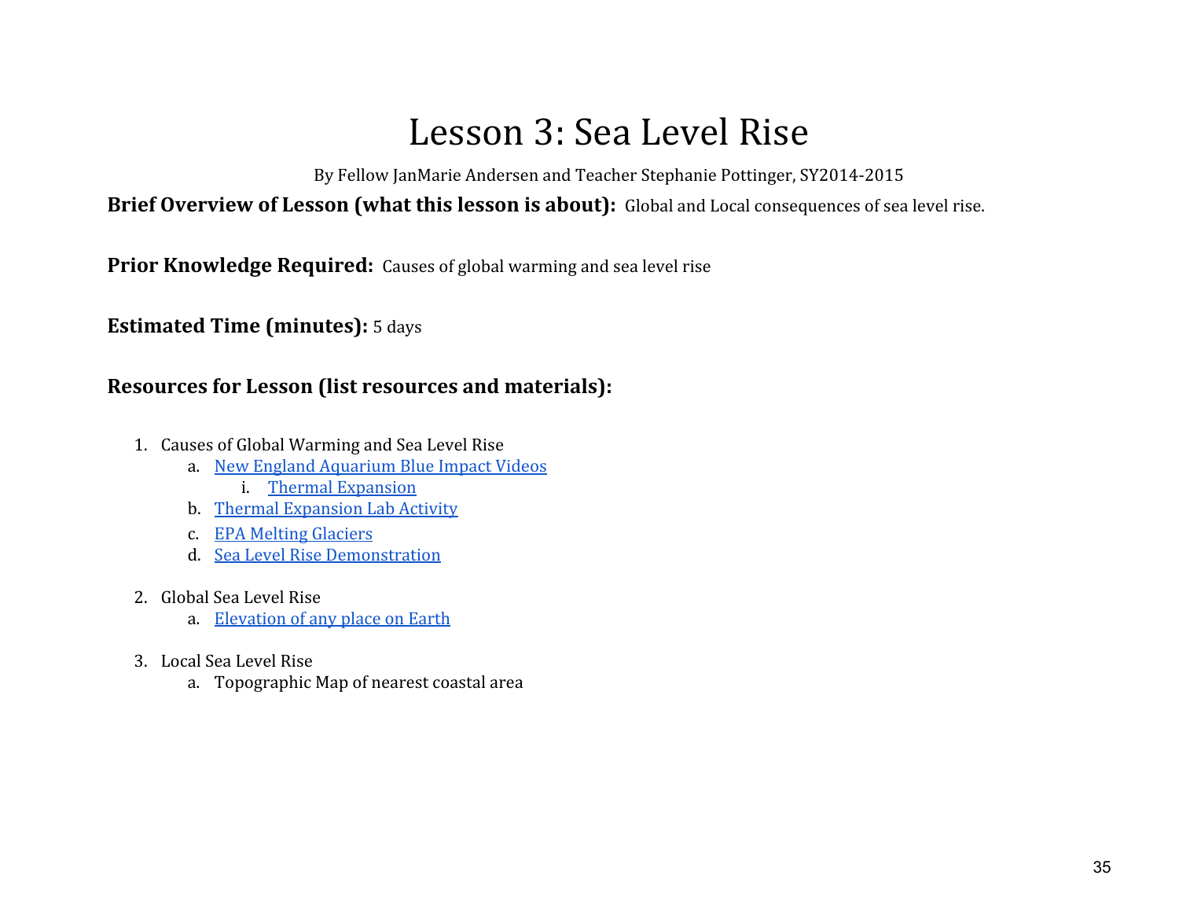# Lesson 3: Sea Level Rise

By Fellow JanMarie Andersen and Teacher Stephanie Pottinger, SY2014-2015

**Brief Overview of Lesson (what this lesson is about):** Global and Local consequences of sea level rise.

**Prior Knowledge Required:** Causes of global warming and sea level rise

**Estimated Time (minutes):** 5 days

**Resources for Lesson (list resources and materials):**

1. Causes of Global Warming and Sea Level Rise
   a. New England Aquarium Blue Impact Videos
      i. Thermal Expansion
   b. Thermal Expansion Lab Activity
   c. EPA Melting Glaciers
   d. Sea Level Rise Demonstration

2. Global Sea Level Rise
   a. Elevation of any place on Earth

3. Local Sea Level Rise
   a. Topographic Map of nearest coastal area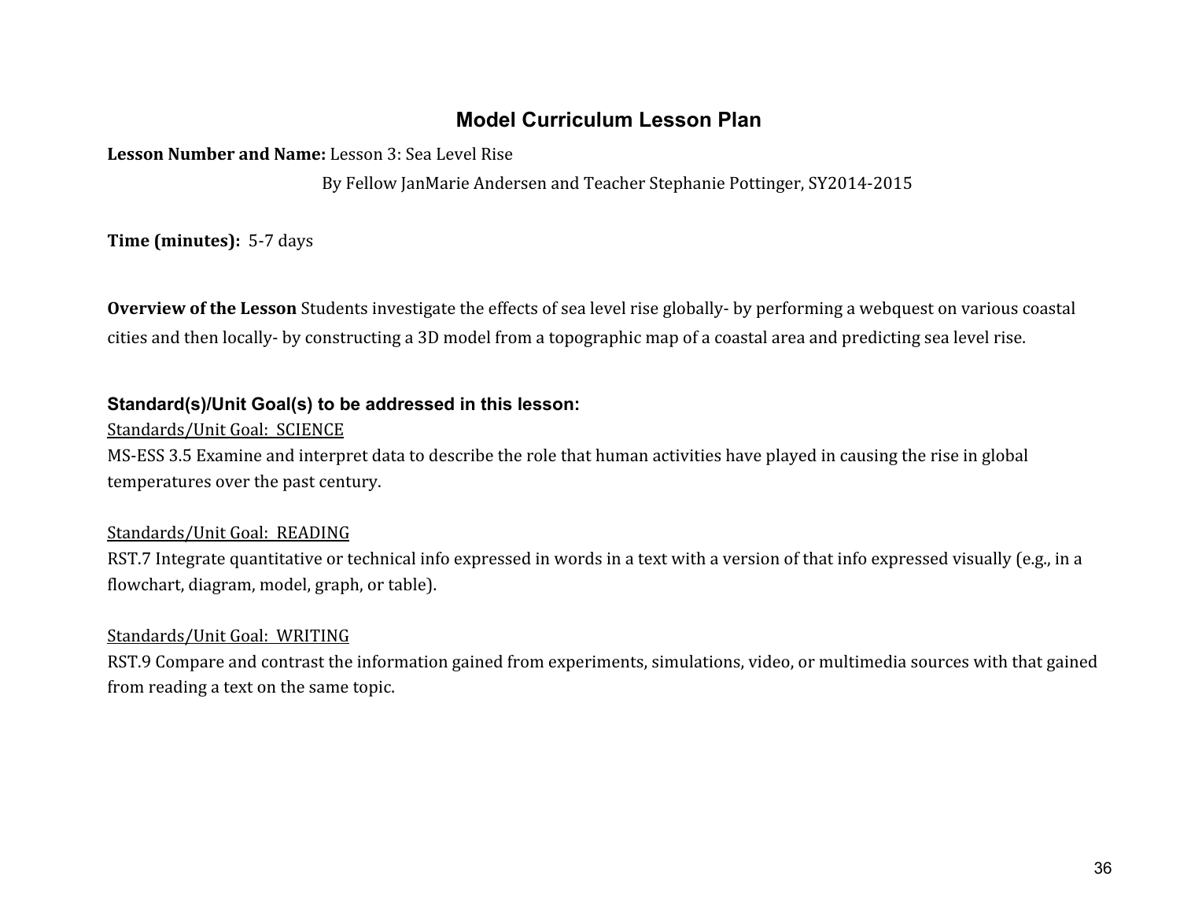# Model Curriculum Lesson Plan

**Lesson Number and Name:** Lesson 3: Sea Level Rise

By Fellow JanMarie Andersen and Teacher Stephanie Pottinger, SY2014-2015

**Time (minutes):** 5-7 days

**Overview of the Lesson** Students investigate the effects of sea level rise globally- by performing a webquest on various coastal cities and then locally- by constructing a 3D model from a topographic map of a coastal area and predicting sea level rise.

### Standard(s)/Unit Goal(s) to be addressed in this lesson:

<u>Standards/Unit Goal: SCIENCE</u>

MS-ESS 3.5 Examine and interpret data to describe the role that human activities have played in causing the rise in global temperatures over the past century.

<u>Standards/Unit Goal: READING</u>

RST.7 Integrate quantitative or technical info expressed in words in a text with a version of that info expressed visually (e.g., in a flowchart, diagram, model, graph, or table).

<u>Standards/Unit Goal: WRITING</u>

RST.9 Compare and contrast the information gained from experiments, simulations, video, or multimedia sources with that gained from reading a text on the same topic.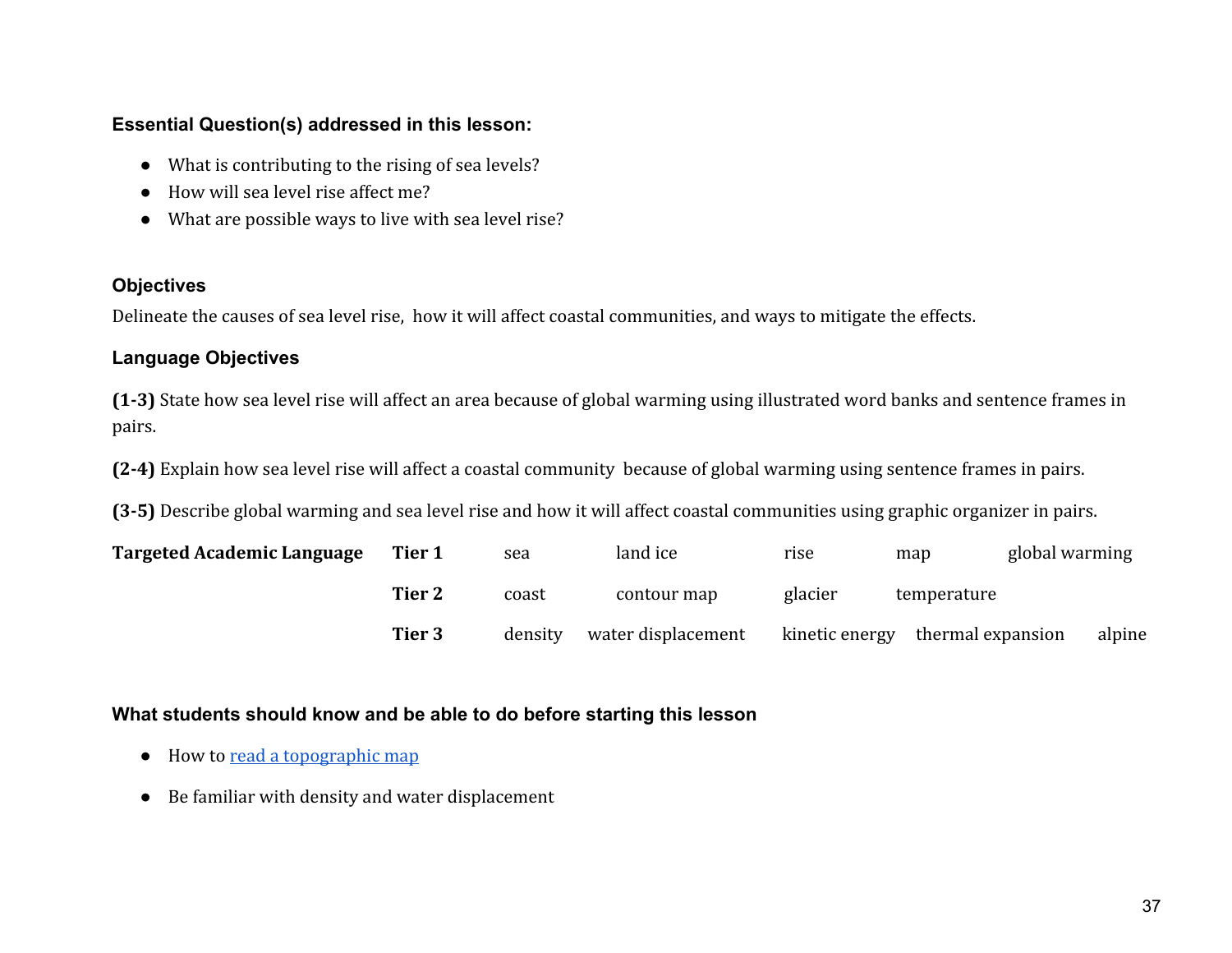### Essential Question(s) addressed in this lesson:

- What is contributing to the rising of sea levels?
- How will sea level rise affect me?
- What are possible ways to live with sea level rise?

### Objectives

Delineate the causes of sea level rise, how it will affect coastal communities, and ways to mitigate the effects.

### Language Objectives

**(1-3)** State how sea level rise will affect an area because of global warming using illustrated word banks and sentence frames in pairs.

**(2-4)** Explain how sea level rise will affect a coastal community because of global warming using sentence frames in pairs.

**(3-5)** Describe global warming and sea level rise and how it will affect coastal communities using graphic organizer in pairs.

| **Targeted Academic Language** | | | | | | |
|---|---|---|---|---|---|---|
| | **Tier 1** | sea | land ice | rise | map | global warming |
| | **Tier 2** | coast | contour map | glacier | temperature | |
| | **Tier 3** | density | water displacement | kinetic energy | thermal expansion | alpine |

### What students should know and be able to do before starting this lesson

- How to read a topographic map
- Be familiar with density and water displacement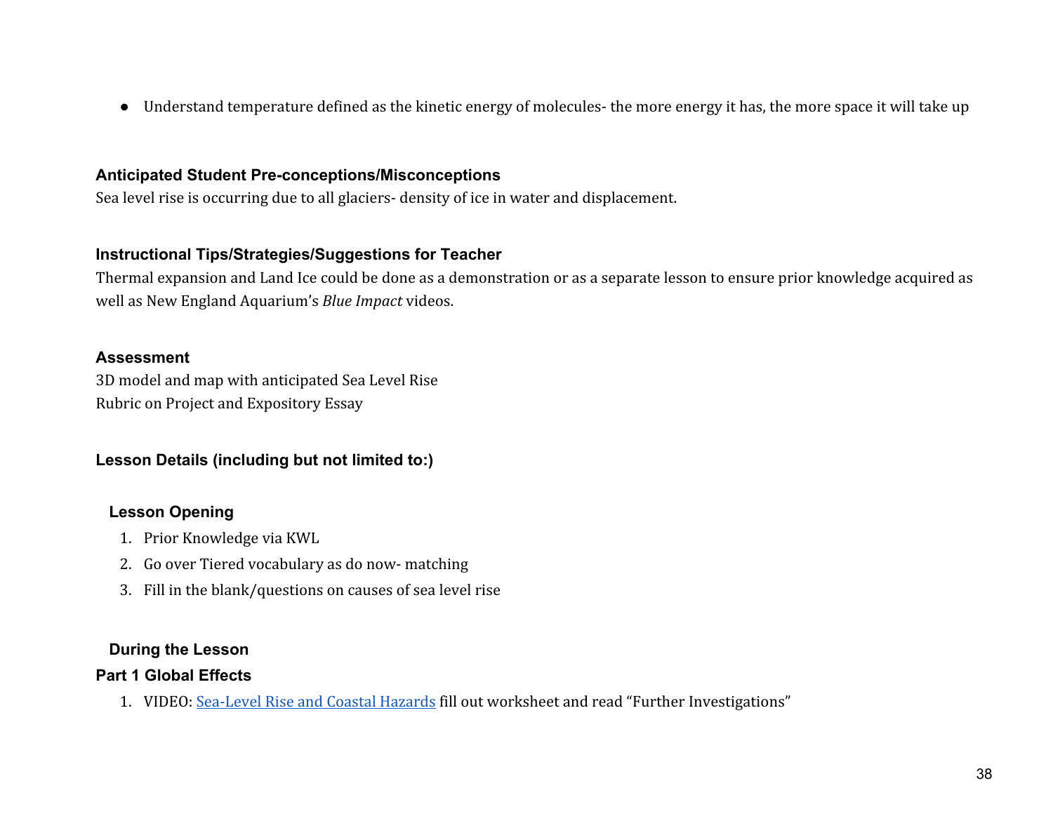- Understand temperature defined as the kinetic energy of molecules- the more energy it has, the more space it will take up

### Anticipated Student Pre-conceptions/Misconceptions

Sea level rise is occurring due to all glaciers- density of ice in water and displacement.

### Instructional Tips/Strategies/Suggestions for Teacher

Thermal expansion and Land Ice could be done as a demonstration or as a separate lesson to ensure prior knowledge acquired as well as New England Aquarium's *Blue Impact* videos.

### Assessment

3D model and map with anticipated Sea Level Rise
Rubric on Project and Expository Essay

### Lesson Details (including but not limited to:)

#### Lesson Opening

1. Prior Knowledge via KWL
2. Go over Tiered vocabulary as do now- matching
3. Fill in the blank/questions on causes of sea level rise

#### During the Lesson

### Part 1 Global Effects

1. VIDEO: Sea-Level Rise and Coastal Hazards fill out worksheet and read "Further Investigations"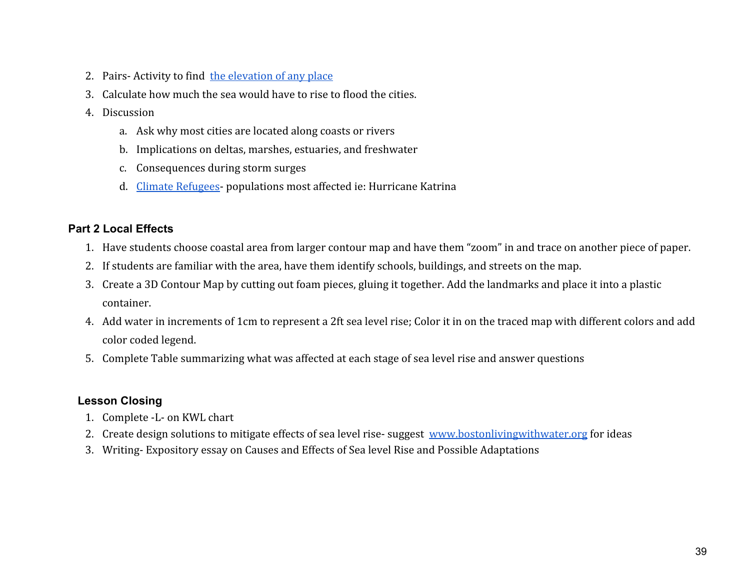2. Pairs- Activity to find [the elevation of any place]
3. Calculate how much the sea would have to rise to flood the cities.
4. Discussion
   a. Ask why most cities are located along coasts or rivers
   b. Implications on deltas, marshes, estuaries, and freshwater
   c. Consequences during storm surges
   d. [Climate Refugees]- populations most affected ie: Hurricane Katrina

**Part 2 Local Effects**

1. Have students choose coastal area from larger contour map and have them "zoom" in and trace on another piece of paper.
2. If students are familiar with the area, have them identify schools, buildings, and streets on the map.
3. Create a 3D Contour Map by cutting out foam pieces, gluing it together. Add the landmarks and place it into a plastic container.
4. Add water in increments of 1cm to represent a 2ft sea level rise; Color it in on the traced map with different colors and add color coded legend.
5. Complete Table summarizing what was affected at each stage of sea level rise and answer questions

**Lesson Closing**

1. Complete -L- on KWL chart
2. Create design solutions to mitigate effects of sea level rise- suggest www.bostonlivingwithwater.org for ideas
3. Writing- Expository essay on Causes and Effects of Sea level Rise and Possible Adaptations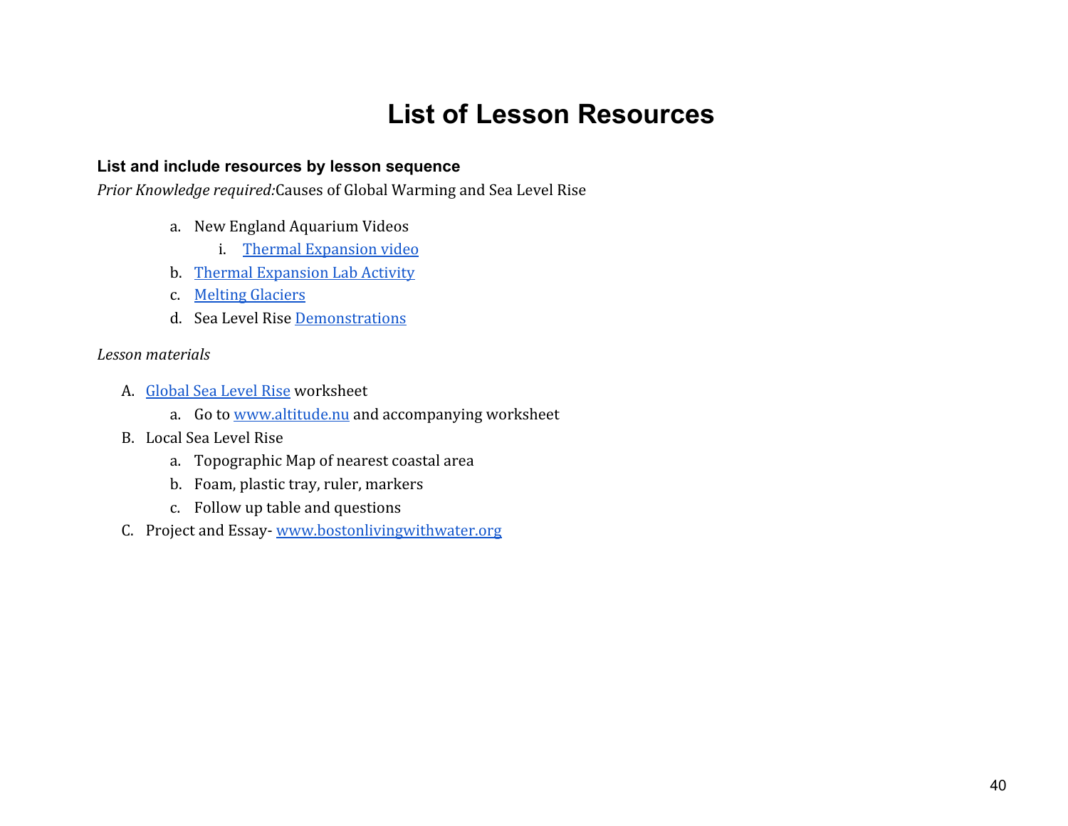# List of Lesson Resources

**List and include resources by lesson sequence**

*Prior Knowledge required:* Causes of Global Warming and Sea Level Rise

- a. New England Aquarium Videos
  - i. Thermal Expansion video
- b. Thermal Expansion Lab Activity
- c. Melting Glaciers
- d. Sea Level Rise Demonstrations

*Lesson materials*

- A. Global Sea Level Rise worksheet
  - a. Go to www.altitude.nu and accompanying worksheet
- B. Local Sea Level Rise
  - a. Topographic Map of nearest coastal area
  - b. Foam, plastic tray, ruler, markers
  - c. Follow up table and questions
- C. Project and Essay- www.bostonlivingwithwater.org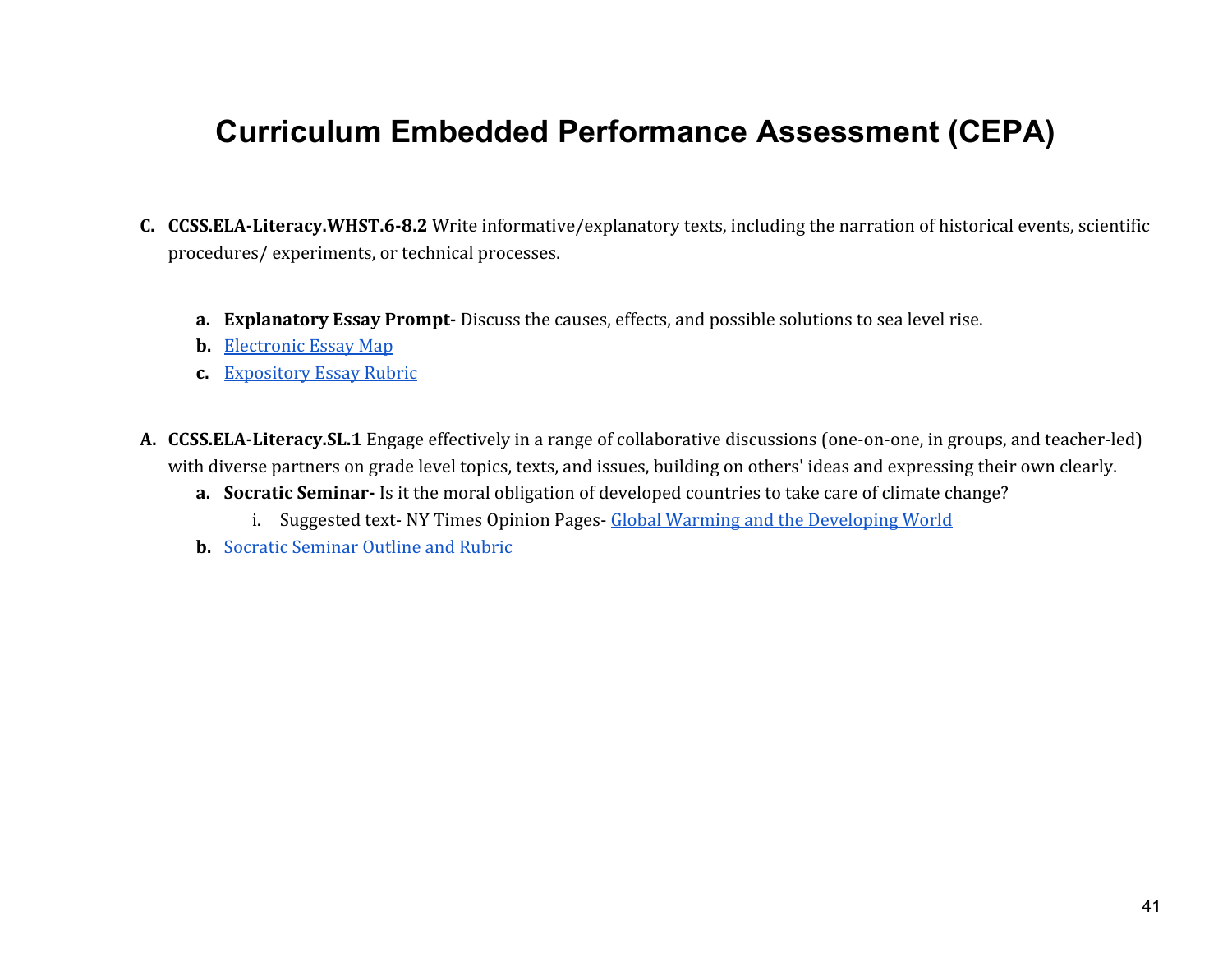# Curriculum Embedded Performance Assessment (CEPA)

C. **CCSS.ELA-Literacy.WHST.6-8.2** Write informative/explanatory texts, including the narration of historical events, scientific procedures/ experiments, or technical processes.

   a. **Explanatory Essay Prompt-** Discuss the causes, effects, and possible solutions to sea level rise.
   b. Electronic Essay Map
   c. Expository Essay Rubric

A. **CCSS.ELA-Literacy.SL.1** Engage effectively in a range of collaborative discussions (one-on-one, in groups, and teacher-led) with diverse partners on grade level topics, texts, and issues, building on others' ideas and expressing their own clearly.
   a. **Socratic Seminar-** Is it the moral obligation of developed countries to take care of climate change?
      i. Suggested text- NY Times Opinion Pages- Global Warming and the Developing World
   b. Socratic Seminar Outline and Rubric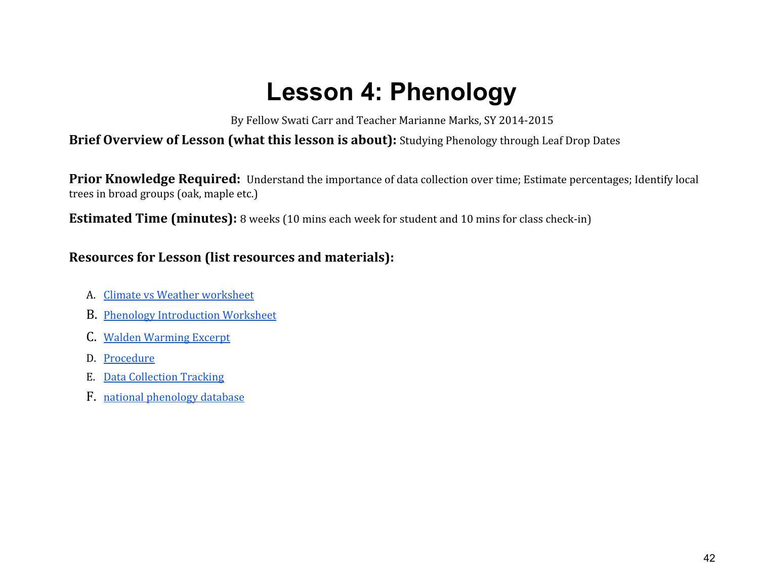# Lesson 4: Phenology

By Fellow Swati Carr and Teacher Marianne Marks, SY 2014-2015

**Brief Overview of Lesson (what this lesson is about):** Studying Phenology through Leaf Drop Dates

**Prior Knowledge Required:** Understand the importance of data collection over time; Estimate percentages; Identify local trees in broad groups (oak, maple etc.)

**Estimated Time (minutes):** 8 weeks (10 mins each week for student and 10 mins for class check-in)

**Resources for Lesson (list resources and materials):**

A. Climate vs Weather worksheet
B. Phenology Introduction Worksheet
C. Walden Warming Excerpt
D. Procedure
E. Data Collection Tracking
F. national phenology database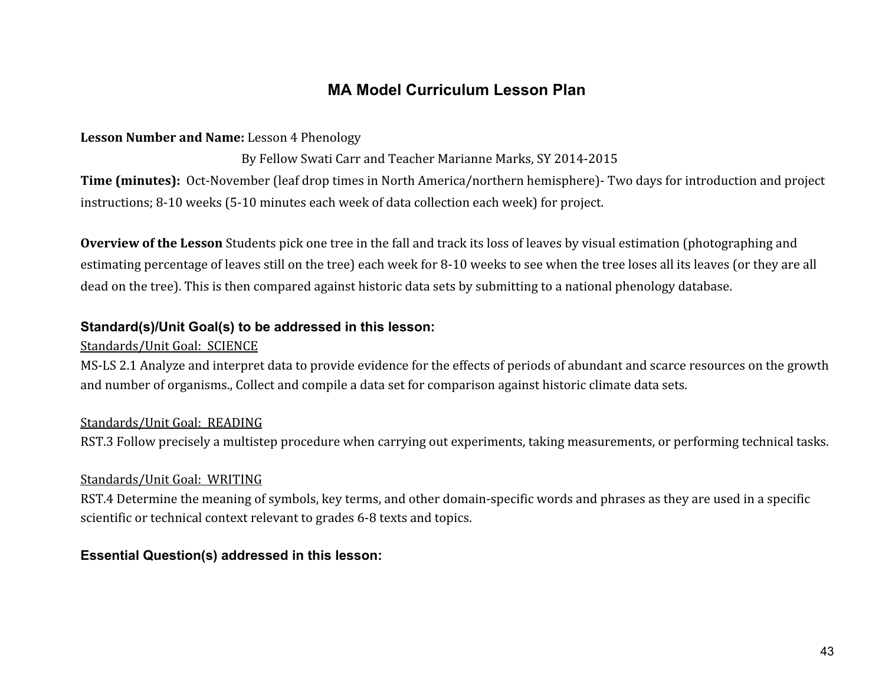## MA Model Curriculum Lesson Plan

**Lesson Number and Name:** Lesson 4 Phenology

By Fellow Swati Carr and Teacher Marianne Marks, SY 2014-2015

**Time (minutes):** Oct-November (leaf drop times in North America/northern hemisphere)- Two days for introduction and project instructions; 8-10 weeks (5-10 minutes each week of data collection each week) for project.

**Overview of the Lesson** Students pick one tree in the fall and track its loss of leaves by visual estimation (photographing and estimating percentage of leaves still on the tree) each week for 8-10 weeks to see when the tree loses all its leaves (or they are all dead on the tree). This is then compared against historic data sets by submitting to a national phenology database.

### Standard(s)/Unit Goal(s) to be addressed in this lesson:

<u>Standards/Unit Goal: SCIENCE</u>

MS-LS 2.1 Analyze and interpret data to provide evidence for the effects of periods of abundant and scarce resources on the growth and number of organisms., Collect and compile a data set for comparison against historic climate data sets.

<u>Standards/Unit Goal: READING</u>

RST.3 Follow precisely a multistep procedure when carrying out experiments, taking measurements, or performing technical tasks.

<u>Standards/Unit Goal: WRITING</u>

RST.4 Determine the meaning of symbols, key terms, and other domain-specific words and phrases as they are used in a specific scientific or technical context relevant to grades 6-8 texts and topics.

### Essential Question(s) addressed in this lesson: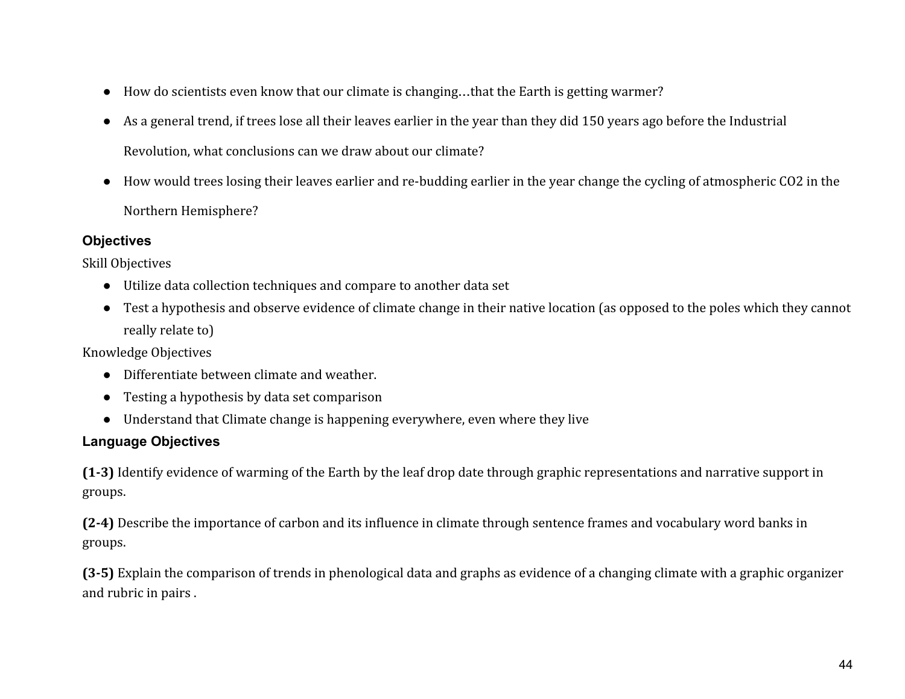- How do scientists even know that our climate is changing…that the Earth is getting warmer?
- As a general trend, if trees lose all their leaves earlier in the year than they did 150 years ago before the Industrial Revolution, what conclusions can we draw about our climate?
- How would trees losing their leaves earlier and re-budding earlier in the year change the cycling of atmospheric $CO_2$ in the Northern Hemisphere?

### Objectives

Skill Objectives

- Utilize data collection techniques and compare to another data set
- Test a hypothesis and observe evidence of climate change in their native location (as opposed to the poles which they cannot really relate to)

Knowledge Objectives

- Differentiate between climate and weather.
- Testing a hypothesis by data set comparison
- Understand that Climate change is happening everywhere, even where they live

### Language Objectives

**(1-3)** Identify evidence of warming of the Earth by the leaf drop date through graphic representations and narrative support in groups.

**(2-4)** Describe the importance of carbon and its influence in climate through sentence frames and vocabulary word banks in groups.

**(3-5)** Explain the comparison of trends in phenological data and graphs as evidence of a changing climate with a graphic organizer and rubric in pairs .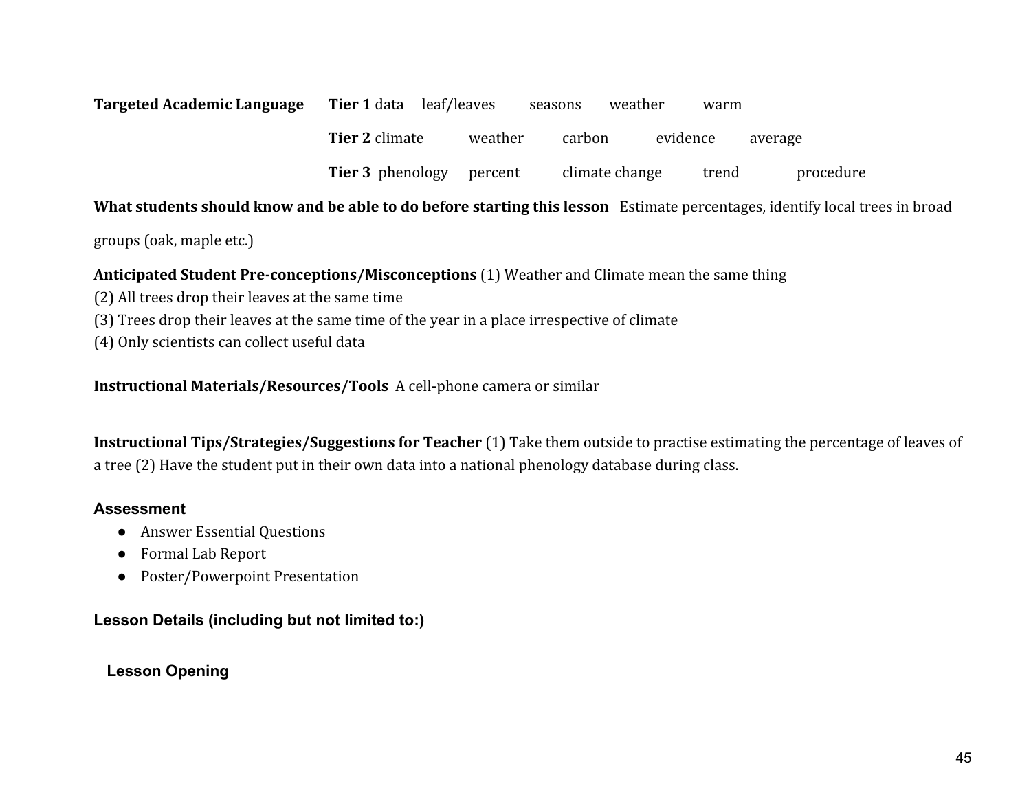**Targeted Academic Language** **Tier 1** data leaf/leaves seasons weather warm

**Tier 2** climate weather carbon evidence average

**Tier 3** phenology percent climate change trend procedure

**What students should know and be able to do before starting this lesson** Estimate percentages, identify local trees in broad groups (oak, maple etc.)

**Anticipated Student Pre-conceptions/Misconceptions** (1) Weather and Climate mean the same thing
(2) All trees drop their leaves at the same time
(3) Trees drop their leaves at the same time of the year in a place irrespective of climate
(4) Only scientists can collect useful data

**Instructional Materials/Resources/Tools** A cell-phone camera or similar

**Instructional Tips/Strategies/Suggestions for Teacher** (1) Take them outside to practise estimating the percentage of leaves of a tree (2) Have the student put in their own data into a national phenology database during class.

### Assessment

- Answer Essential Questions
- Formal Lab Report
- Poster/Powerpoint Presentation

### Lesson Details (including but not limited to:)

#### Lesson Opening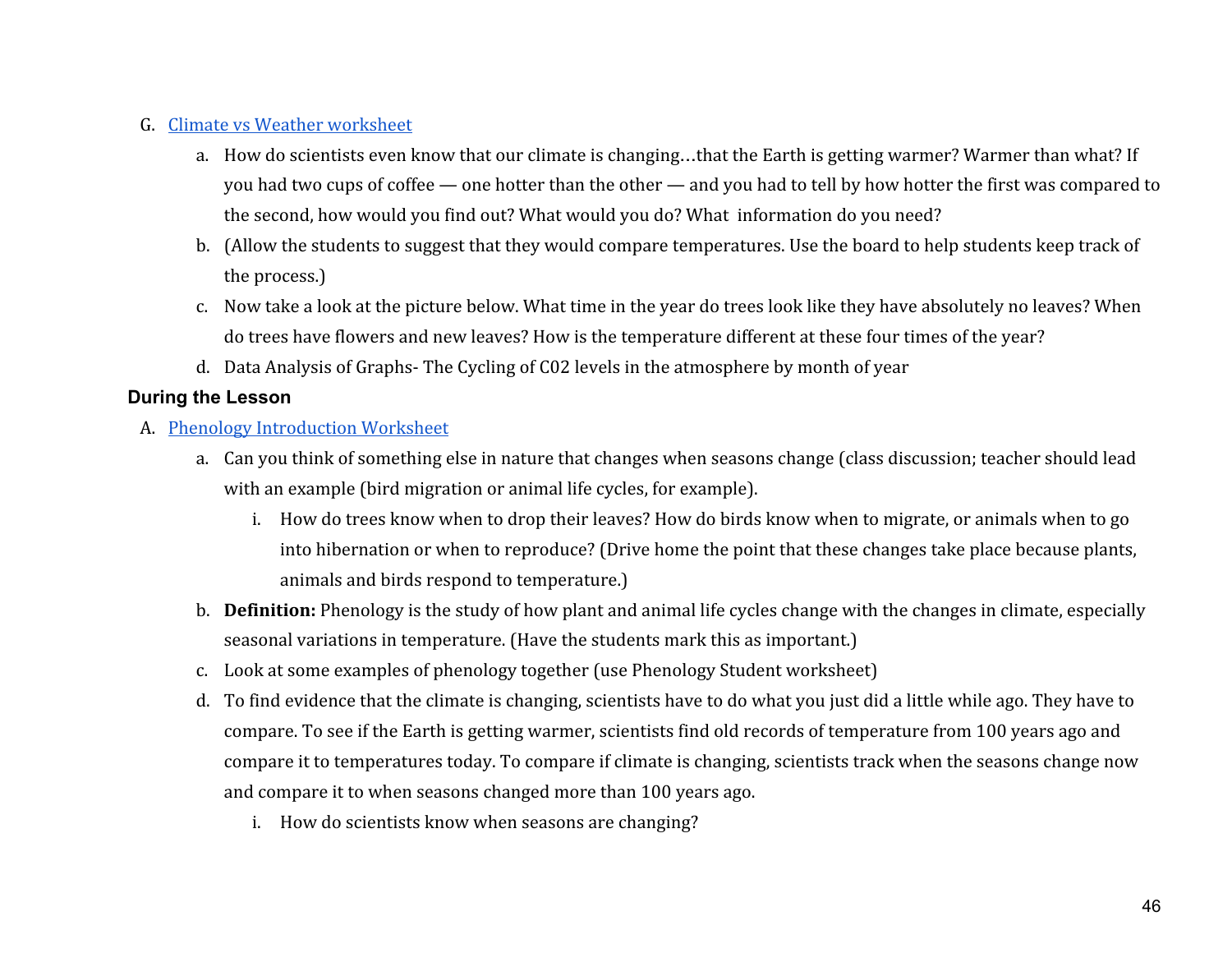G. Climate vs Weather worksheet

   a. How do scientists even know that our climate is changing…that the Earth is getting warmer? Warmer than what? If you had two cups of coffee — one hotter than the other — and you had to tell by how hotter the first was compared to the second, how would you find out? What would you do? What information do you need?
   b. (Allow the students to suggest that they would compare temperatures. Use the board to help students keep track of the process.)
   c. Now take a look at the picture below. What time in the year do trees look like they have absolutely no leaves? When do trees have flowers and new leaves? How is the temperature different at these four times of the year?
   d. Data Analysis of Graphs- The Cycling of C02 levels in the atmosphere by month of year

### During the Lesson

A. Phenology Introduction Worksheet

   a. Can you think of something else in nature that changes when seasons change (class discussion; teacher should lead with an example (bird migration or animal life cycles, for example).
      i. How do trees know when to drop their leaves? How do birds know when to migrate, or animals when to go into hibernation or when to reproduce? (Drive home the point that these changes take place because plants, animals and birds respond to temperature.)
   b. **Definition:** Phenology is the study of how plant and animal life cycles change with the changes in climate, especially seasonal variations in temperature. (Have the students mark this as important.)
   c. Look at some examples of phenology together (use Phenology Student worksheet)
   d. To find evidence that the climate is changing, scientists have to do what you just did a little while ago. They have to compare. To see if the Earth is getting warmer, scientists find old records of temperature from 100 years ago and compare it to temperatures today. To compare if climate is changing, scientists track when the seasons change now and compare it to when seasons changed more than 100 years ago.
      i. How do scientists know when seasons are changing?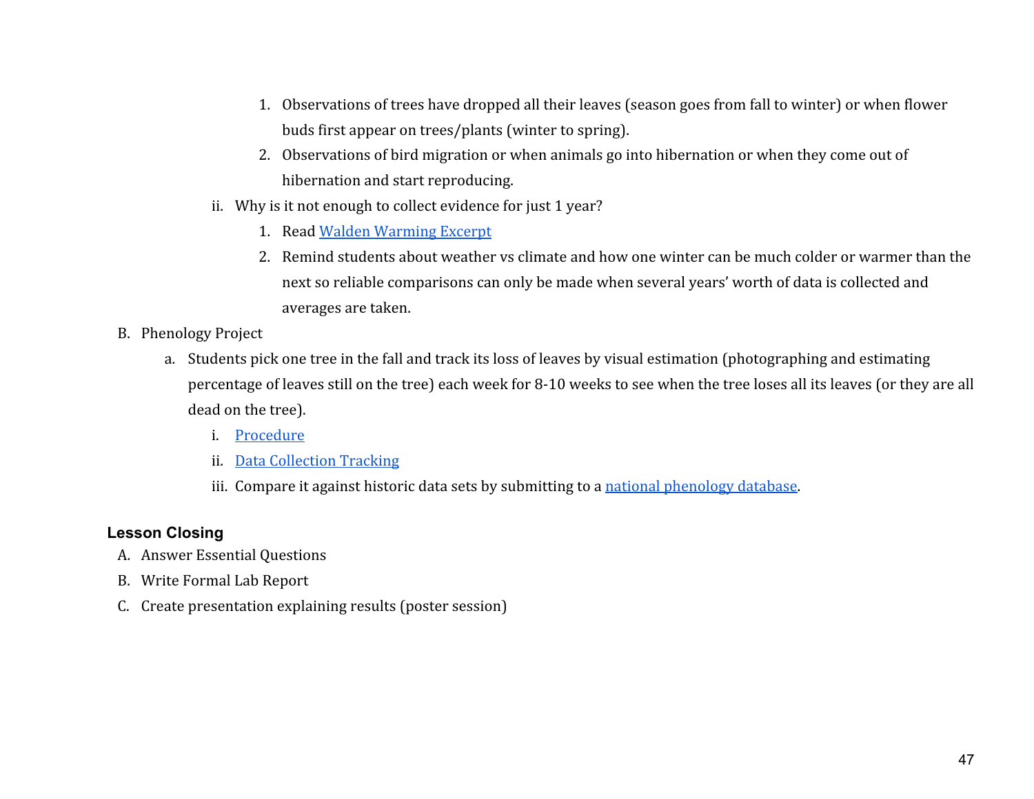1. Observations of trees have dropped all their leaves (season goes from fall to winter) or when flower buds first appear on trees/plants (winter to spring).
2. Observations of bird migration or when animals go into hibernation or when they come out of hibernation and start reproducing.

ii. Why is it not enough to collect evidence for just 1 year?

1. Read Walden Warming Excerpt
2. Remind students about weather vs climate and how one winter can be much colder or warmer than the next so reliable comparisons can only be made when several years' worth of data is collected and averages are taken.

B. Phenology Project

a. Students pick one tree in the fall and track its loss of leaves by visual estimation (photographing and estimating percentage of leaves still on the tree) each week for 8-10 weeks to see when the tree loses all its leaves (or they are all dead on the tree).

i. Procedure

ii. Data Collection Tracking

iii. Compare it against historic data sets by submitting to a national phenology database.

### Lesson Closing

A. Answer Essential Questions

B. Write Formal Lab Report

C. Create presentation explaining results (poster session)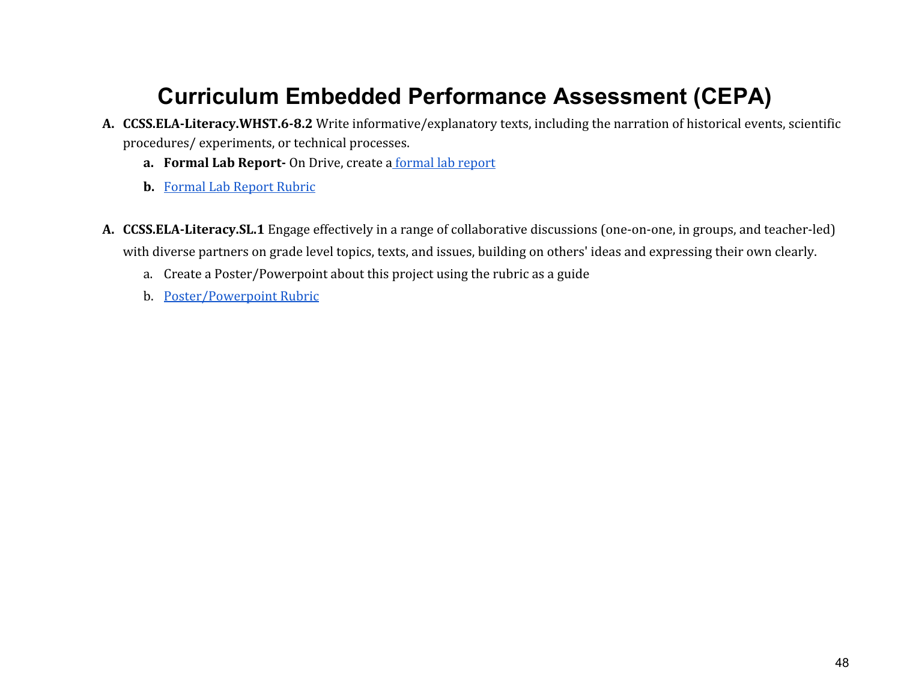# Curriculum Embedded Performance Assessment (CEPA)

A. **CCSS.ELA-Literacy.WHST.6-8.2** Write informative/explanatory texts, including the narration of historical events, scientific procedures/ experiments, or technical processes.
   - a. **Formal Lab Report-** On Drive, create a formal lab report
   - b. Formal Lab Report Rubric

A. **CCSS.ELA-Literacy.SL.1** Engage effectively in a range of collaborative discussions (one-on-one, in groups, and teacher-led) with diverse partners on grade level topics, texts, and issues, building on others' ideas and expressing their own clearly.
   - a. Create a Poster/Powerpoint about this project using the rubric as a guide
   - b. Poster/Powerpoint Rubric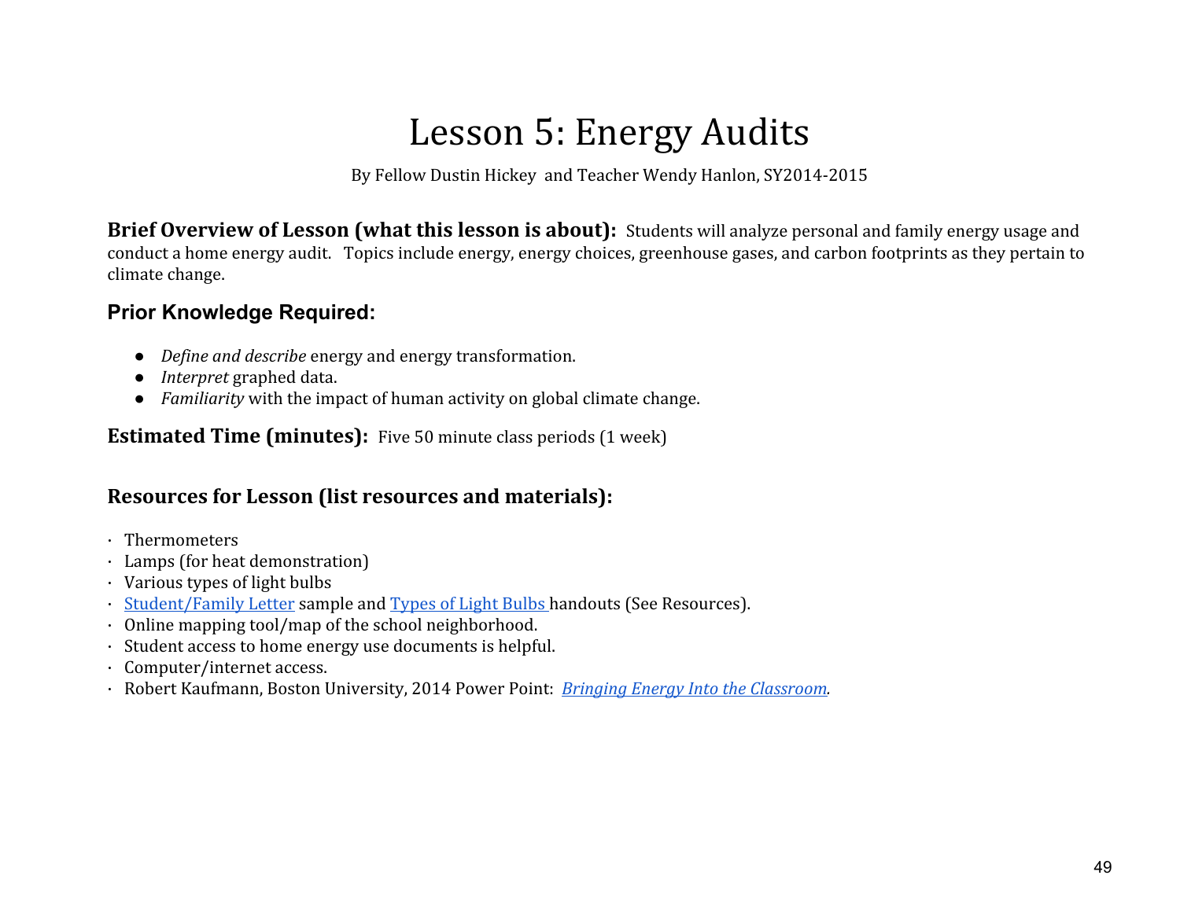# Lesson 5: Energy Audits

By Fellow Dustin Hickey  and Teacher Wendy Hanlon, SY2014-2015

**Brief Overview of Lesson (what this lesson is about):** Students will analyze personal and family energy usage and conduct a home energy audit.   Topics include energy, energy choices, greenhouse gases, and carbon footprints as they pertain to climate change.

## Prior Knowledge Required:

- *Define and describe* energy and energy transformation.
- *Interpret* graphed data.
- *Familiarity* with the impact of human activity on global climate change.

**Estimated Time (minutes):** Five 50 minute class periods (1 week)

## Resources for Lesson (list resources and materials):

- Thermometers
- Lamps (for heat demonstration)
- Various types of light bulbs
- Student/Family Letter sample and Types of Light Bulbs handouts (See Resources).
- Online mapping tool/map of the school neighborhood.
- Student access to home energy use documents is helpful.
- Computer/internet access.
- Robert Kaufmann, Boston University, 2014 Power Point: *Bringing Energy Into the Classroom*.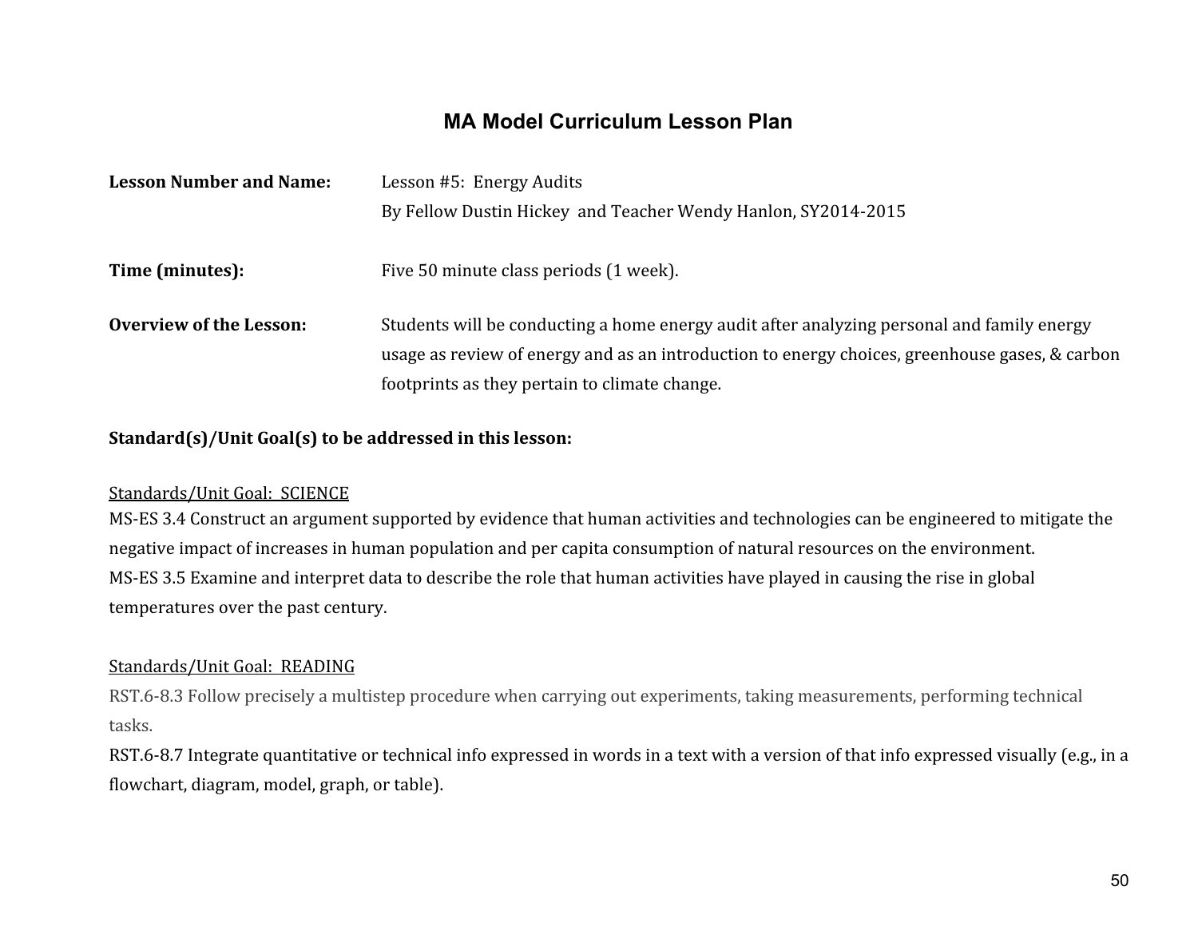# MA Model Curriculum Lesson Plan

**Lesson Number and Name:** Lesson #5: Energy Audits
By Fellow Dustin Hickey and Teacher Wendy Hanlon, SY2014-2015

**Time (minutes):** Five 50 minute class periods (1 week).

**Overview of the Lesson:** Students will be conducting a home energy audit after analyzing personal and family energy usage as review of energy and as an introduction to energy choices, greenhouse gases, & carbon footprints as they pertain to climate change.

**Standard(s)/Unit Goal(s) to be addressed in this lesson:**

Standards/Unit Goal: SCIENCE

MS-ES 3.4 Construct an argument supported by evidence that human activities and technologies can be engineered to mitigate the negative impact of increases in human population and per capita consumption of natural resources on the environment.

MS-ES 3.5 Examine and interpret data to describe the role that human activities have played in causing the rise in global temperatures over the past century.

Standards/Unit Goal: READING

RST.6-8.3 Follow precisely a multistep procedure when carrying out experiments, taking measurements, performing technical tasks.

RST.6-8.7 Integrate quantitative or technical info expressed in words in a text with a version of that info expressed visually (e.g., in a flowchart, diagram, model, graph, or table).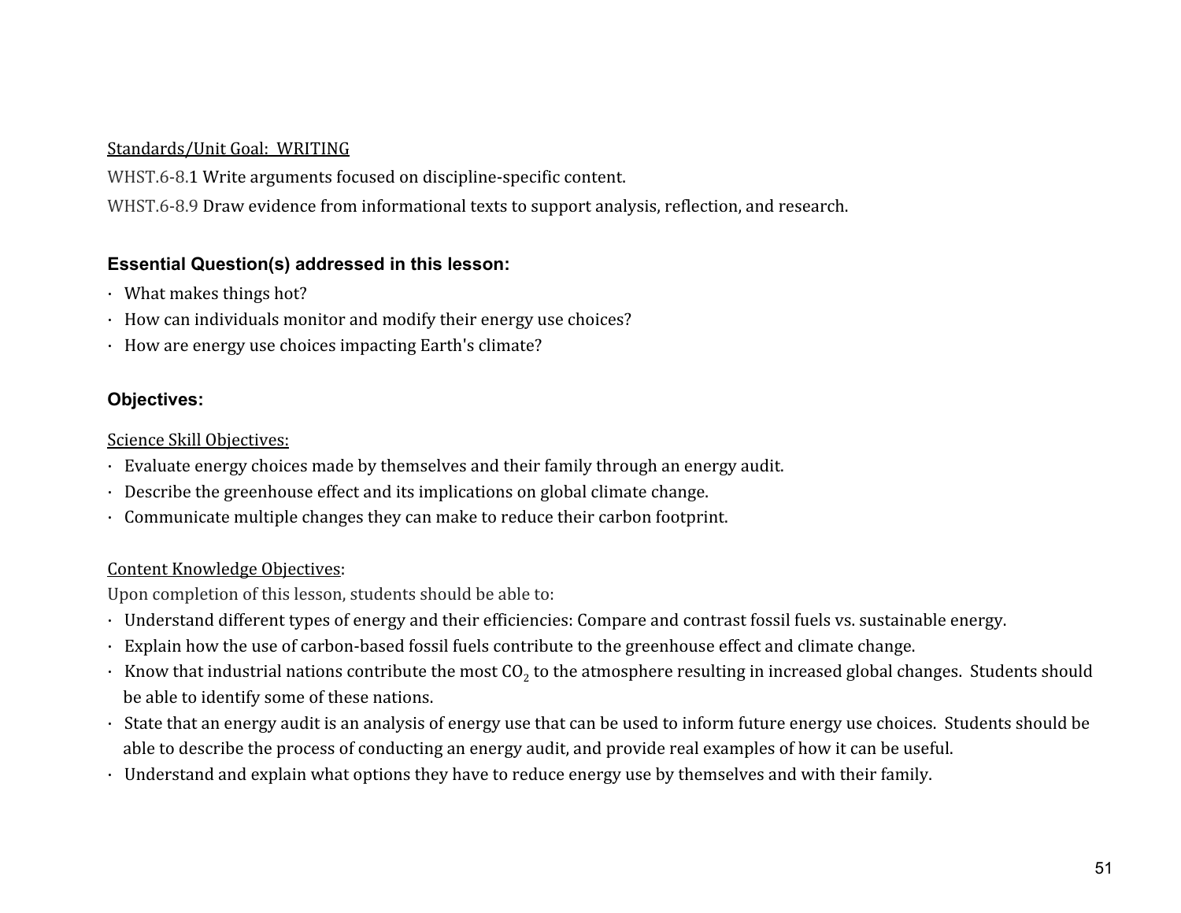Standards/Unit Goal: WRITING

WHST.6-8.1 Write arguments focused on discipline-specific content.

WHST.6-8.9 Draw evidence from informational texts to support analysis, reflection, and research.

### Essential Question(s) addressed in this lesson:

- What makes things hot?
- How can individuals monitor and modify their energy use choices?
- How are energy use choices impacting Earth's climate?

### Objectives:

Science Skill Objectives:

- Evaluate energy choices made by themselves and their family through an energy audit.
- Describe the greenhouse effect and its implications on global climate change.
- Communicate multiple changes they can make to reduce their carbon footprint.

Content Knowledge Objectives:

Upon completion of this lesson, students should be able to:

- Understand different types of energy and their efficiencies: Compare and contrast fossil fuels vs. sustainable energy.
- Explain how the use of carbon-based fossil fuels contribute to the greenhouse effect and climate change.
- Know that industrial nations contribute the most $CO_2$ to the atmosphere resulting in increased global changes. Students should be able to identify some of these nations.
- State that an energy audit is an analysis of energy use that can be used to inform future energy use choices. Students should be able to describe the process of conducting an energy audit, and provide real examples of how it can be useful.
- Understand and explain what options they have to reduce energy use by themselves and with their family.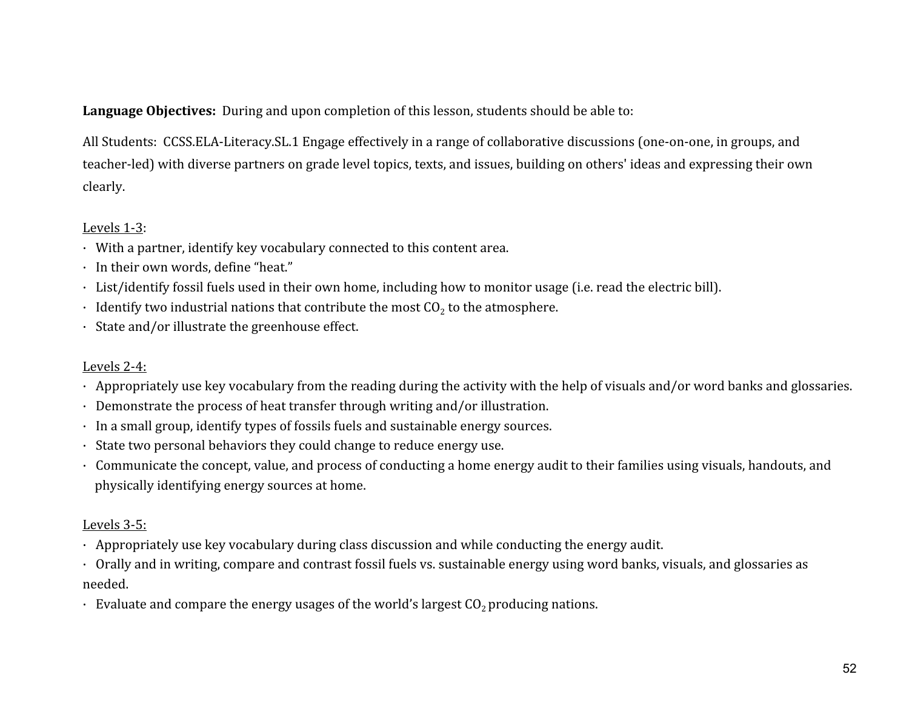**Language Objectives:** During and upon completion of this lesson, students should be able to:

All Students: CCSS.ELA-Literacy.SL.1 Engage effectively in a range of collaborative discussions (one-on-one, in groups, and teacher-led) with diverse partners on grade level topics, texts, and issues, building on others' ideas and expressing their own clearly.

Levels 1-3:

- With a partner, identify key vocabulary connected to this content area.
- In their own words, define "heat."
- List/identify fossil fuels used in their own home, including how to monitor usage (i.e. read the electric bill).
- Identify two industrial nations that contribute the most $CO_2$ to the atmosphere.
- State and/or illustrate the greenhouse effect.

Levels 2-4:

- Appropriately use key vocabulary from the reading during the activity with the help of visuals and/or word banks and glossaries.
- Demonstrate the process of heat transfer through writing and/or illustration.
- In a small group, identify types of fossils fuels and sustainable energy sources.
- State two personal behaviors they could change to reduce energy use.
- Communicate the concept, value, and process of conducting a home energy audit to their families using visuals, handouts, and physically identifying energy sources at home.

Levels 3-5:

- Appropriately use key vocabulary during class discussion and while conducting the energy audit.
- Orally and in writing, compare and contrast fossil fuels vs. sustainable energy using word banks, visuals, and glossaries as needed.
- Evaluate and compare the energy usages of the world's largest $CO_2$ producing nations.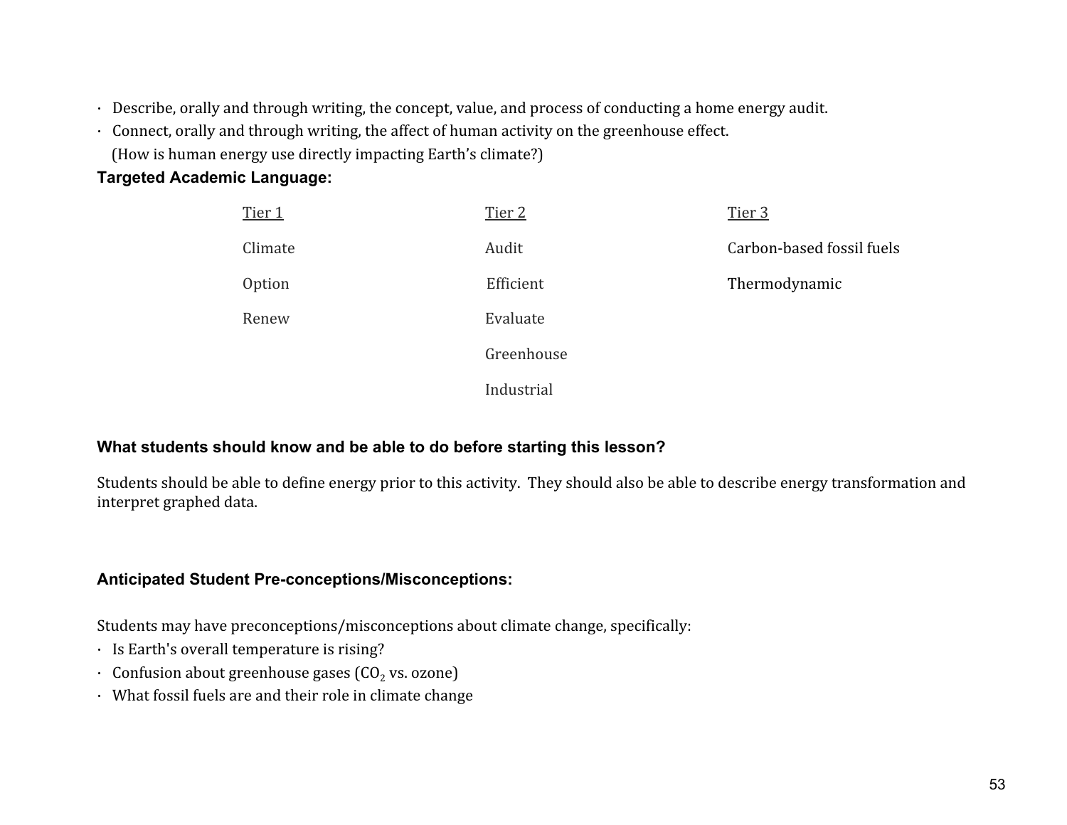- Describe, orally and through writing, the concept, value, and process of conducting a home energy audit.
- Connect, orally and through writing, the affect of human activity on the greenhouse effect. (How is human energy use directly impacting Earth's climate?)

**Targeted Academic Language:**

| Tier 1 | Tier 2 | Tier 3 |
|---|---|---|
| Climate | Audit | Carbon-based fossil fuels |
| Option | Efficient | Thermodynamic |
| Renew | Evaluate | |
| | Greenhouse | |
| | Industrial | |

**What students should know and be able to do before starting this lesson?**

Students should be able to define energy prior to this activity. They should also be able to describe energy transformation and interpret graphed data.

**Anticipated Student Pre-conceptions/Misconceptions:**

Students may have preconceptions/misconceptions about climate change, specifically:

- Is Earth's overall temperature is rising?
- Confusion about greenhouse gases ($CO_2$ vs. ozone)
- What fossil fuels are and their role in climate change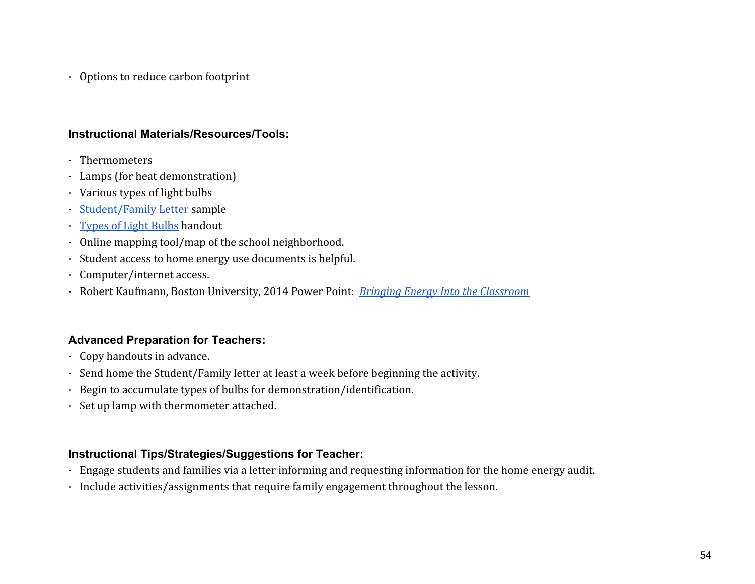- Options to reduce carbon footprint

**Instructional Materials/Resources/Tools:**

- Thermometers
- Lamps (for heat demonstration)
- Various types of light bulbs
- Student/Family Letter sample
- Types of Light Bulbs handout
- Online mapping tool/map of the school neighborhood.
- Student access to home energy use documents is helpful.
- Computer/internet access.
- Robert Kaufmann, Boston University, 2014 Power Point: *Bringing Energy Into the Classroom*

**Advanced Preparation for Teachers:**

- Copy handouts in advance.
- Send home the Student/Family letter at least a week before beginning the activity.
- Begin to accumulate types of bulbs for demonstration/identification.
- Set up lamp with thermometer attached.

**Instructional Tips/Strategies/Suggestions for Teacher:**

- Engage students and families via a letter informing and requesting information for the home energy audit.
- Include activities/assignments that require family engagement throughout the lesson.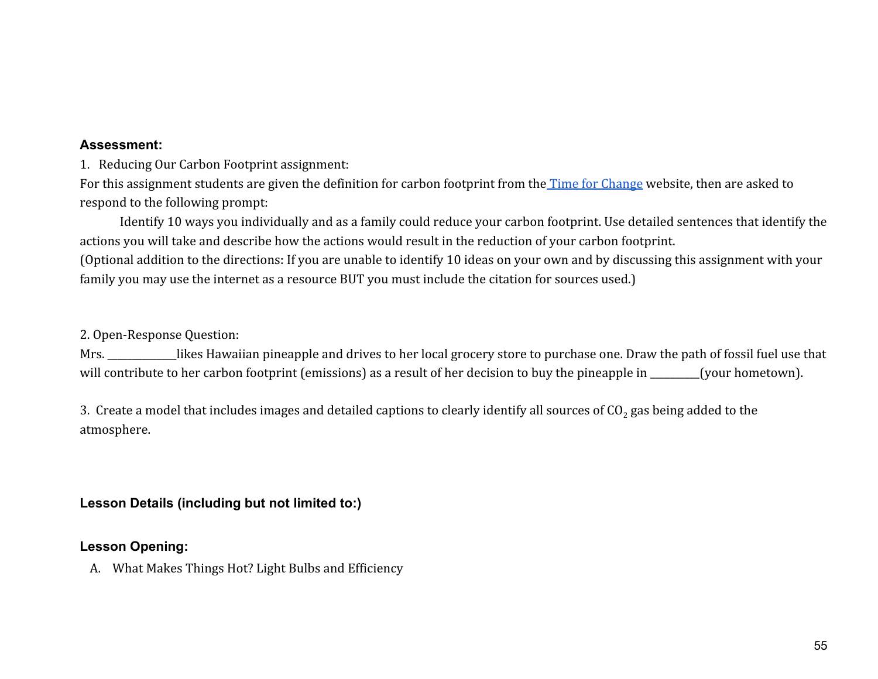**Assessment:**

1. Reducing Our Carbon Footprint assignment:

For this assignment students are given the definition for carbon footprint from the Time for Change website, then are asked to respond to the following prompt:

Identify 10 ways you individually and as a family could reduce your carbon footprint. Use detailed sentences that identify the actions you will take and describe how the actions would result in the reduction of your carbon footprint.

(Optional addition to the directions: If you are unable to identify 10 ideas on your own and by discussing this assignment with your family you may use the internet as a resource BUT you must include the citation for sources used.)

2. Open-Response Question:

Mrs. ____________likes Hawaiian pineapple and drives to her local grocery store to purchase one. Draw the path of fossil fuel use that will contribute to her carbon footprint (emissions) as a result of her decision to buy the pineapple in _________(your hometown).

3. Create a model that includes images and detailed captions to clearly identify all sources of $CO_2$ gas being added to the atmosphere.

**Lesson Details (including but not limited to:)**

**Lesson Opening:**

A. What Makes Things Hot? Light Bulbs and Efficiency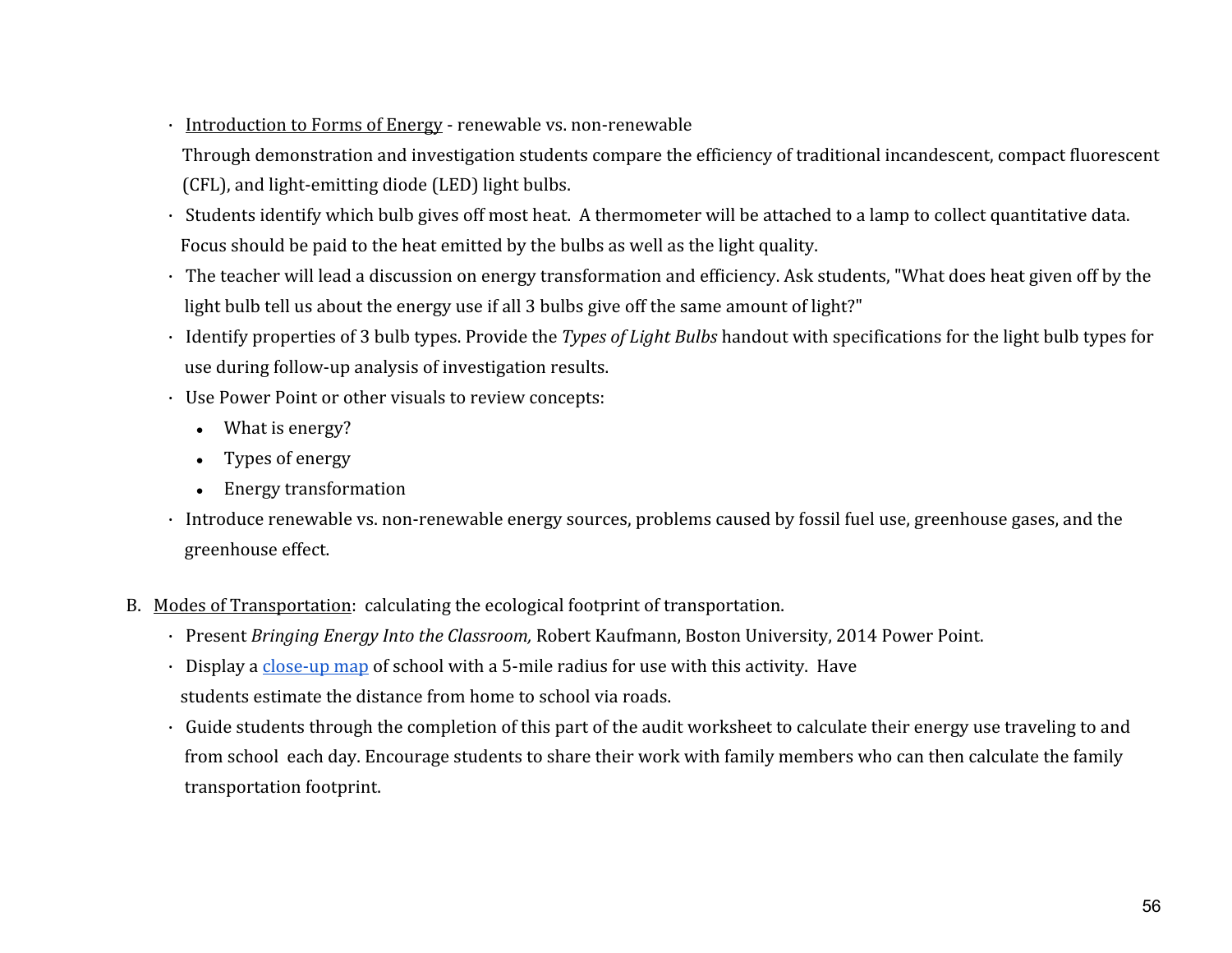- <u>Introduction to Forms of Energy</u> - renewable vs. non-renewable

  Through demonstration and investigation students compare the efficiency of traditional incandescent, compact fluorescent (CFL), and light-emitting diode (LED) light bulbs.
- Students identify which bulb gives off most heat. A thermometer will be attached to a lamp to collect quantitative data. Focus should be paid to the heat emitted by the bulbs as well as the light quality.
- The teacher will lead a discussion on energy transformation and efficiency. Ask students, "What does heat given off by the light bulb tell us about the energy use if all 3 bulbs give off the same amount of light?"
- Identify properties of 3 bulb types. Provide the *Types of Light Bulbs* handout with specifications for the light bulb types for use during follow-up analysis of investigation results.
- Use Power Point or other visuals to review concepts:
  - What is energy?
  - Types of energy
  - Energy transformation
- Introduce renewable vs. non-renewable energy sources, problems caused by fossil fuel use, greenhouse gases, and the greenhouse effect.

B. <u>Modes of Transportation</u>: calculating the ecological footprint of transportation.

- Present *Bringing Energy Into the Classroom,* Robert Kaufmann, Boston University, 2014 Power Point.
- Display a close-up map of school with a 5-mile radius for use with this activity. Have students estimate the distance from home to school via roads.
- Guide students through the completion of this part of the audit worksheet to calculate their energy use traveling to and from school each day. Encourage students to share their work with family members who can then calculate the family transportation footprint.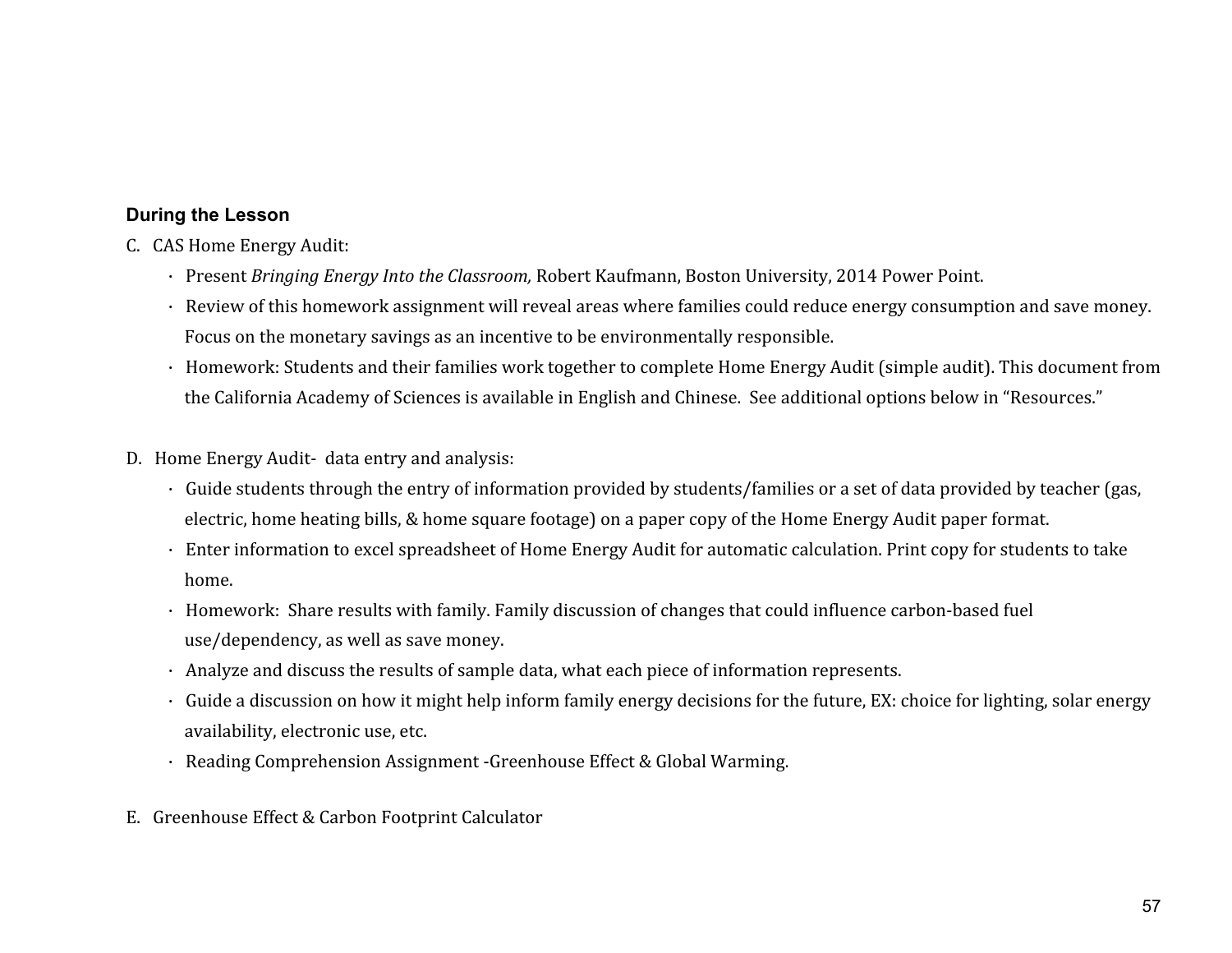**During the Lesson**

C. CAS Home Energy Audit:

- Present *Bringing Energy Into the Classroom,* Robert Kaufmann, Boston University, 2014 Power Point.
- Review of this homework assignment will reveal areas where families could reduce energy consumption and save money. Focus on the monetary savings as an incentive to be environmentally responsible.
- Homework: Students and their families work together to complete Home Energy Audit (simple audit). This document from the California Academy of Sciences is available in English and Chinese. See additional options below in "Resources."

D. Home Energy Audit- data entry and analysis:

- Guide students through the entry of information provided by students/families or a set of data provided by teacher (gas, electric, home heating bills, & home square footage) on a paper copy of the Home Energy Audit paper format.
- Enter information to excel spreadsheet of Home Energy Audit for automatic calculation. Print copy for students to take home.
- Homework: Share results with family. Family discussion of changes that could influence carbon-based fuel use/dependency, as well as save money.
- Analyze and discuss the results of sample data, what each piece of information represents.
- Guide a discussion on how it might help inform family energy decisions for the future, EX: choice for lighting, solar energy availability, electronic use, etc.
- Reading Comprehension Assignment -Greenhouse Effect & Global Warming.

E. Greenhouse Effect & Carbon Footprint Calculator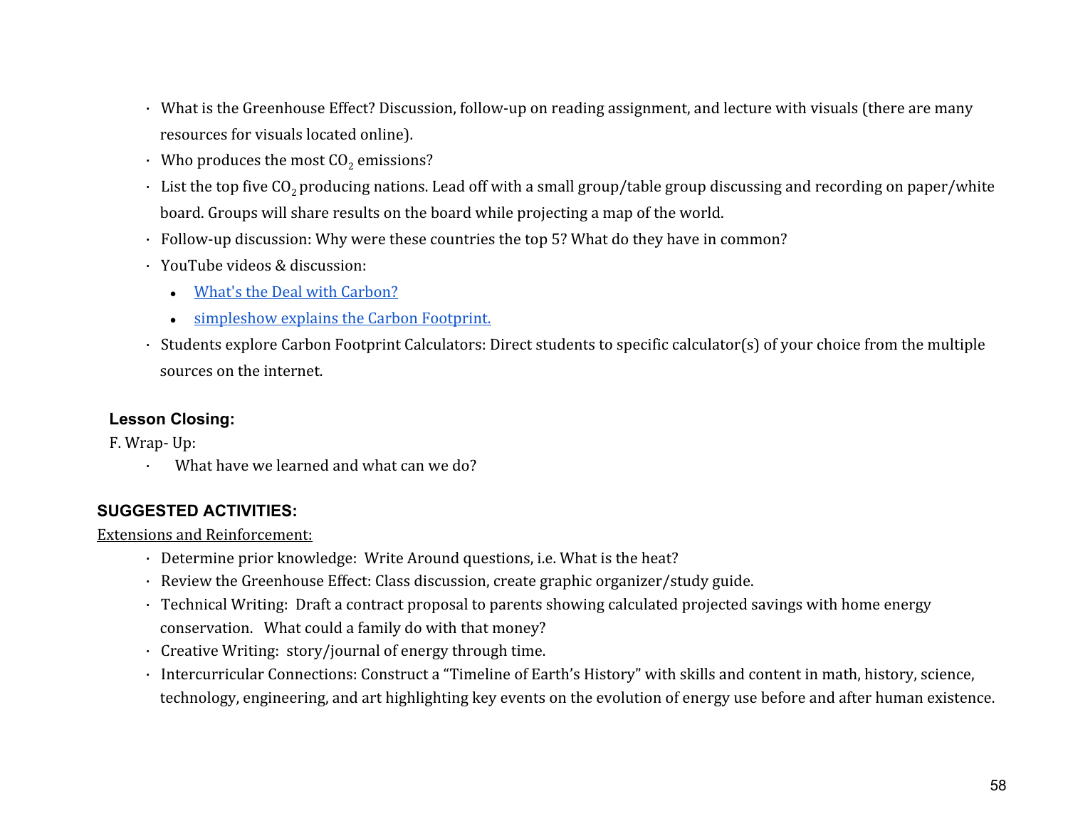- What is the Greenhouse Effect? Discussion, follow-up on reading assignment, and lecture with visuals (there are many resources for visuals located online).
- Who produces the most $CO_2$ emissions?
- List the top five $CO_2$ producing nations. Lead off with a small group/table group discussing and recording on paper/white board. Groups will share results on the board while projecting a map of the world.
- Follow-up discussion: Why were these countries the top 5? What do they have in common?
- YouTube videos & discussion:
  - What's the Deal with Carbon?
  - simpleshow explains the Carbon Footprint.
- Students explore Carbon Footprint Calculators: Direct students to specific calculator(s) of your choice from the multiple sources on the internet.

**Lesson Closing:**

F. Wrap- Up:

- What have we learned and what can we do?

**SUGGESTED ACTIVITIES:**

Extensions and Reinforcement:

- Determine prior knowledge: Write Around questions, i.e. What is the heat?
- Review the Greenhouse Effect: Class discussion, create graphic organizer/study guide.
- Technical Writing: Draft a contract proposal to parents showing calculated projected savings with home energy conservation. What could a family do with that money?
- Creative Writing: story/journal of energy through time.
- Intercurricular Connections: Construct a "Timeline of Earth's History" with skills and content in math, history, science, technology, engineering, and art highlighting key events on the evolution of energy use before and after human existence.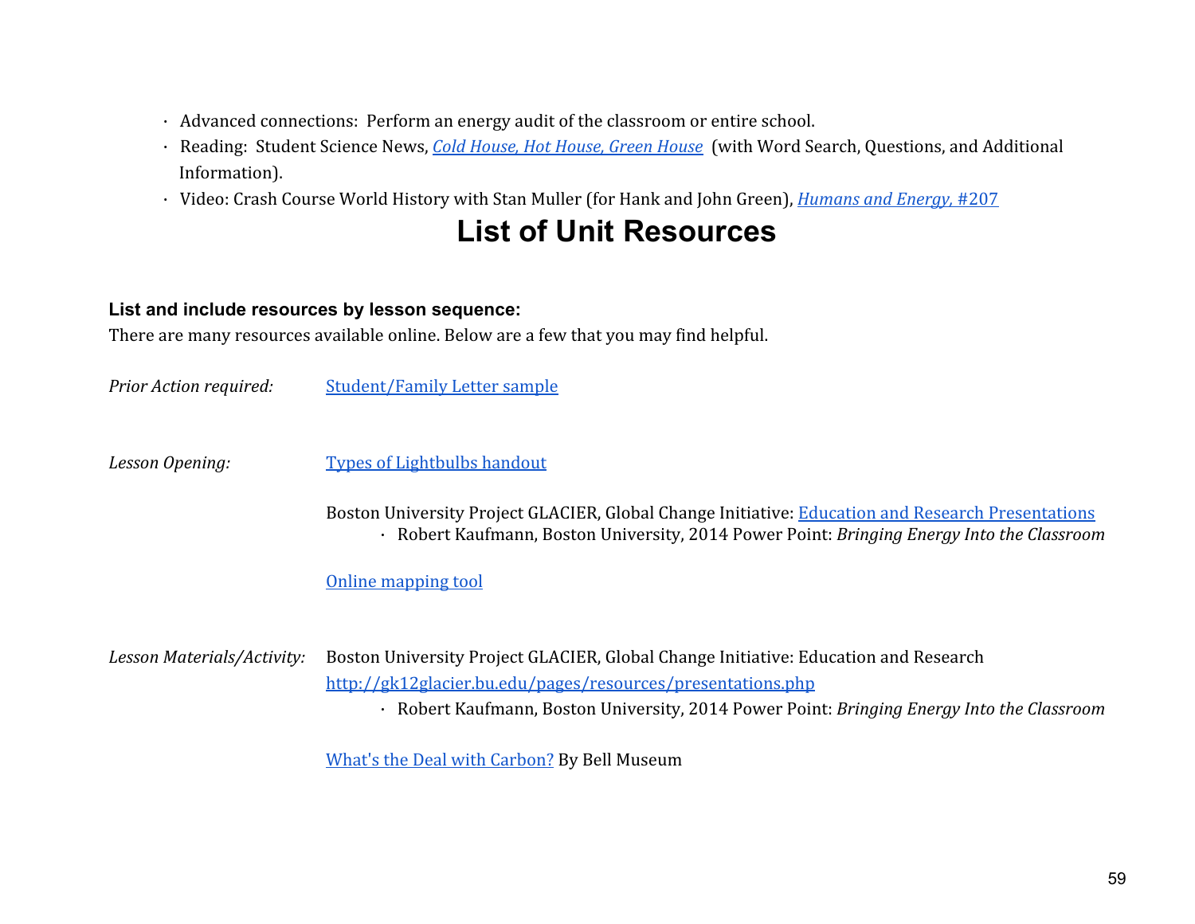- Advanced connections: Perform an energy audit of the classroom or entire school.
- Reading: Student Science News, *Cold House, Hot House, Green House* (with Word Search, Questions, and Additional Information).
- Video: Crash Course World History with Stan Muller (for Hank and John Green), *Humans and Energy*, #207

# List of Unit Resources

**List and include resources by lesson sequence:**

There are many resources available online. Below are a few that you may find helpful.

*Prior Action required:* Student/Family Letter sample

*Lesson Opening:* Types of Lightbulbs handout

Boston University Project GLACIER, Global Change Initiative: Education and Research Presentations

- Robert Kaufmann, Boston University, 2014 Power Point: *Bringing Energy Into the Classroom*

Online mapping tool

*Lesson Materials/Activity:* Boston University Project GLACIER, Global Change Initiative: Education and Research http://gk12glacier.bu.edu/pages/resources/presentations.php

- Robert Kaufmann, Boston University, 2014 Power Point: *Bringing Energy Into the Classroom*

What's the Deal with Carbon? By Bell Museum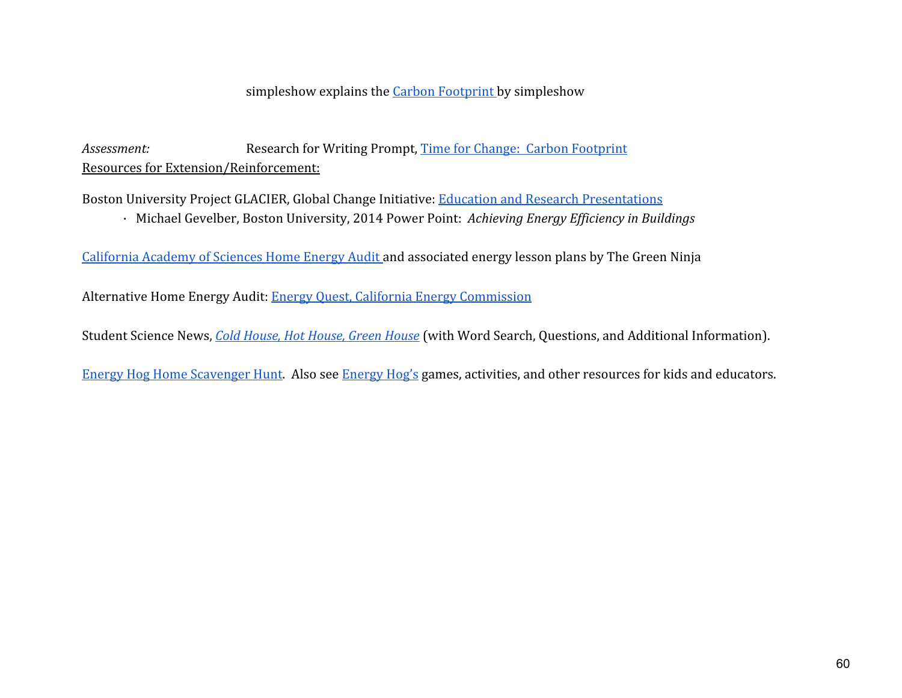simpleshow explains the Carbon Footprint by simpleshow

*Assessment:* Research for Writing Prompt, Time for Change: Carbon Footprint

Resources for Extension/Reinforcement:

Boston University Project GLACIER, Global Change Initiative: Education and Research Presentations

- Michael Gevelber, Boston University, 2014 Power Point: *Achieving Energy Efficiency in Buildings*

California Academy of Sciences Home Energy Audit and associated energy lesson plans by The Green Ninja

Alternative Home Energy Audit: Energy Quest, California Energy Commission

Student Science News, *Cold House, Hot House, Green House* (with Word Search, Questions, and Additional Information).

Energy Hog Home Scavenger Hunt. Also see Energy Hog's games, activities, and other resources for kids and educators.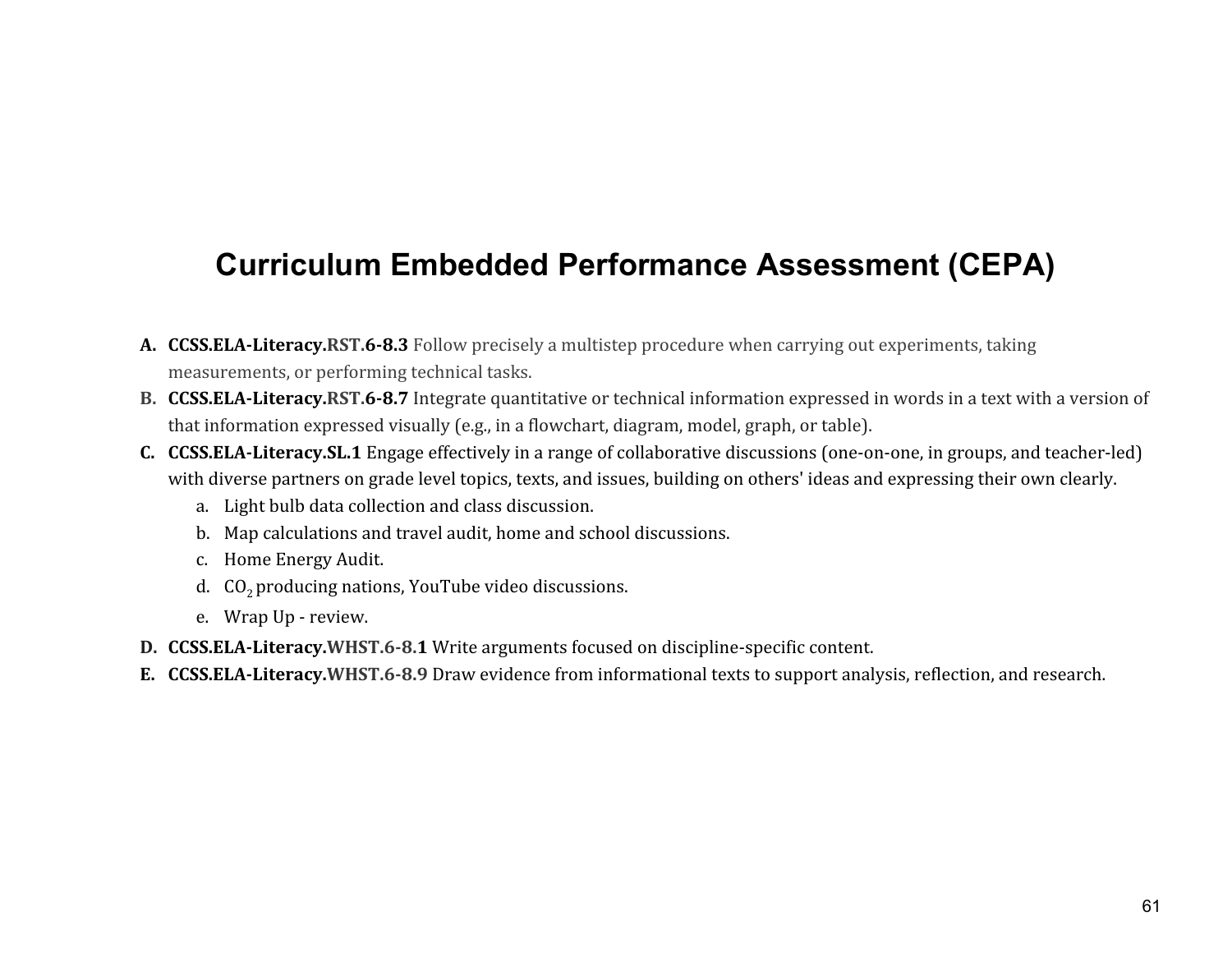# Curriculum Embedded Performance Assessment (CEPA)

A. **CCSS.ELA-Literacy.RST.6-8.3** Follow precisely a multistep procedure when carrying out experiments, taking measurements, or performing technical tasks.

B. **CCSS.ELA-Literacy.RST.6-8.7** Integrate quantitative or technical information expressed in words in a text with a version of that information expressed visually (e.g., in a flowchart, diagram, model, graph, or table).

C. **CCSS.ELA-Literacy.SL.1** Engage effectively in a range of collaborative discussions (one-on-one, in groups, and teacher-led) with diverse partners on grade level topics, texts, and issues, building on others' ideas and expressing their own clearly.
   a. Light bulb data collection and class discussion.
   b. Map calculations and travel audit, home and school discussions.
   c. Home Energy Audit.
   d. $CO_2$ producing nations, YouTube video discussions.
   e. Wrap Up - review.

D. **CCSS.ELA-Literacy.WHST.6-8.1** Write arguments focused on discipline-specific content.

E. **CCSS.ELA-Literacy.WHST.6-8.9** Draw evidence from informational texts to support analysis, reflection, and research.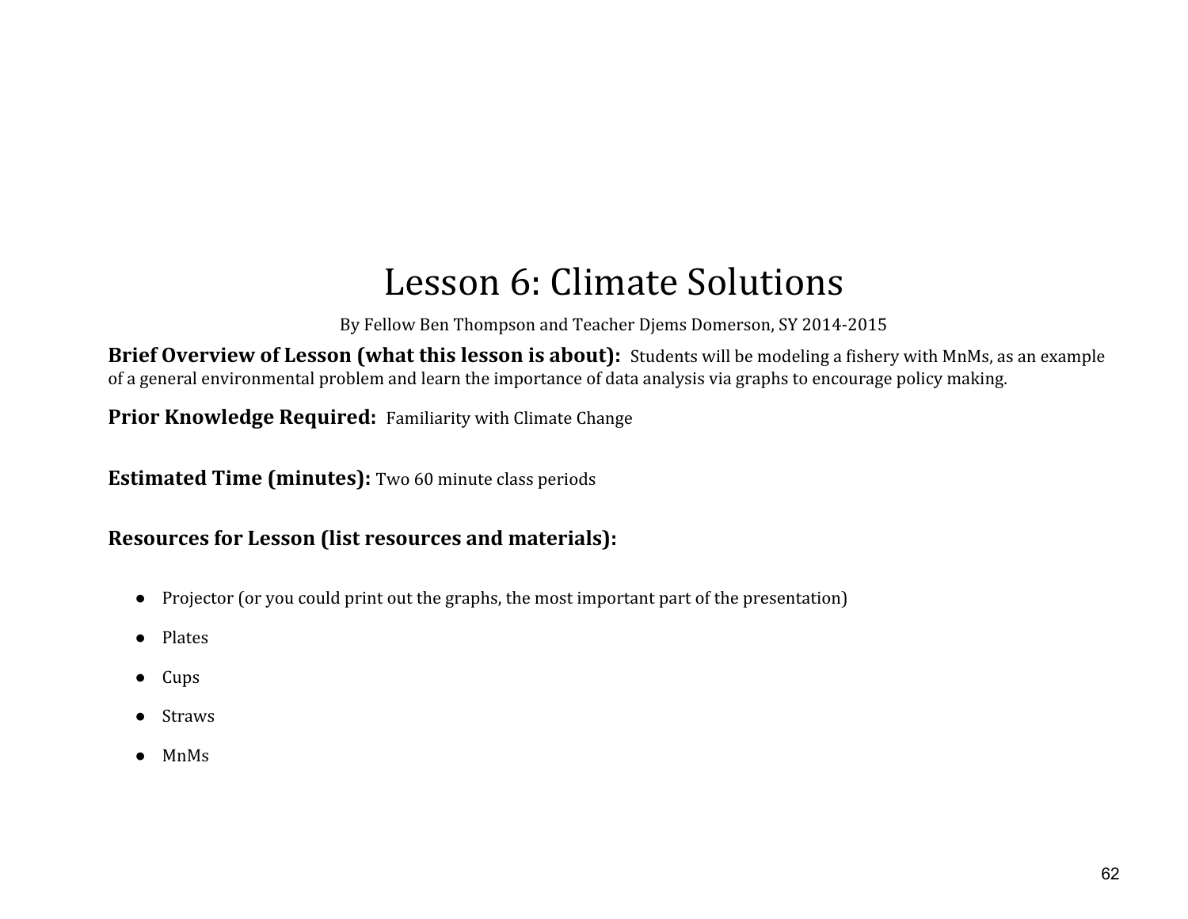# Lesson 6: Climate Solutions

By Fellow Ben Thompson and Teacher Djems Domerson, SY 2014-2015

**Brief Overview of Lesson (what this lesson is about):** Students will be modeling a fishery with MnMs, as an example of a general environmental problem and learn the importance of data analysis via graphs to encourage policy making.

**Prior Knowledge Required:** Familiarity with Climate Change

**Estimated Time (minutes):** Two 60 minute class periods

**Resources for Lesson (list resources and materials):**

- Projector (or you could print out the graphs, the most important part of the presentation)
- Plates
- Cups
- Straws
- MnMs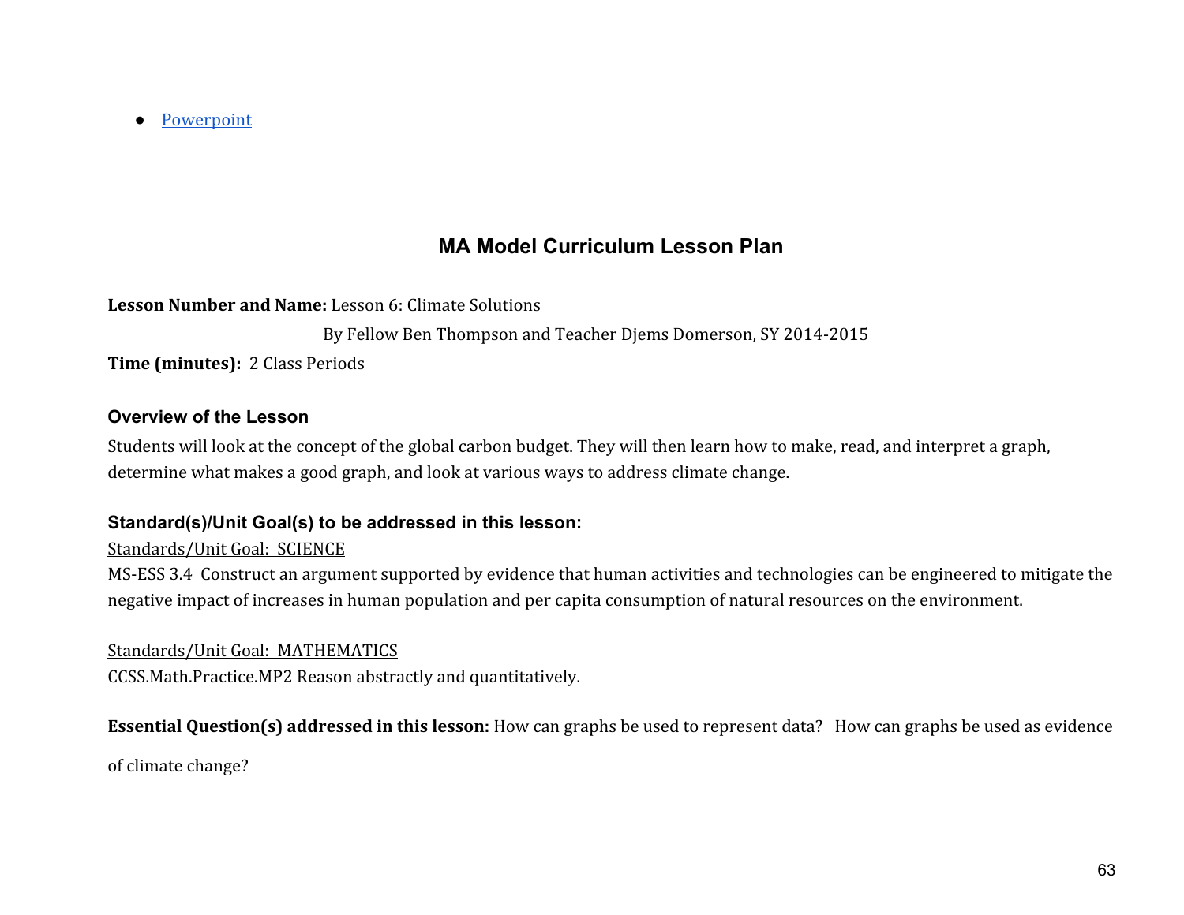- Powerpoint

## MA Model Curriculum Lesson Plan

**Lesson Number and Name:** Lesson 6: Climate Solutions

By Fellow Ben Thompson and Teacher Djems Domerson, SY 2014-2015

**Time (minutes):** 2 Class Periods

### Overview of the Lesson

Students will look at the concept of the global carbon budget. They will then learn how to make, read, and interpret a graph, determine what makes a good graph, and look at various ways to address climate change.

### Standard(s)/Unit Goal(s) to be addressed in this lesson:

Standards/Unit Goal: SCIENCE

MS-ESS 3.4 Construct an argument supported by evidence that human activities and technologies can be engineered to mitigate the negative impact of increases in human population and per capita consumption of natural resources on the environment.

Standards/Unit Goal: MATHEMATICS

CCSS.Math.Practice.MP2 Reason abstractly and quantitatively.

**Essential Question(s) addressed in this lesson:** How can graphs be used to represent data? How can graphs be used as evidence of climate change?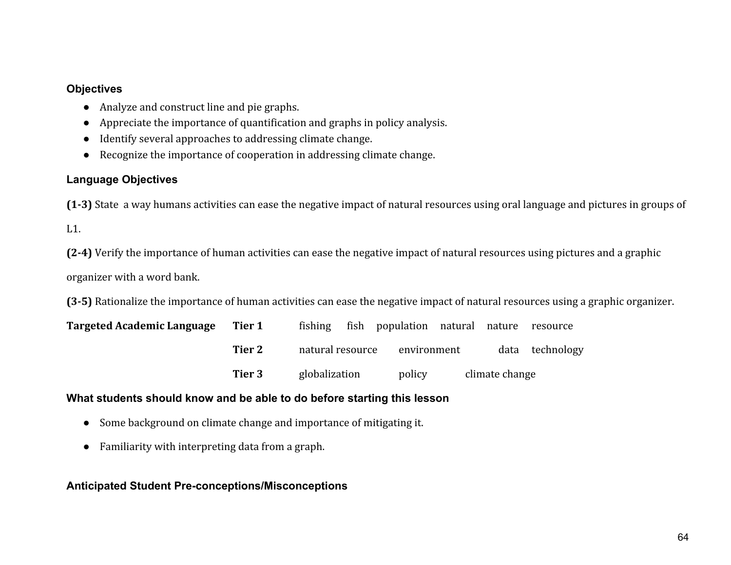### Objectives

- Analyze and construct line and pie graphs.
- Appreciate the importance of quantification and graphs in policy analysis.
- Identify several approaches to addressing climate change.
- Recognize the importance of cooperation in addressing climate change.

### Language Objectives

**(1-3)** State a way humans activities can ease the negative impact of natural resources using oral language and pictures in groups of L1.

**(2-4)** Verify the importance of human activities can ease the negative impact of natural resources using pictures and a graphic organizer with a word bank.

**(3-5)** Rationalize the importance of human activities can ease the negative impact of natural resources using a graphic organizer.

| **Targeted Academic Language** | | | | | | | |
|---|---|---|---|---|---|---|---|
| | **Tier 1** | fishing | fish | population | natural | nature | resource |
| | **Tier 2** | natural resource | environment | data | technology | | |
| | **Tier 3** | globalization | policy | climate change | | | |

### What students should know and be able to do before starting this lesson

- Some background on climate change and importance of mitigating it.
- Familiarity with interpreting data from a graph.

### Anticipated Student Pre-conceptions/Misconceptions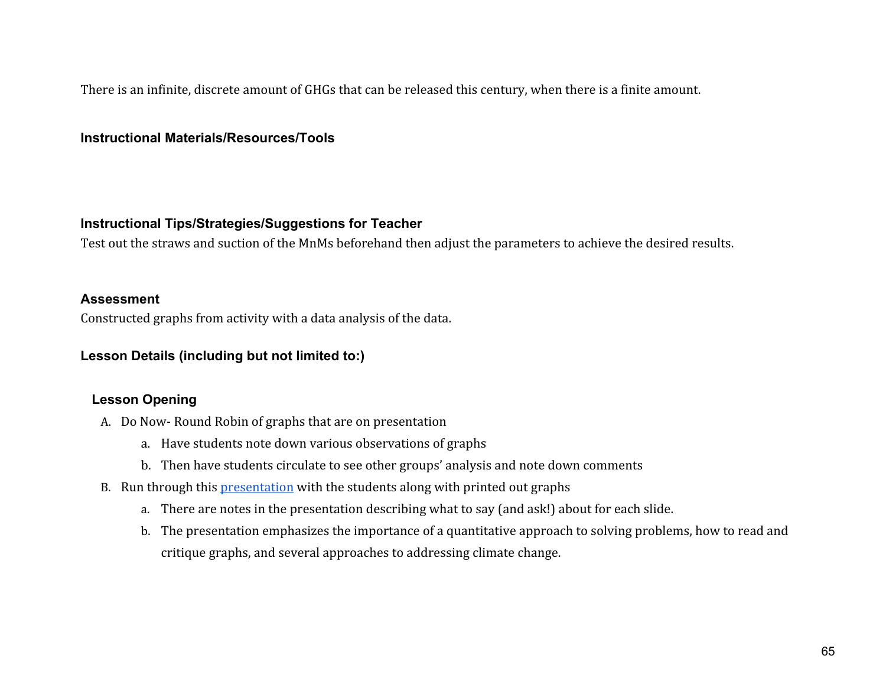There is an infinite, discrete amount of GHGs that can be released this century, when there is a finite amount.

### Instructional Materials/Resources/Tools

### Instructional Tips/Strategies/Suggestions for Teacher

Test out the straws and suction of the MnMs beforehand then adjust the parameters to achieve the desired results.

### Assessment

Constructed graphs from activity with a data analysis of the data.

### Lesson Details (including but not limited to:)

#### Lesson Opening

A. Do Now- Round Robin of graphs that are on presentation
   a. Have students note down various observations of graphs
   b. Then have students circulate to see other groups' analysis and note down comments
B. Run through this presentation with the students along with printed out graphs
   a. There are notes in the presentation describing what to say (and ask!) about for each slide.
   b. The presentation emphasizes the importance of a quantitative approach to solving problems, how to read and critique graphs, and several approaches to addressing climate change.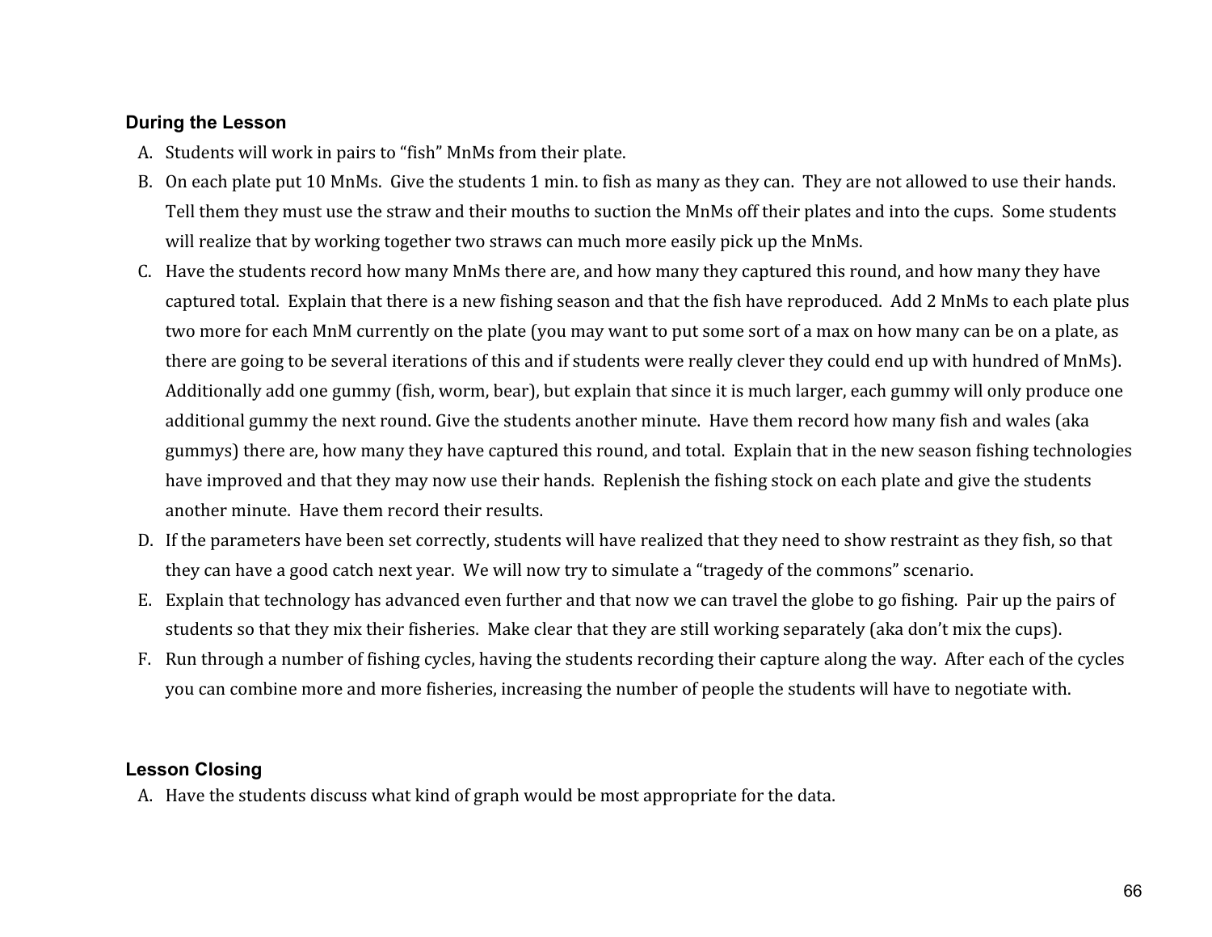### During the Lesson

A. Students will work in pairs to “fish” MnMs from their plate.
B. On each plate put 10 MnMs. Give the students 1 min. to fish as many as they can. They are not allowed to use their hands. Tell them they must use the straw and their mouths to suction the MnMs off their plates and into the cups. Some students will realize that by working together two straws can much more easily pick up the MnMs.
C. Have the students record how many MnMs there are, and how many they captured this round, and how many they have captured total. Explain that there is a new fishing season and that the fish have reproduced. Add 2 MnMs to each plate plus two more for each MnM currently on the plate (you may want to put some sort of a max on how many can be on a plate, as there are going to be several iterations of this and if students were really clever they could end up with hundred of MnMs). Additionally add one gummy (fish, worm, bear), but explain that since it is much larger, each gummy will only produce one additional gummy the next round. Give the students another minute. Have them record how many fish and wales (aka gummys) there are, how many they have captured this round, and total. Explain that in the new season fishing technologies have improved and that they may now use their hands. Replenish the fishing stock on each plate and give the students another minute. Have them record their results.
D. If the parameters have been set correctly, students will have realized that they need to show restraint as they fish, so that they can have a good catch next year. We will now try to simulate a “tragedy of the commons” scenario.
E. Explain that technology has advanced even further and that now we can travel the globe to go fishing. Pair up the pairs of students so that they mix their fisheries. Make clear that they are still working separately (aka don’t mix the cups).
F. Run through a number of fishing cycles, having the students recording their capture along the way. After each of the cycles you can combine more and more fisheries, increasing the number of people the students will have to negotiate with.

### Lesson Closing

A. Have the students discuss what kind of graph would be most appropriate for the data.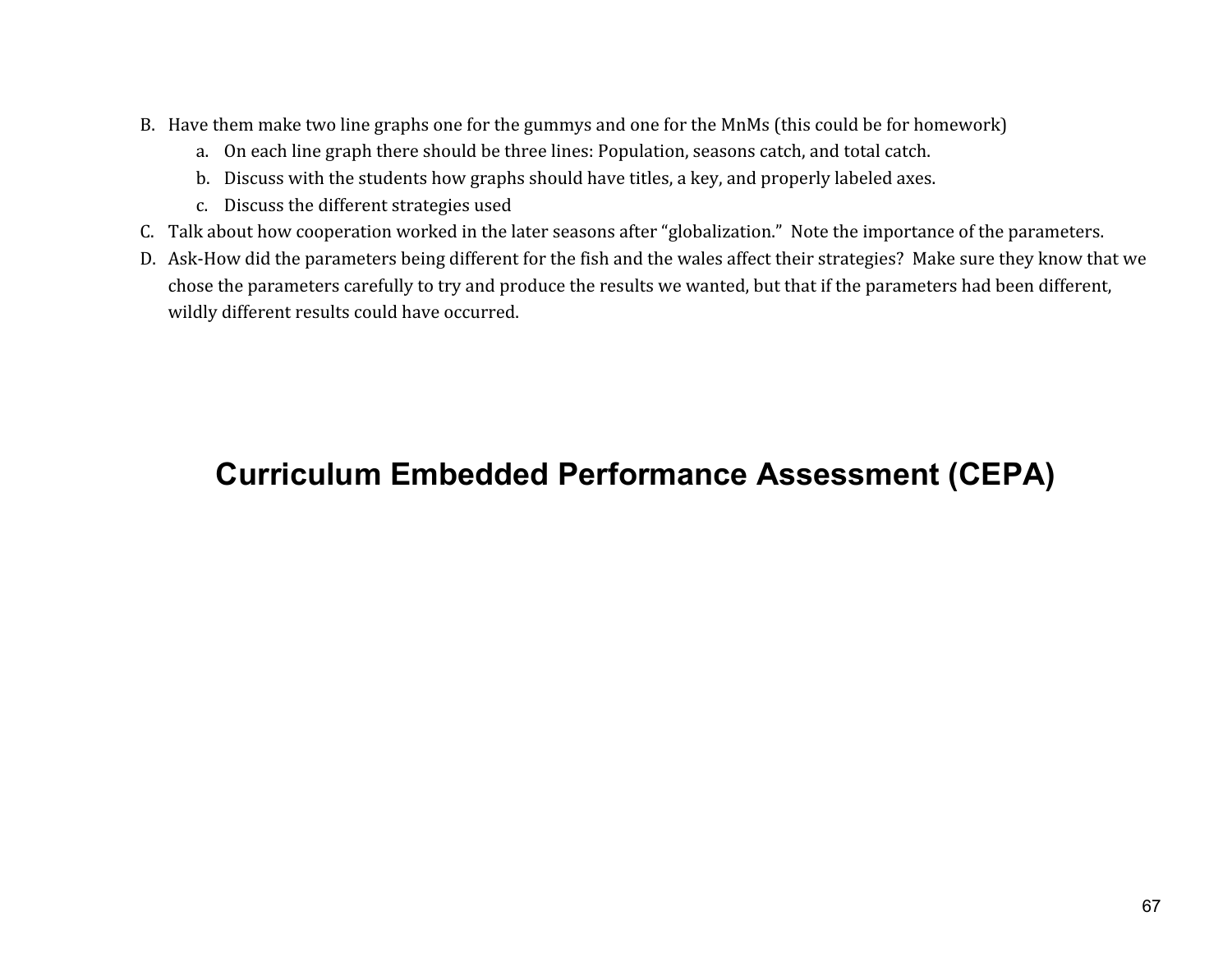B. Have them make two line graphs one for the gummys and one for the MnMs (this could be for homework)
    a. On each line graph there should be three lines: Population, seasons catch, and total catch.
    b. Discuss with the students how graphs should have titles, a key, and properly labeled axes.
    c. Discuss the different strategies used
C. Talk about how cooperation worked in the later seasons after "globalization." Note the importance of the parameters.
D. Ask-How did the parameters being different for the fish and the wales affect their strategies? Make sure they know that we chose the parameters carefully to try and produce the results we wanted, but that if the parameters had been different, wildly different results could have occurred.

# Curriculum Embedded Performance Assessment (CEPA)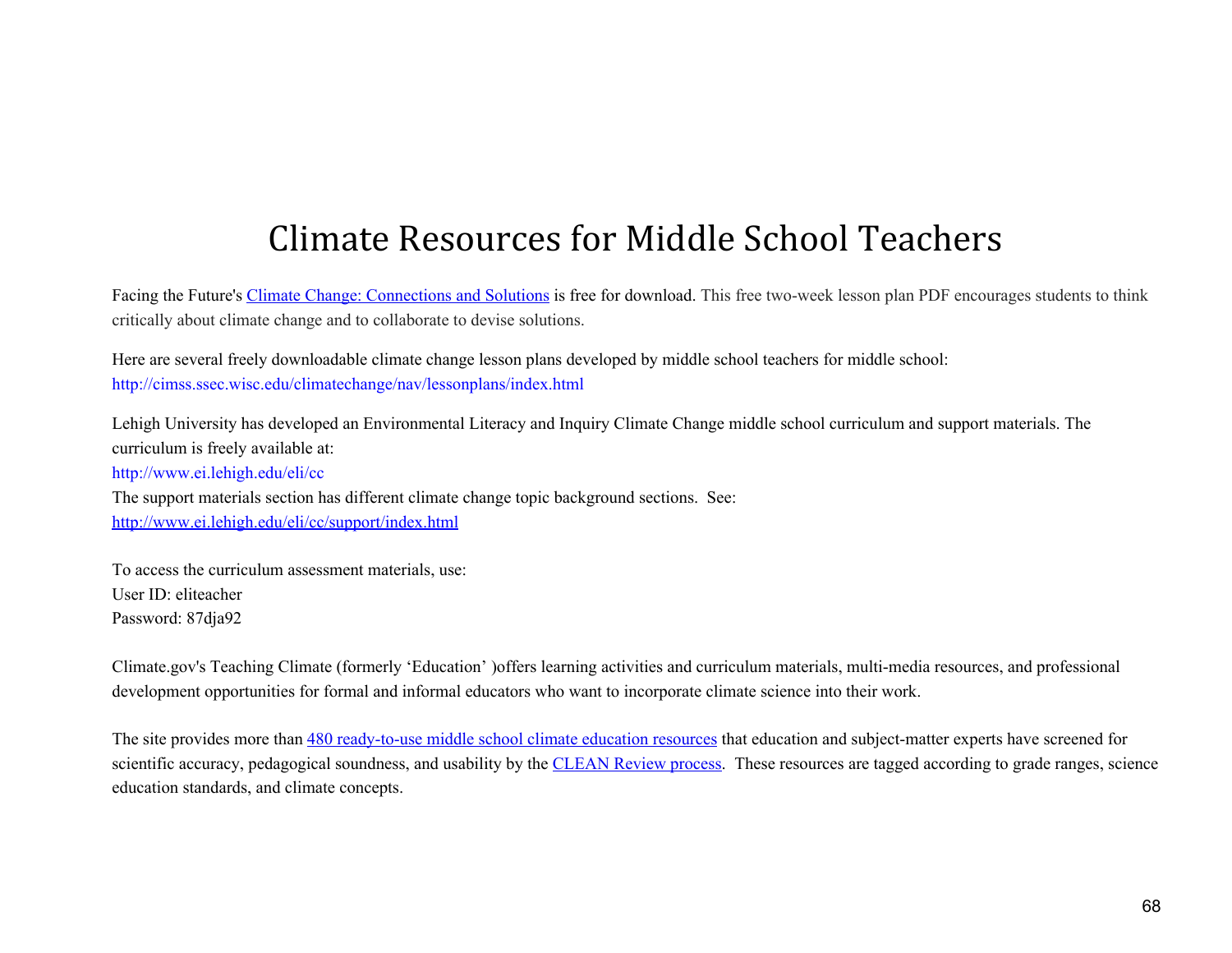# Climate Resources for Middle School Teachers

Facing the Future's Climate Change: Connections and Solutions is free for download. This free two-week lesson plan PDF encourages students to think critically about climate change and to collaborate to devise solutions.

Here are several freely downloadable climate change lesson plans developed by middle school teachers for middle school:
http://cimss.ssec.wisc.edu/climatechange/nav/lessonplans/index.html

Lehigh University has developed an Environmental Literacy and Inquiry Climate Change middle school curriculum and support materials. The curriculum is freely available at:
http://www.ei.lehigh.edu/eli/cc
The support materials section has different climate change topic background sections. See:
http://www.ei.lehigh.edu/eli/cc/support/index.html

To access the curriculum assessment materials, use:
User ID: eliteacher
Password: 87dja92

Climate.gov's Teaching Climate (formerly 'Education' )offers learning activities and curriculum materials, multi-media resources, and professional development opportunities for formal and informal educators who want to incorporate climate science into their work.

The site provides more than 480 ready-to-use middle school climate education resources that education and subject-matter experts have screened for scientific accuracy, pedagogical soundness, and usability by the CLEAN Review process. These resources are tagged according to grade ranges, science education standards, and climate concepts.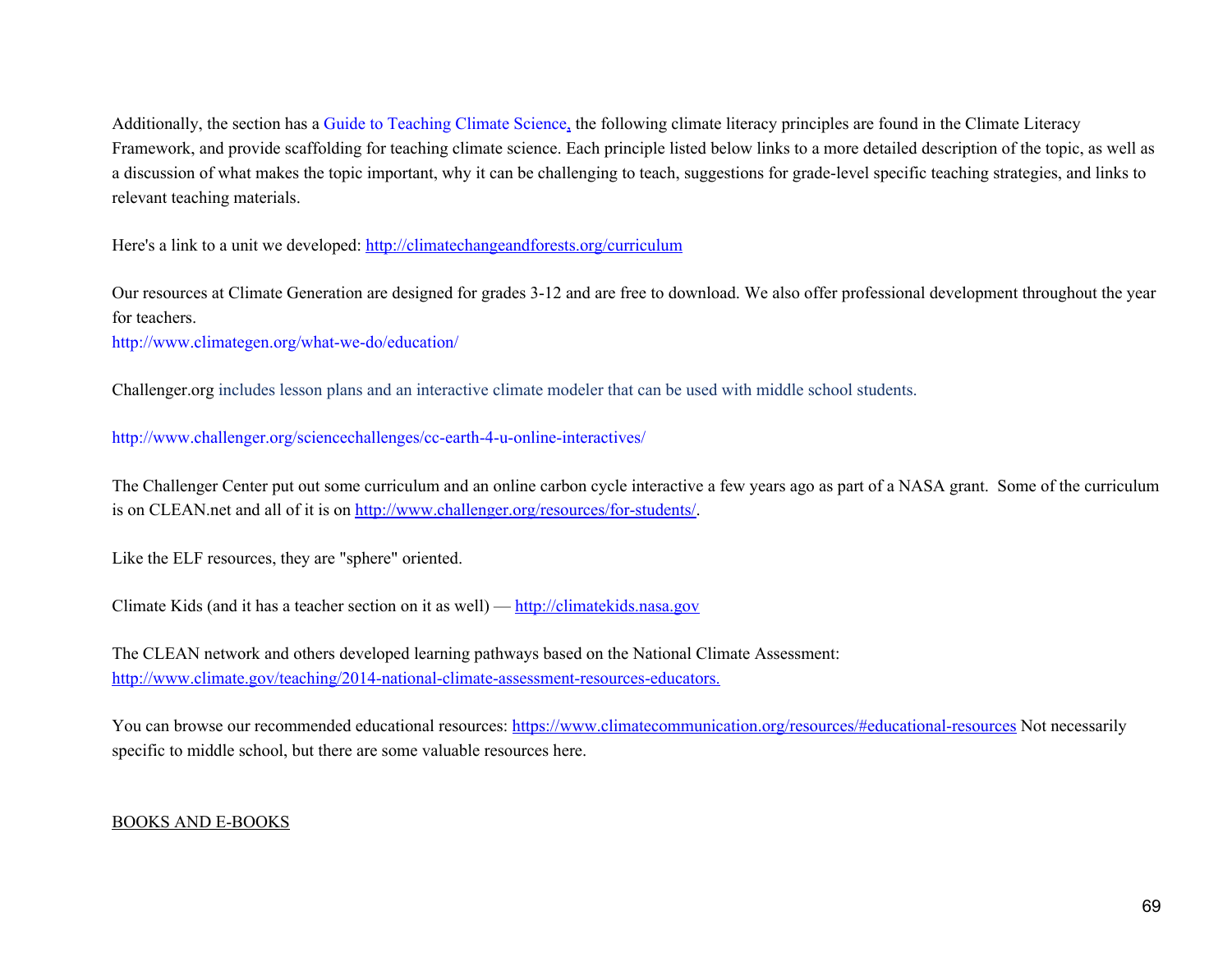Additionally, the section has a Guide to Teaching Climate Science, the following climate literacy principles are found in the Climate Literacy Framework, and provide scaffolding for teaching climate science. Each principle listed below links to a more detailed description of the topic, as well as a discussion of what makes the topic important, why it can be challenging to teach, suggestions for grade-level specific teaching strategies, and links to relevant teaching materials.

Here's a link to a unit we developed: http://climatechangeandforests.org/curriculum

Our resources at Climate Generation are designed for grades 3-12 and are free to download. We also offer professional development throughout the year for teachers.
http://www.climategen.org/what-we-do/education/

Challenger.org includes lesson plans and an interactive climate modeler that can be used with middle school students.

http://www.challenger.org/sciencechallenges/cc-earth-4-u-online-interactives/

The Challenger Center put out some curriculum and an online carbon cycle interactive a few years ago as part of a NASA grant. Some of the curriculum is on CLEAN.net and all of it is on http://www.challenger.org/resources/for-students/.

Like the ELF resources, they are "sphere" oriented.

Climate Kids (and it has a teacher section on it as well) — http://climatekids.nasa.gov

The CLEAN network and others developed learning pathways based on the National Climate Assessment:
http://www.climate.gov/teaching/2014-national-climate-assessment-resources-educators.

You can browse our recommended educational resources: https://www.climatecommunication.org/resources/#educational-resources Not necessarily specific to middle school, but there are some valuable resources here.

BOOKS AND E-BOOKS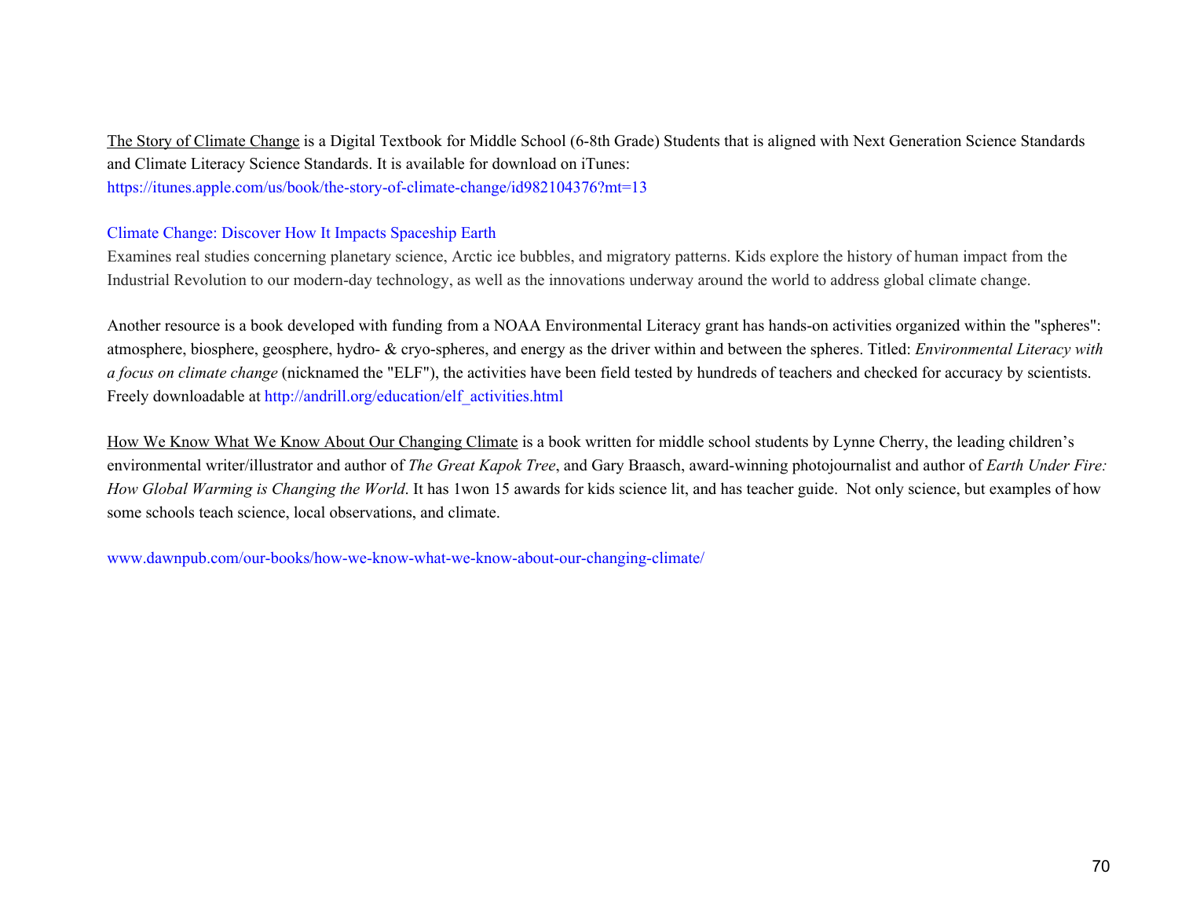The Story of Climate Change is a Digital Textbook for Middle School (6-8th Grade) Students that is aligned with Next Generation Science Standards and Climate Literacy Science Standards. It is available for download on iTunes: https://itunes.apple.com/us/book/the-story-of-climate-change/id982104376?mt=13

Climate Change: Discover How It Impacts Spaceship Earth

Examines real studies concerning planetary science, Arctic ice bubbles, and migratory patterns. Kids explore the history of human impact from the Industrial Revolution to our modern-day technology, as well as the innovations underway around the world to address global climate change.

Another resource is a book developed with funding from a NOAA Environmental Literacy grant has hands-on activities organized within the "spheres": atmosphere, biosphere, geosphere, hydro- & cryo-spheres, and energy as the driver within and between the spheres. Titled: *Environmental Literacy with a focus on climate change* (nicknamed the "ELF"), the activities have been field tested by hundreds of teachers and checked for accuracy by scientists. Freely downloadable at http://andrill.org/education/elf_activities.html

How We Know What We Know About Our Changing Climate is a book written for middle school students by Lynne Cherry, the leading children's environmental writer/illustrator and author of *The Great Kapok Tree*, and Gary Braasch, award-winning photojournalist and author of *Earth Under Fire: How Global Warming is Changing the World*. It has 1won 15 awards for kids science lit, and has teacher guide. Not only science, but examples of how some schools teach science, local observations, and climate.

www.dawnpub.com/our-books/how-we-know-what-we-know-about-our-changing-climate/